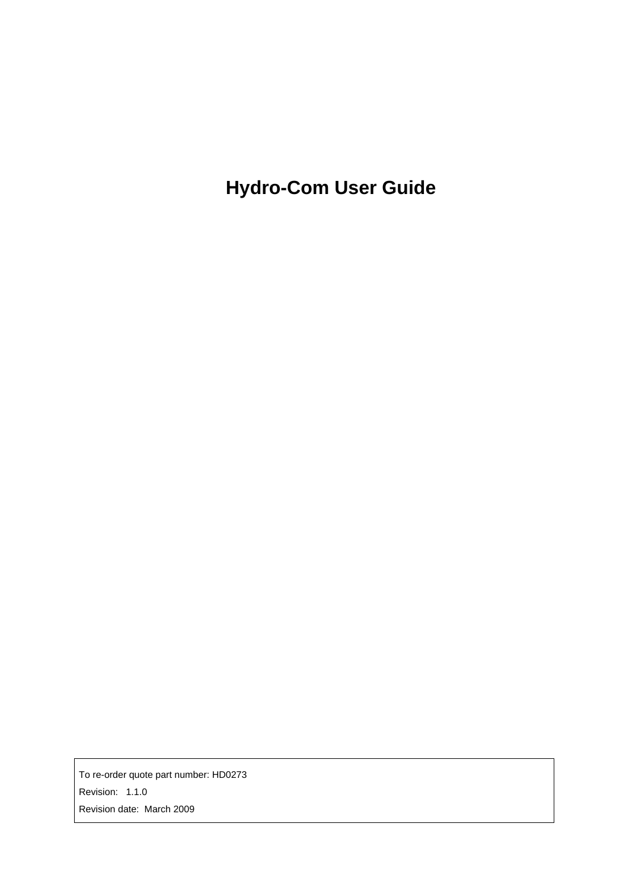# Hydro-Com User Guide

To re-order quote part number: HD0273

Revision: 1.1.0

Revision date: March 2009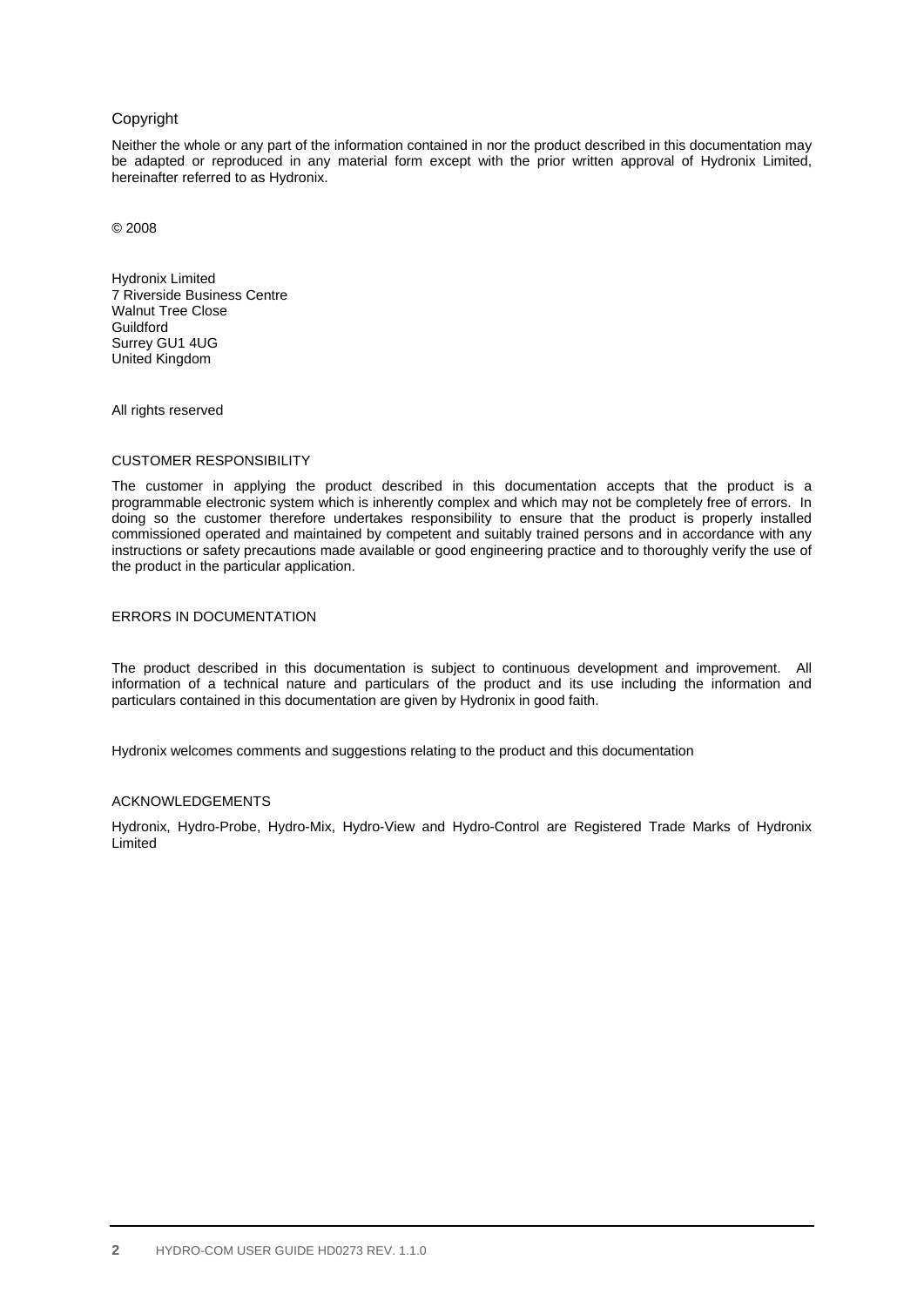## Copyright

Neither the whole or any part of the information contained in nor the product described in this documentation may be adapted or reproduced in any material form except with the prior written approval of Hydronix Limited, hereinafter referred to as Hydronix.

© 2008

Hydronix Limited
7 Riverside Business Centre
Walnut Tree Close
Guildford
Surrey GU1 4UG
United Kingdom

All rights reserved

### CUSTOMER RESPONSIBILITY

The customer in applying the product described in this documentation accepts that the product is a programmable electronic system which is inherently complex and which may not be completely free of errors. In doing so the customer therefore undertakes responsibility to ensure that the product is properly installed commissioned operated and maintained by competent and suitably trained persons and in accordance with any instructions or safety precautions made available or good engineering practice and to thoroughly verify the use of the product in the particular application.

### ERRORS IN DOCUMENTATION

The product described in this documentation is subject to continuous development and improvement. All information of a technical nature and particulars of the product and its use including the information and particulars contained in this documentation are given by Hydronix in good faith.

Hydronix welcomes comments and suggestions relating to the product and this documentation

### ACKNOWLEDGEMENTS

Hydronix, Hydro-Probe, Hydro-Mix, Hydro-View and Hydro-Control are Registered Trade Marks of Hydronix Limited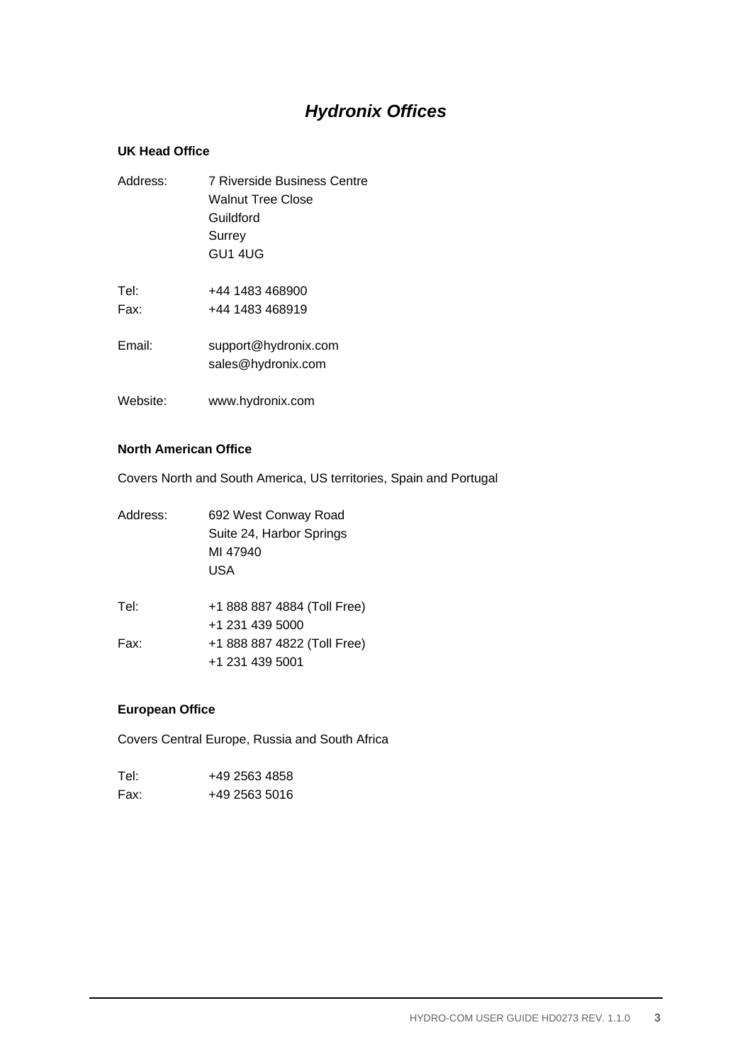# *Hydronix Offices*

**UK Head Office**

Address: 7 Riverside Business Centre
Walnut Tree Close
Guildford
Surrey
GU1 4UG

Tel: +44 1483 468900
Fax: +44 1483 468919

Email: support@hydronix.com
sales@hydronix.com

Website: www.hydronix.com

**North American Office**

Covers North and South America, US territories, Spain and Portugal

Address: 692 West Conway Road
Suite 24, Harbor Springs
MI 47940
USA

Tel: +1 888 887 4884 (Toll Free)
+1 231 439 5000
Fax: +1 888 887 4822 (Toll Free)
+1 231 439 5001

**European Office**

Covers Central Europe, Russia and South Africa

Tel: +49 2563 4858
Fax: +49 2563 5016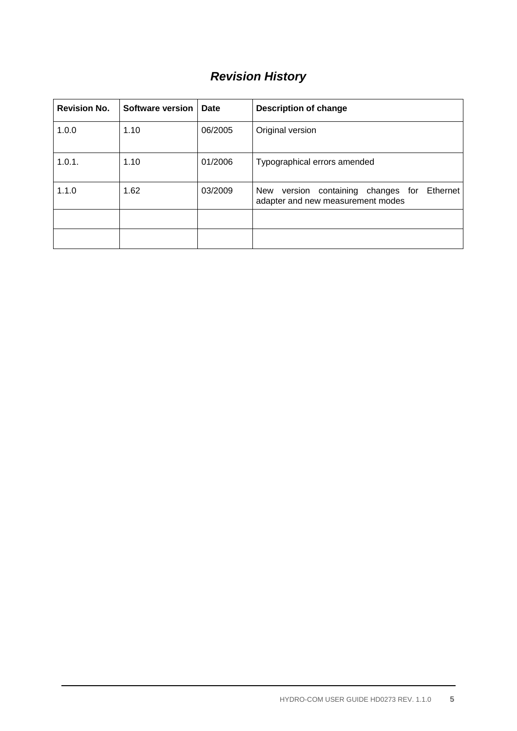# *Revision History*

| Revision No. | Software version | Date | Description of change |
|---|---|---|---|
| 1.0.0 | 1.10 | 06/2005 | Original version |
| 1.0.1. | 1.10 | 01/2006 | Typographical errors amended |
| 1.1.0 | 1.62 | 03/2009 | New version containing changes for Ethernet adapter and new measurement modes |
| | | | |
| | | | |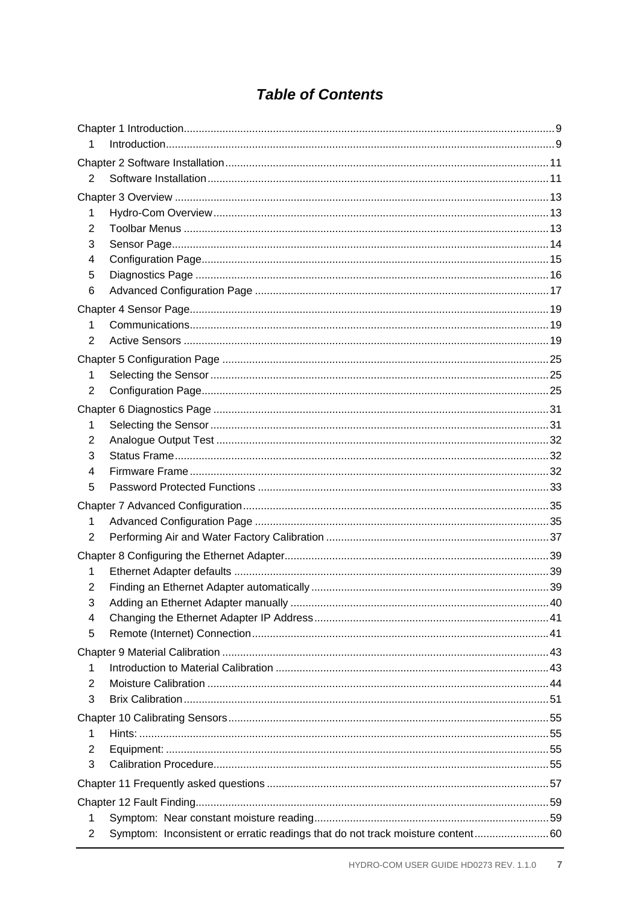# *Table of Contents*

Chapter 1 Introduction .......... 9
  1 Introduction .......... 9

Chapter 2 Software Installation .......... 11
  2 Software Installation .......... 11

Chapter 3 Overview .......... 13
  1 Hydro-Com Overview .......... 13
  2 Toolbar Menus .......... 13
  3 Sensor Page .......... 14
  4 Configuration Page .......... 15
  5 Diagnostics Page .......... 16
  6 Advanced Configuration Page .......... 17

Chapter 4 Sensor Page .......... 19
  1 Communications .......... 19
  2 Active Sensors .......... 19

Chapter 5 Configuration Page .......... 25
  1 Selecting the Sensor .......... 25
  2 Configuration Page .......... 25

Chapter 6 Diagnostics Page .......... 31
  1 Selecting the Sensor .......... 31
  2 Analogue Output Test .......... 32
  3 Status Frame .......... 32
  4 Firmware Frame .......... 32
  5 Password Protected Functions .......... 33

Chapter 7 Advanced Configuration .......... 35
  1 Advanced Configuration Page .......... 35
  2 Performing Air and Water Factory Calibration .......... 37

Chapter 8 Configuring the Ethernet Adapter .......... 39
  1 Ethernet Adapter defaults .......... 39
  2 Finding an Ethernet Adapter automatically .......... 39
  3 Adding an Ethernet Adapter manually .......... 40
  4 Changing the Ethernet Adapter IP Address .......... 41
  5 Remote (Internet) Connection .......... 41

Chapter 9 Material Calibration .......... 43
  1 Introduction to Material Calibration .......... 43
  2 Moisture Calibration .......... 44
  3 Brix Calibration .......... 51

Chapter 10 Calibrating Sensors .......... 55
  1 Hints: .......... 55
  2 Equipment: .......... 55
  3 Calibration Procedure .......... 55

Chapter 11 Frequently asked questions .......... 57

Chapter 12 Fault Finding .......... 59
  1 Symptom: Near constant moisture reading .......... 59
  2 Symptom: Inconsistent or erratic readings that do not track moisture content .......... 60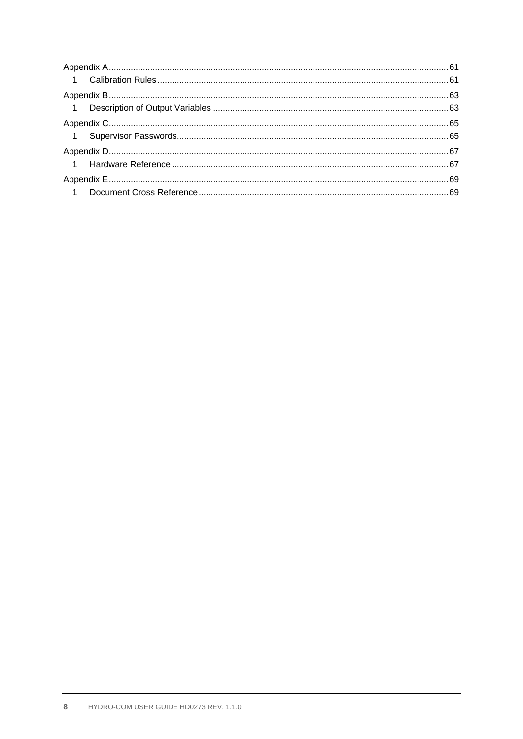Appendix A ........................................................................................................................................ 61
  1 Calibration Rules ....................................................................................................................... 61
Appendix B ........................................................................................................................................ 63
  1 Description of Output Variables ................................................................................................ 63
Appendix C ........................................................................................................................................ 65
  1 Supervisor Passwords ............................................................................................................... 65
Appendix D ........................................................................................................................................ 67
  1 Hardware Reference ................................................................................................................. 67
Appendix E ........................................................................................................................................ 69
  1 Document Cross Reference ...................................................................................................... 69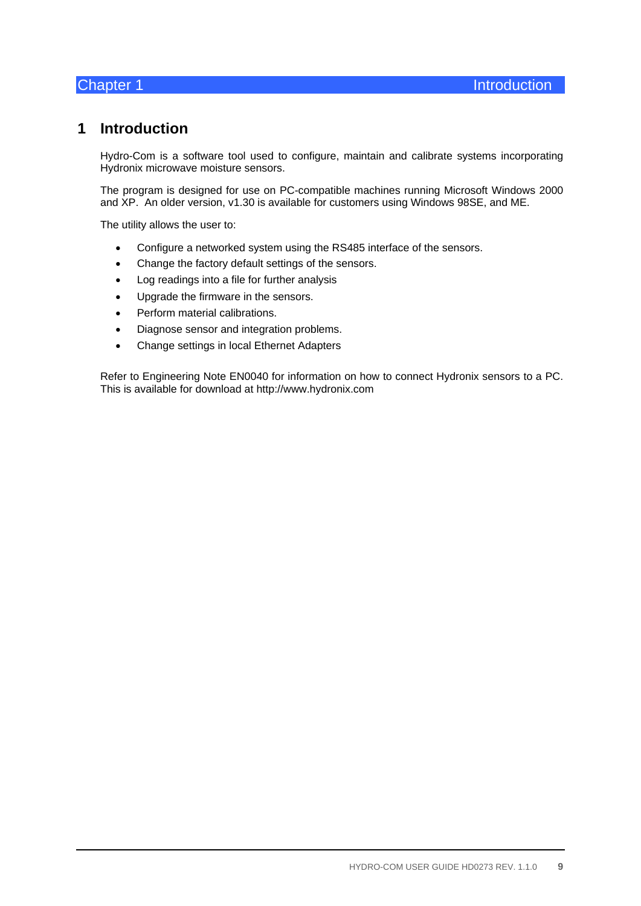# 1 Introduction

Hydro-Com is a software tool used to configure, maintain and calibrate systems incorporating Hydronix microwave moisture sensors.

The program is designed for use on PC-compatible machines running Microsoft Windows 2000 and XP. An older version, v1.30 is available for customers using Windows 98SE, and ME.

The utility allows the user to:

- Configure a networked system using the RS485 interface of the sensors.
- Change the factory default settings of the sensors.
- Log readings into a file for further analysis
- Upgrade the firmware in the sensors.
- Perform material calibrations.
- Diagnose sensor and integration problems.
- Change settings in local Ethernet Adapters

Refer to Engineering Note EN0040 for information on how to connect Hydronix sensors to a PC. This is available for download at http://www.hydronix.com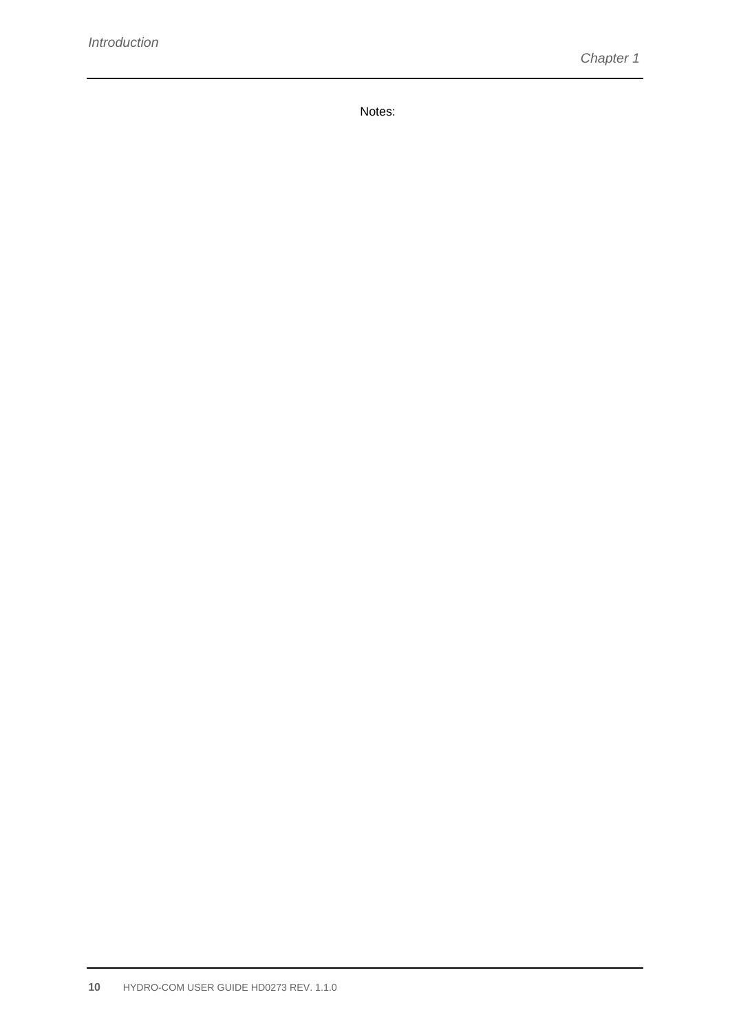Notes: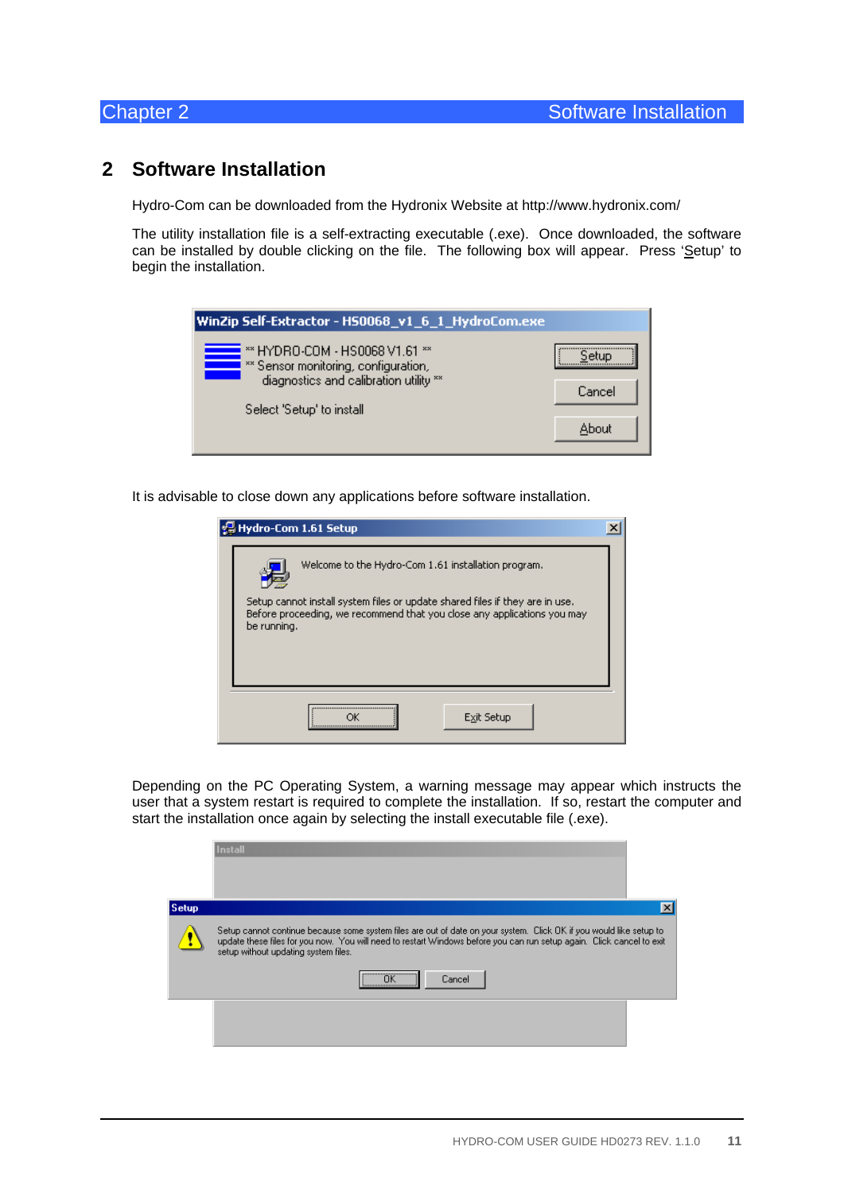# 2 Software Installation

Hydro-Com can be downloaded from the Hydronix Website at http://www.hydronix.com/

The utility installation file is a self-extracting executable (.exe). Once downloaded, the software can be installed by double clicking on the file. The following box will appear. Press 'Setup' to begin the installation.

It is advisable to close down any applications before software installation.

Depending on the PC Operating System, a warning message may appear which instructs the user that a system restart is required to complete the installation. If so, restart the computer and start the installation once again by selecting the install executable file (.exe).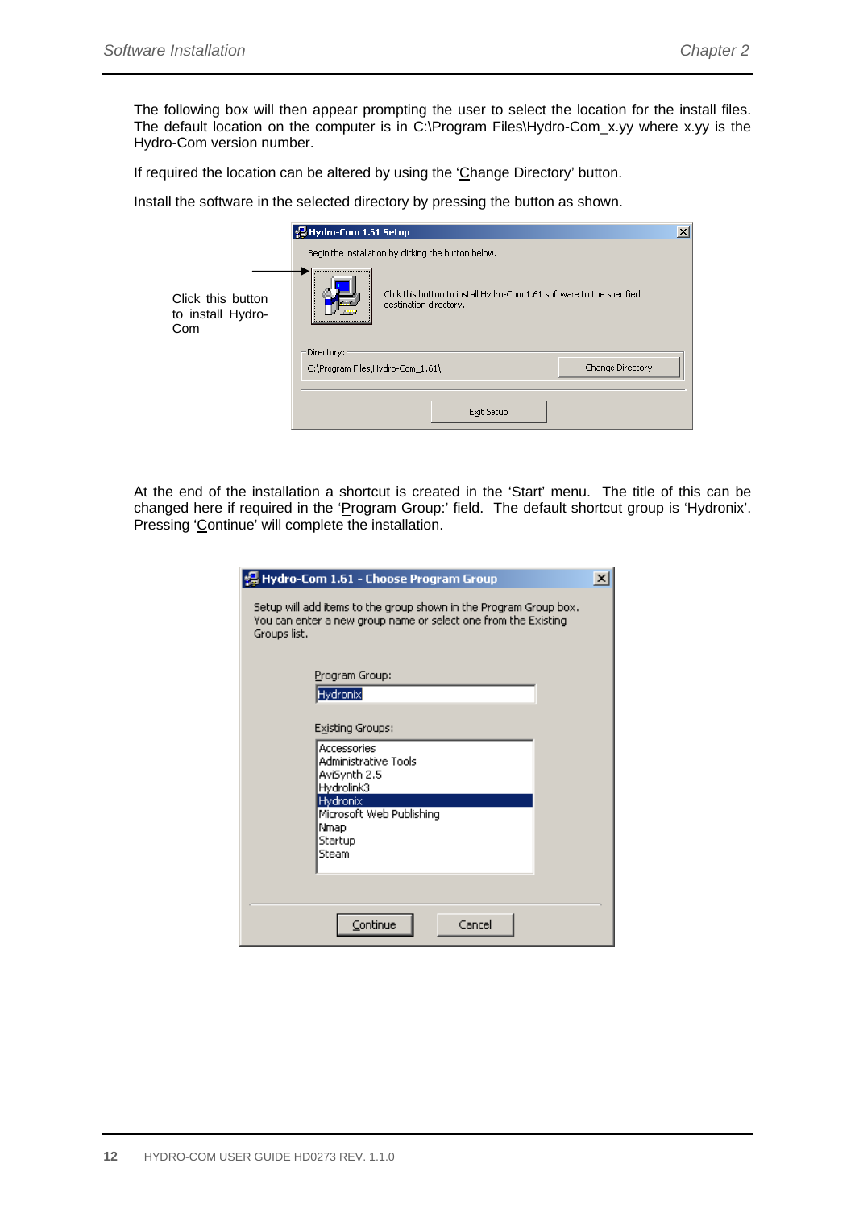The following box will then appear prompting the user to select the location for the install files. The default location on the computer is in C:\Program Files\Hydro-Com_x.yy where x.yy is the Hydro-Com version number.

If required the location can be altered by using the 'Change Directory' button.

Install the software in the selected directory by pressing the button as shown.

Click this button to install Hydro-Com

Hydro-Com 1.61 Setup

Begin the installation by clicking the button below.

Click this button to install Hydro-Com 1.61 software to the specified destination directory.

Directory:
C:\Program Files\Hydro-Com_1.61\

Change Directory

Exit Setup

At the end of the installation a shortcut is created in the 'Start' menu. The title of this can be changed here if required in the 'Program Group:' field. The default shortcut group is 'Hydronix'. Pressing 'Continue' will complete the installation.

Hydro-Com 1.61 - Choose Program Group

Setup will add items to the group shown in the Program Group box. You can enter a new group name or select one from the Existing Groups list.

Program Group:
Hydronix

Existing Groups:
Accessories
Administrative Tools
AviSynth 2.5
Hydrolink3
Hydronix
Microsoft Web Publishing
Nmap
Startup
Steam

Continue Cancel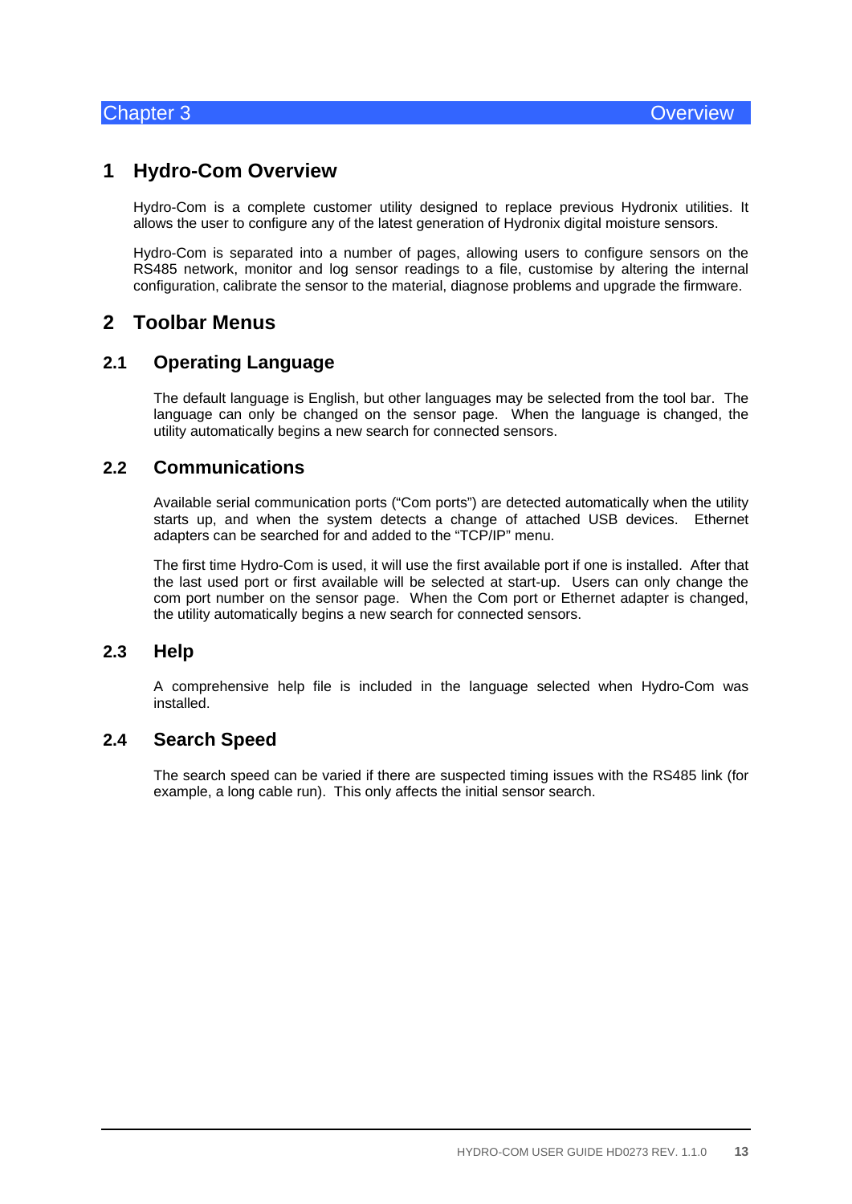# 1 Hydro-Com Overview

Hydro-Com is a complete customer utility designed to replace previous Hydronix utilities. It allows the user to configure any of the latest generation of Hydronix digital moisture sensors.

Hydro-Com is separated into a number of pages, allowing users to configure sensors on the RS485 network, monitor and log sensor readings to a file, customise by altering the internal configuration, calibrate the sensor to the material, diagnose problems and upgrade the firmware.

# 2 Toolbar Menus

## 2.1 Operating Language

The default language is English, but other languages may be selected from the tool bar. The language can only be changed on the sensor page. When the language is changed, the utility automatically begins a new search for connected sensors.

## 2.2 Communications

Available serial communication ports ("Com ports") are detected automatically when the utility starts up, and when the system detects a change of attached USB devices. Ethernet adapters can be searched for and added to the "TCP/IP" menu.

The first time Hydro-Com is used, it will use the first available port if one is installed. After that the last used port or first available will be selected at start-up. Users can only change the com port number on the sensor page. When the Com port or Ethernet adapter is changed, the utility automatically begins a new search for connected sensors.

## 2.3 Help

A comprehensive help file is included in the language selected when Hydro-Com was installed.

## 2.4 Search Speed

The search speed can be varied if there are suspected timing issues with the RS485 link (for example, a long cable run). This only affects the initial sensor search.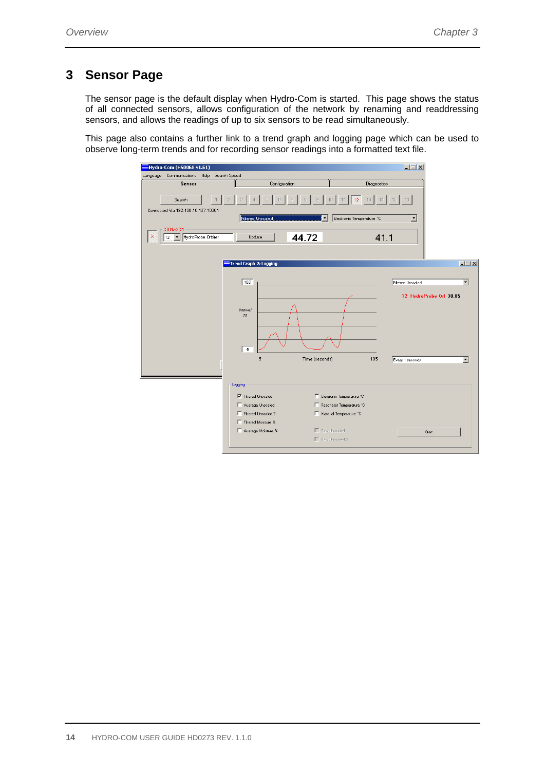# 3 Sensor Page

The sensor page is the default display when Hydro-Com is started. This page shows the status of all connected sensors, allows configuration of the network by renaming and readdressing sensors, and allows the readings of up to six sensors to be read simultaneously.

This page also contains a further link to a trend graph and logging page which can be used to observe long-term trends and for recording sensor readings into a formatted text file.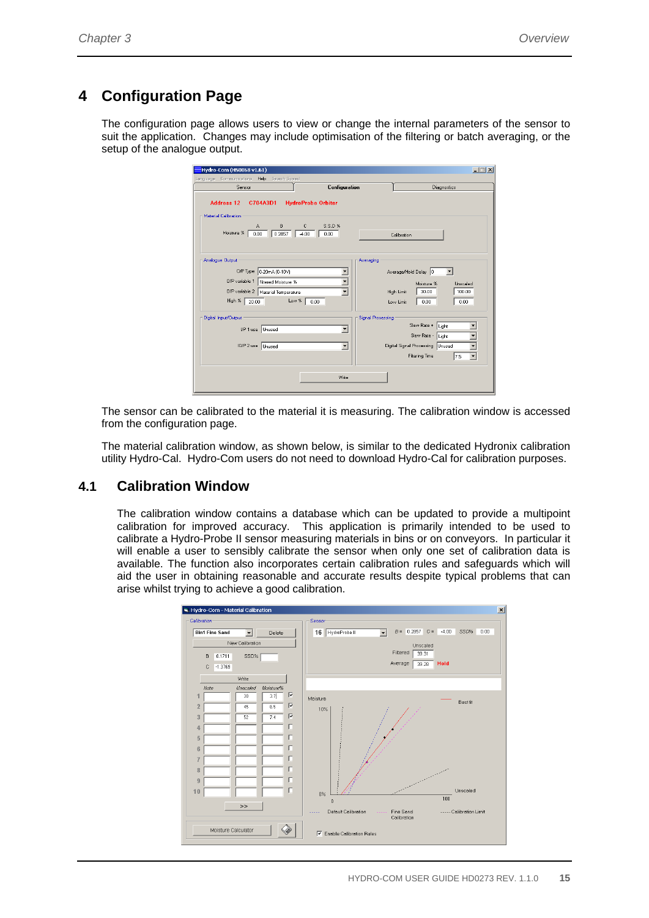# 4 Configuration Page

The configuration page allows users to view or change the internal parameters of the sensor to suit the application. Changes may include optimisation of the filtering or batch averaging, or the setup of the analogue output.

The sensor can be calibrated to the material it is measuring. The calibration window is accessed from the configuration page.

The material calibration window, as shown below, is similar to the dedicated Hydronix calibration utility Hydro-Cal. Hydro-Com users do not need to download Hydro-Cal for calibration purposes.

## 4.1 Calibration Window

The calibration window contains a database which can be updated to provide a multipoint calibration for improved accuracy. This application is primarily intended to be used to calibrate a Hydro-Probe II sensor measuring materials in bins or on conveyors. In particular it will enable a user to sensibly calibrate the sensor when only one set of calibration data is available. The function also incorporates certain calibration rules and safeguards which will aid the user in obtaining reasonable and accurate results despite typical problems that can arise whilst trying to achieve a good calibration.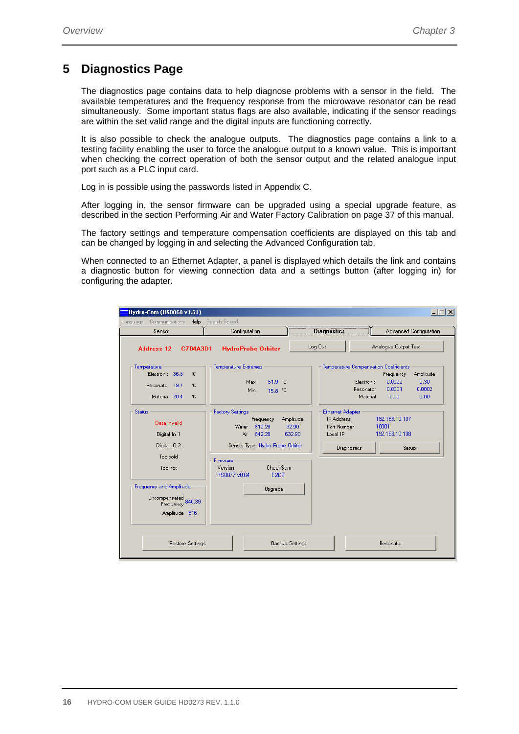# 5 Diagnostics Page

The diagnostics page contains data to help diagnose problems with a sensor in the field. The available temperatures and the frequency response from the microwave resonator can be read simultaneously. Some important status flags are also available, indicating if the sensor readings are within the set valid range and the digital inputs are functioning correctly.

It is also possible to check the analogue outputs. The diagnostics page contains a link to a testing facility enabling the user to force the analogue output to a known value. This is important when checking the correct operation of both the sensor output and the related analogue input port such as a PLC input card.

Log in is possible using the passwords listed in Appendix C.

After logging in, the sensor firmware can be upgraded using a special upgrade feature, as described in the section Performing Air and Water Factory Calibration on page 37 of this manual.

The factory settings and temperature compensation coefficients are displayed on this tab and can be changed by logging in and selecting the Advanced Configuration tab.

When connected to an Ethernet Adapter, a panel is displayed which details the link and contains a diagnostic button for viewing connection data and a settings button (after logging in) for configuring the adapter.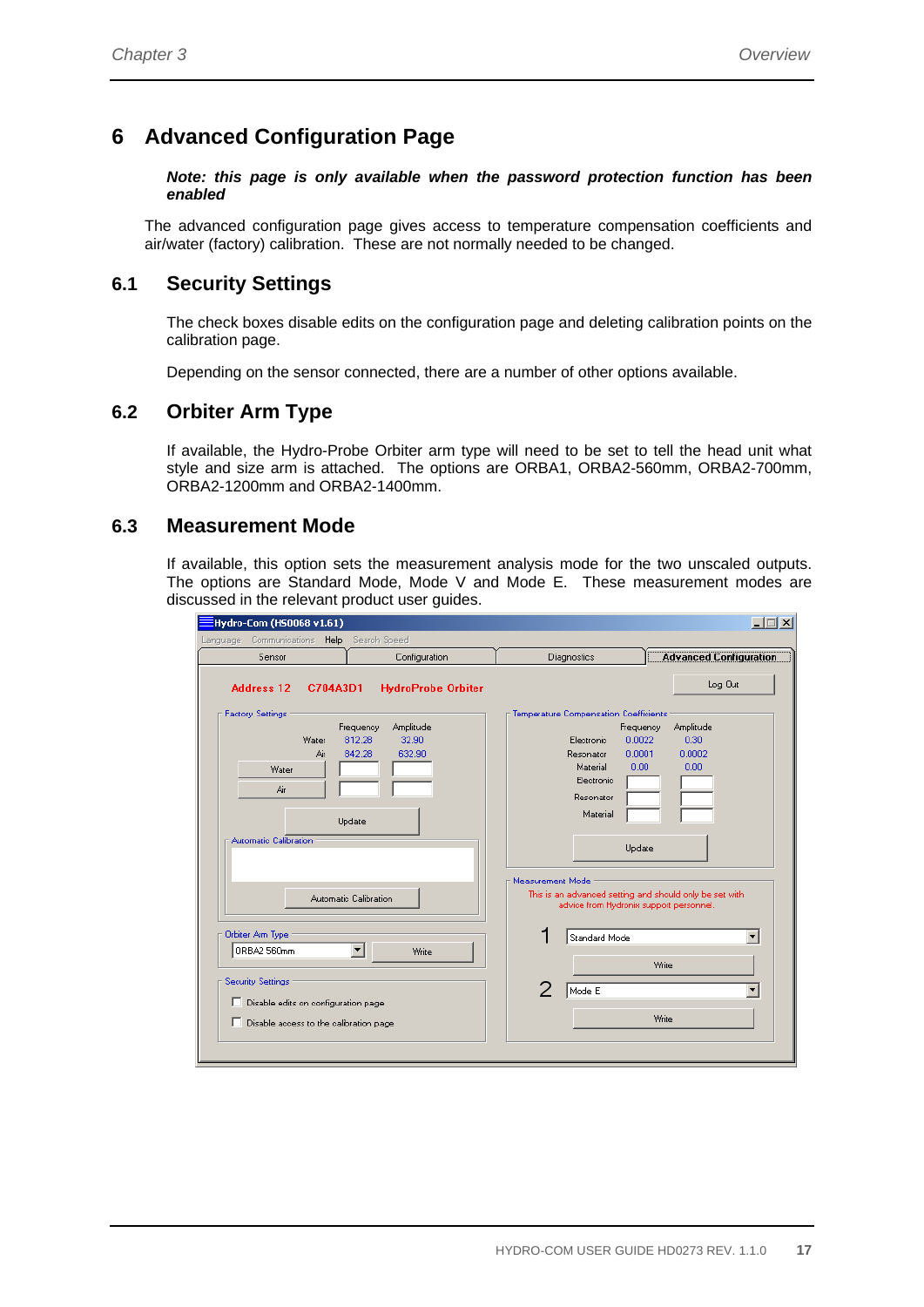# 6 Advanced Configuration Page

***Note: this page is only available when the password protection function has been enabled***

The advanced configuration page gives access to temperature compensation coefficients and air/water (factory) calibration. These are not normally needed to be changed.

## 6.1 Security Settings

The check boxes disable edits on the configuration page and deleting calibration points on the calibration page.

Depending on the sensor connected, there are a number of other options available.

## 6.2 Orbiter Arm Type

If available, the Hydro-Probe Orbiter arm type will need to be set to tell the head unit what style and size arm is attached. The options are ORBA1, ORBA2-560mm, ORBA2-700mm, ORBA2-1200mm and ORBA2-1400mm.

## 6.3 Measurement Mode

If available, this option sets the measurement analysis mode for the two unscaled outputs. The options are Standard Mode, Mode V and Mode E. These measurement modes are discussed in the relevant product user guides.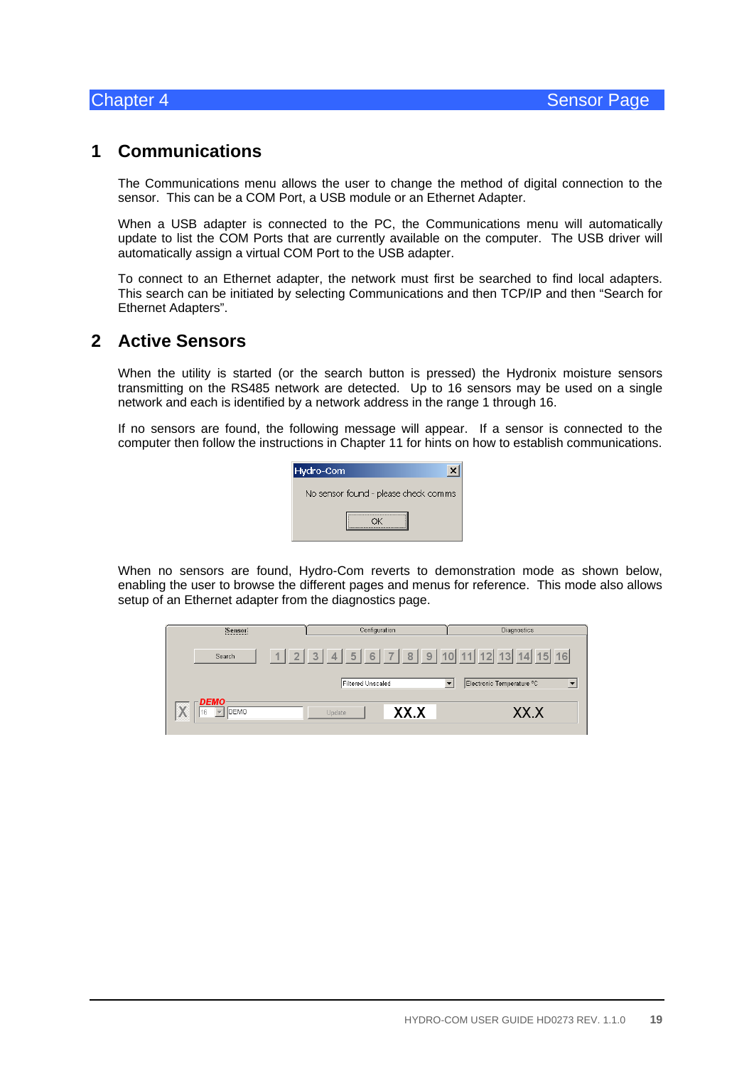# 1 Communications

The Communications menu allows the user to change the method of digital connection to the sensor. This can be a COM Port, a USB module or an Ethernet Adapter.

When a USB adapter is connected to the PC, the Communications menu will automatically update to list the COM Ports that are currently available on the computer. The USB driver will automatically assign a virtual COM Port to the USB adapter.

To connect to an Ethernet adapter, the network must first be searched to find local adapters. This search can be initiated by selecting Communications and then TCP/IP and then "Search for Ethernet Adapters".

# 2 Active Sensors

When the utility is started (or the search button is pressed) the Hydronix moisture sensors transmitting on the RS485 network are detected. Up to 16 sensors may be used on a single network and each is identified by a network address in the range 1 through 16.

If no sensors are found, the following message will appear. If a sensor is connected to the computer then follow the instructions in Chapter 11 for hints on how to establish communications.

When no sensors are found, Hydro-Com reverts to demonstration mode as shown below, enabling the user to browse the different pages and menus for reference. This mode also allows setup of an Ethernet adapter from the diagnostics page.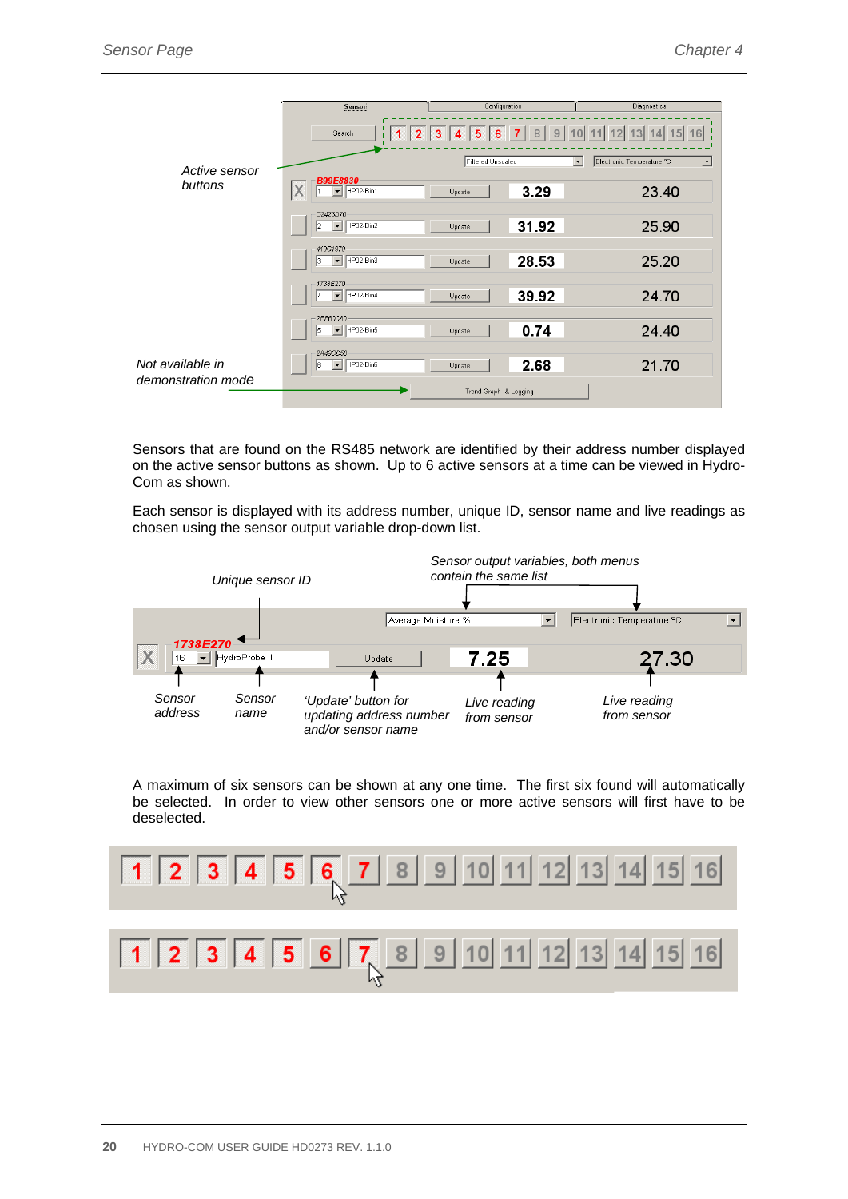Sensors that are found on the RS485 network are identified by their address number displayed on the active sensor buttons as shown. Up to 6 active sensors at a time can be viewed in Hydro-Com as shown.

Each sensor is displayed with its address number, unique ID, sensor name and live readings as chosen using the sensor output variable drop-down list.

A maximum of six sensors can be shown at any one time. The first six found will automatically be selected. In order to view other sensors one or more active sensors will first have to be deselected.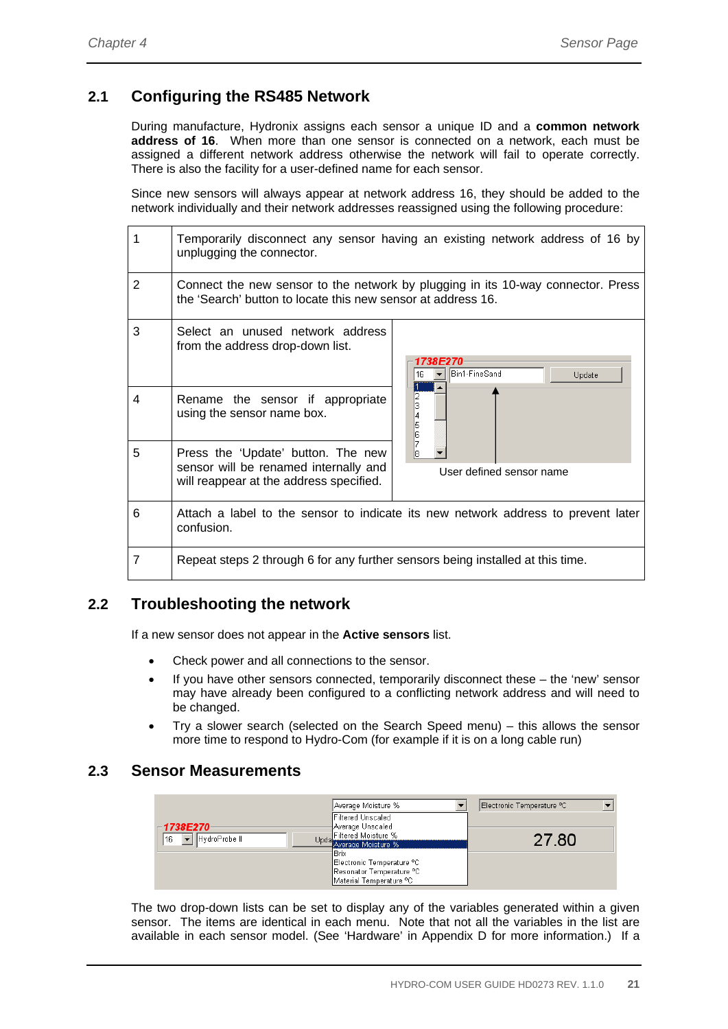## 2.1 Configuring the RS485 Network

During manufacture, Hydronix assigns each sensor a unique ID and a **common network address of 16**. When more than one sensor is connected on a network, each must be assigned a different network address otherwise the network will fail to operate correctly. There is also the facility for a user-defined name for each sensor.

Since new sensors will always appear at network address 16, they should be added to the network individually and their network addresses reassigned using the following procedure:

| | | |
|---|---|---|
| 1 | Temporarily disconnect any sensor having an existing network address of 16 by unplugging the connector. | |
| 2 | Connect the new sensor to the network by plugging in its 10-way connector. Press the 'Search' button to locate this new sensor at address 16. | |
| 3 | Select an unused network address from the address drop-down list. | 1738E270 / 16 / Bin1-FineSand / Update / 1 2 3 4 5 6 7 8 |
| 4 | Rename the sensor if appropriate using the sensor name box. | |
| 5 | Press the 'Update' button. The new sensor will be renamed internally and will reappear at the address specified. | User defined sensor name |
| 6 | Attach a label to the sensor to indicate its new network address to prevent later confusion. | |
| 7 | Repeat steps 2 through 6 for any further sensors being installed at this time. | |

## 2.2 Troubleshooting the network

If a new sensor does not appear in the **Active sensors** list.

- Check power and all connections to the sensor.
- If you have other sensors connected, temporarily disconnect these – the 'new' sensor may have already been configured to a conflicting network address and will need to be changed.
- Try a slower search (selected on the Search Speed menu) – this allows the sensor more time to respond to Hydro-Com (for example if it is on a long cable run)

## 2.3 Sensor Measurements

1738E270 | 16 | HydroProbe II | Update | Average Moisture % | Electronic Temperature °C | 27.80

Filtered Unscaled, Average Unscaled, Filtered Moisture %, Average Moisture %, Brix, Electronic Temperature °C, Resonator Temperature °C, Material Temperature °C

The two drop-down lists can be set to display any of the variables generated within a given sensor. The items are identical in each menu. Note that not all the variables in the list are available in each sensor model. (See 'Hardware' in Appendix D for more information.) If a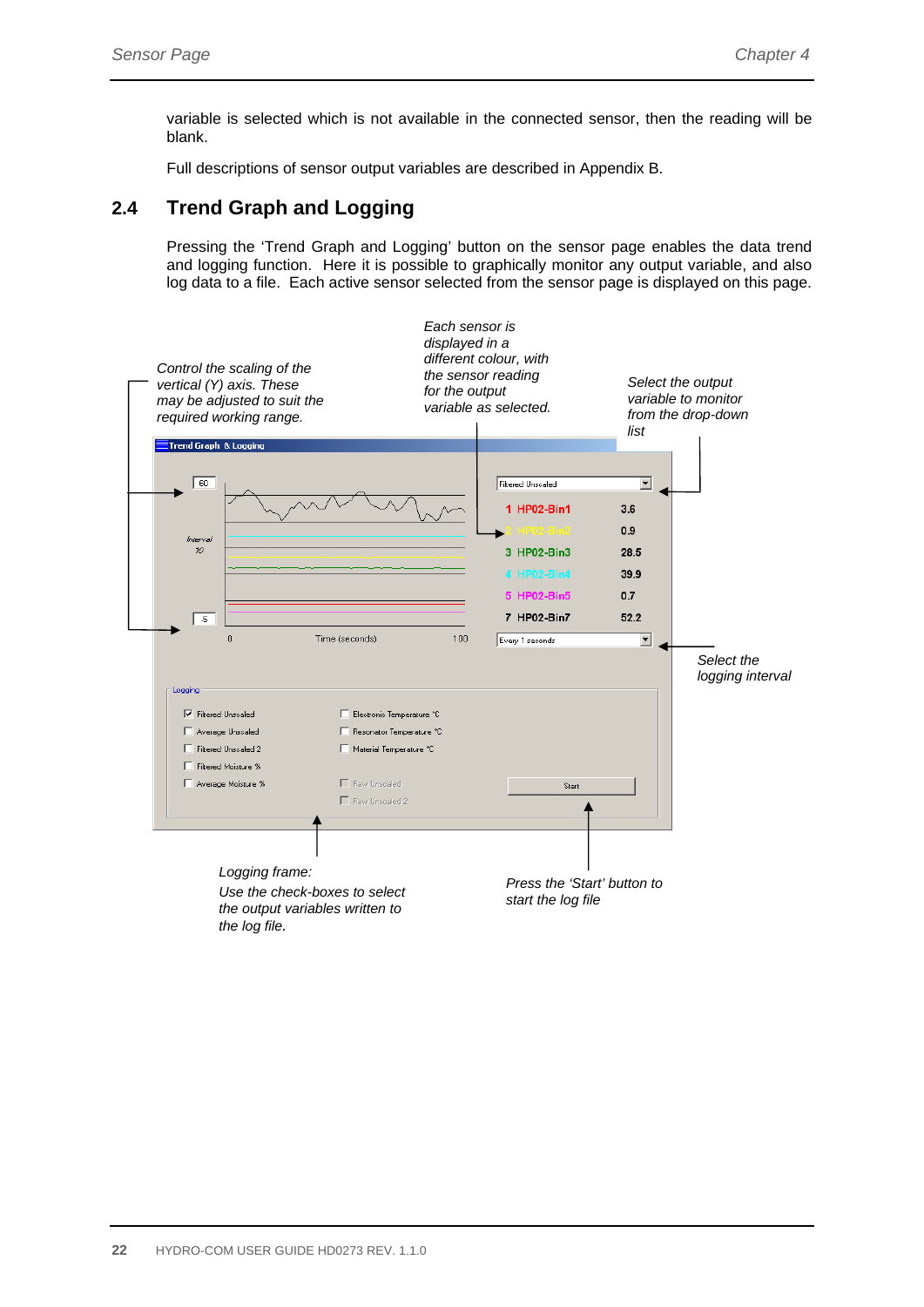variable is selected which is not available in the connected sensor, then the reading will be blank.

Full descriptions of sensor output variables are described in Appendix B.

## 2.4 Trend Graph and Logging

Pressing the 'Trend Graph and Logging' button on the sensor page enables the data trend and logging function. Here it is possible to graphically monitor any output variable, and also log data to a file. Each active sensor selected from the sensor page is displayed on this page.

*Control the scaling of the vertical (Y) axis. These may be adjusted to suit the required working range.*

*Each sensor is displayed in a different colour, with the sensor reading for the output variable as selected.*

*Select the output variable to monitor from the drop-down list*

*Select the logging interval*

*Logging frame: Use the check-boxes to select the output variables written to the log file.*

*Press the 'Start' button to start the log file*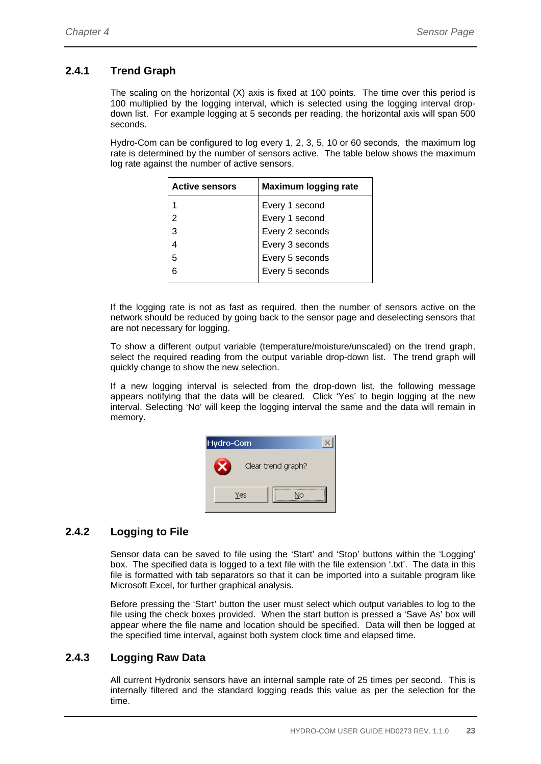### 2.4.1 Trend Graph

The scaling on the horizontal (X) axis is fixed at 100 points. The time over this period is 100 multiplied by the logging interval, which is selected using the logging interval drop-down list. For example logging at 5 seconds per reading, the horizontal axis will span 500 seconds.

Hydro-Com can be configured to log every 1, 2, 3, 5, 10 or 60 seconds, the maximum log rate is determined by the number of sensors active. The table below shows the maximum log rate against the number of active sensors.

| Active sensors | Maximum logging rate |
|---|---|
| 1 | Every 1 second |
| 2 | Every 1 second |
| 3 | Every 2 seconds |
| 4 | Every 3 seconds |
| 5 | Every 5 seconds |
| 6 | Every 5 seconds |

If the logging rate is not as fast as required, then the number of sensors active on the network should be reduced by going back to the sensor page and deselecting sensors that are not necessary for logging.

To show a different output variable (temperature/moisture/unscaled) on the trend graph, select the required reading from the output variable drop-down list. The trend graph will quickly change to show the new selection.

If a new logging interval is selected from the drop-down list, the following message appears notifying that the data will be cleared. Click 'Yes' to begin logging at the new interval. Selecting 'No' will keep the logging interval the same and the data will remain in memory.

Hydro-Com

Clear trend graph?

Yes No

### 2.4.2 Logging to File

Sensor data can be saved to file using the 'Start' and 'Stop' buttons within the 'Logging' box. The specified data is logged to a text file with the file extension '.txt'. The data in this file is formatted with tab separators so that it can be imported into a suitable program like Microsoft Excel, for further graphical analysis.

Before pressing the 'Start' button the user must select which output variables to log to the file using the check boxes provided. When the start button is pressed a 'Save As' box will appear where the file name and location should be specified. Data will then be logged at the specified time interval, against both system clock time and elapsed time.

### 2.4.3 Logging Raw Data

All current Hydronix sensors have an internal sample rate of 25 times per second. This is internally filtered and the standard logging reads this value as per the selection for the time.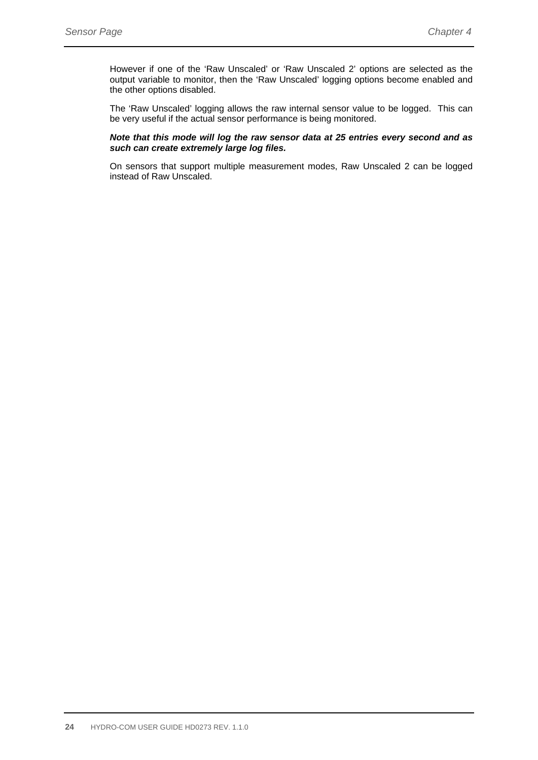However if one of the ‘Raw Unscaled’ or ‘Raw Unscaled 2’ options are selected as the output variable to monitor, then the ‘Raw Unscaled’ logging options become enabled and the other options disabled.

The ‘Raw Unscaled’ logging allows the raw internal sensor value to be logged. This can be very useful if the actual sensor performance is being monitored.

***Note that this mode will log the raw sensor data at 25 entries every second and as such can create extremely large log files.***

On sensors that support multiple measurement modes, Raw Unscaled 2 can be logged instead of Raw Unscaled.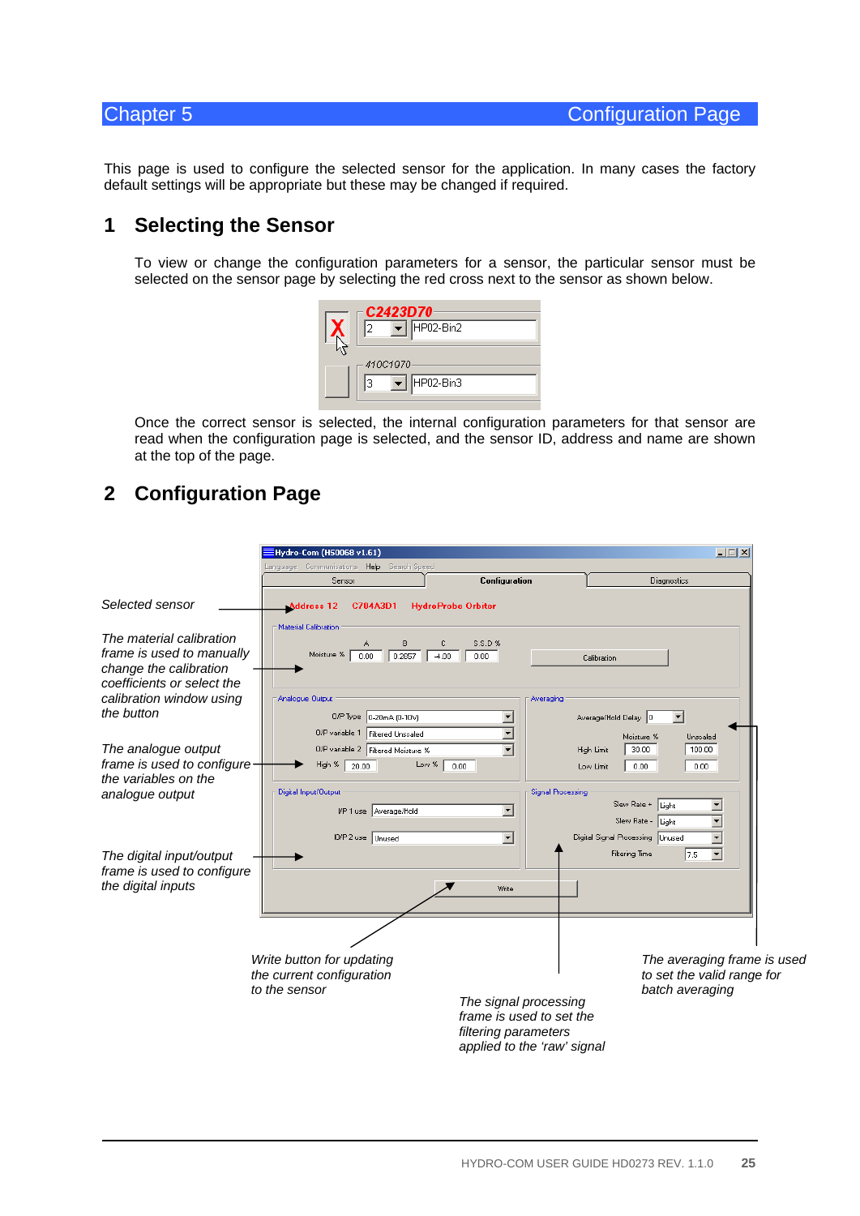# Chapter 5 Configuration Page

This page is used to configure the selected sensor for the application. In many cases the factory default settings will be appropriate but these may be changed if required.

## 1 Selecting the Sensor

To view or change the configuration parameters for a sensor, the particular sensor must be selected on the sensor page by selecting the red cross next to the sensor as shown below.

Once the correct sensor is selected, the internal configuration parameters for that sensor are read when the configuration page is selected, and the sensor ID, address and name are shown at the top of the page.

## 2 Configuration Page

*Selected sensor*

*The material calibration frame is used to manually change the calibration coefficients or select the calibration window using the button*

*The analogue output frame is used to configure the variables on the analogue output*

*The digital input/output frame is used to configure the digital inputs*

*Write button for updating the current configuration to the sensor*

*The signal processing frame is used to set the filtering parameters applied to the 'raw' signal*

*The averaging frame is used to set the valid range for batch averaging*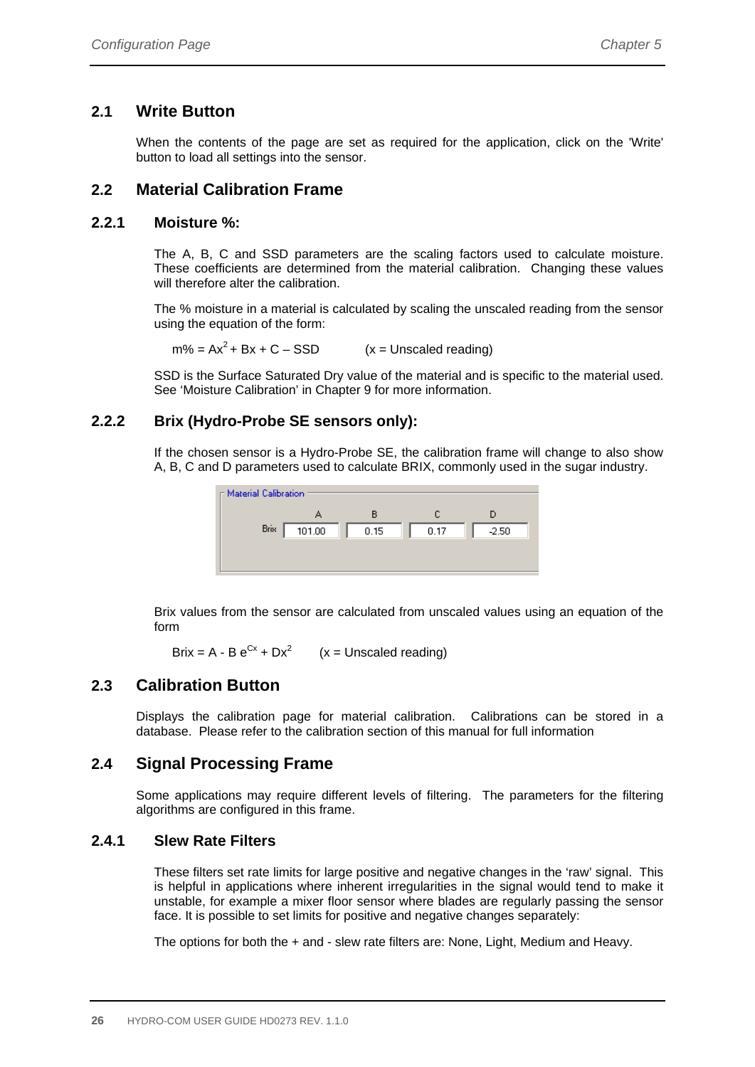## 2.1 Write Button

When the contents of the page are set as required for the application, click on the 'Write' button to load all settings into the sensor.

## 2.2 Material Calibration Frame

### 2.2.1 Moisture %:

The A, B, C and SSD parameters are the scaling factors used to calculate moisture. These coefficients are determined from the material calibration. Changing these values will therefore alter the calibration.

The % moisture in a material is calculated by scaling the unscaled reading from the sensor using the equation of the form:

$$m\% = Ax^2 + Bx + C - SSD \qquad (x = \text{Unscaled reading})$$

SSD is the Surface Saturated Dry value of the material and is specific to the material used. See 'Moisture Calibration' in Chapter 9 for more information.

### 2.2.2 Brix (Hydro-Probe SE sensors only):

If the chosen sensor is a Hydro-Probe SE, the calibration frame will change to also show A, B, C and D parameters used to calculate BRIX, commonly used in the sugar industry.

Material Calibration

| | A | B | C | D |
|---|---|---|---|---|
| Brix | 101.00 | 0.15 | 0.17 | -2.50 |

Brix values from the sensor are calculated from unscaled values using an equation of the form

$$Brix = A - B\,e^{Cx} + Dx^2 \qquad (x = \text{Unscaled reading})$$

## 2.3 Calibration Button

Displays the calibration page for material calibration. Calibrations can be stored in a database. Please refer to the calibration section of this manual for full information

## 2.4 Signal Processing Frame

Some applications may require different levels of filtering. The parameters for the filtering algorithms are configured in this frame.

### 2.4.1 Slew Rate Filters

These filters set rate limits for large positive and negative changes in the 'raw' signal. This is helpful in applications where inherent irregularities in the signal would tend to make it unstable, for example a mixer floor sensor where blades are regularly passing the sensor face. It is possible to set limits for positive and negative changes separately:

The options for both the + and - slew rate filters are: None, Light, Medium and Heavy.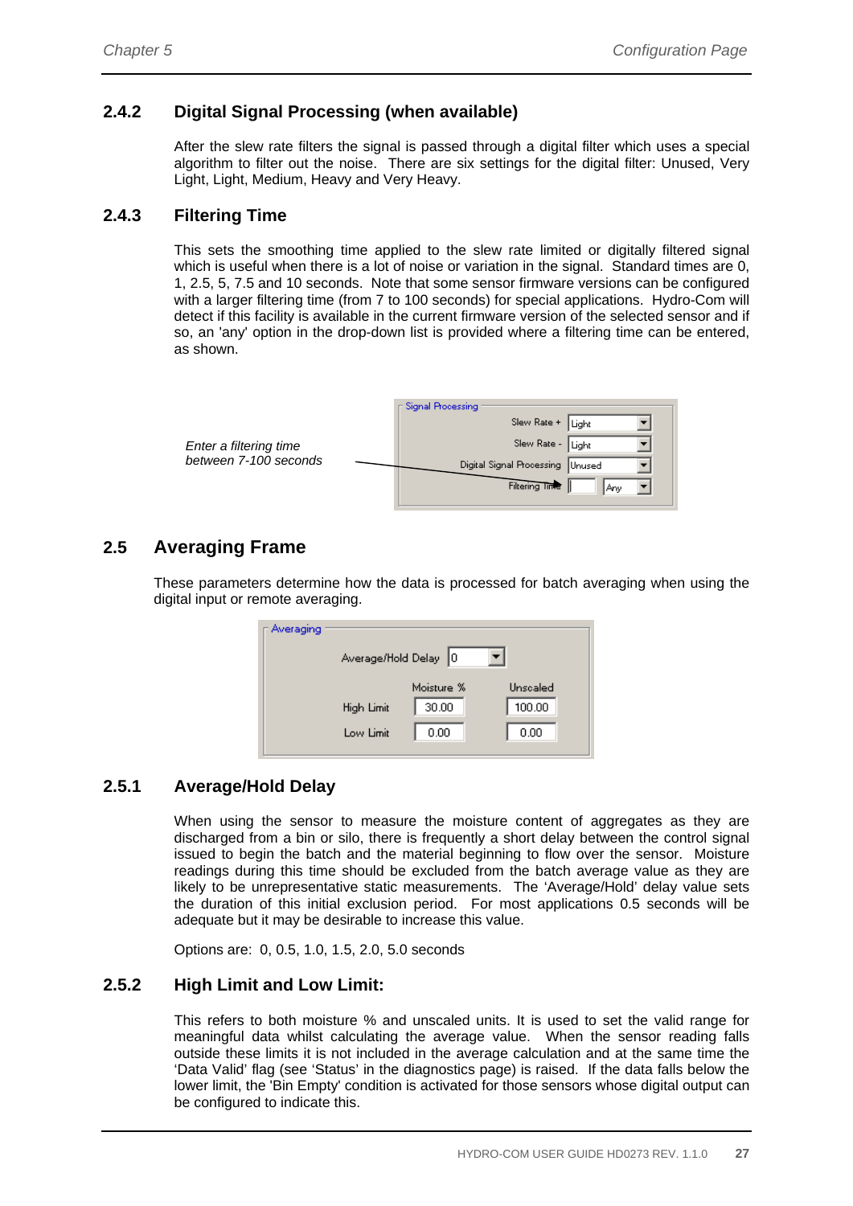### 2.4.2 Digital Signal Processing (when available)

After the slew rate filters the signal is passed through a digital filter which uses a special algorithm to filter out the noise. There are six settings for the digital filter: Unused, Very Light, Light, Medium, Heavy and Very Heavy.

### 2.4.3 Filtering Time

This sets the smoothing time applied to the slew rate limited or digitally filtered signal which is useful when there is a lot of noise or variation in the signal. Standard times are 0, 1, 2.5, 5, 7.5 and 10 seconds. Note that some sensor firmware versions can be configured with a larger filtering time (from 7 to 100 seconds) for special applications. Hydro-Com will detect if this facility is available in the current firmware version of the selected sensor and if so, an 'any' option in the drop-down list is provided where a filtering time can be entered, as shown.

*Enter a filtering time between 7-100 seconds*

Signal Processing
- Slew Rate +: Light
- Slew Rate -: Light
- Digital Signal Processing: Unused
- Filtering Time: [ ] Any

## 2.5 Averaging Frame

These parameters determine how the data is processed for batch averaging when using the digital input or remote averaging.

Averaging

Average/Hold Delay: 0

| | Moisture % | Unscaled |
|---|---|---|
| High Limit | 30.00 | 100.00 |
| Low Limit | 0.00 | 0.00 |

### 2.5.1 Average/Hold Delay

When using the sensor to measure the moisture content of aggregates as they are discharged from a bin or silo, there is frequently a short delay between the control signal issued to begin the batch and the material beginning to flow over the sensor. Moisture readings during this time should be excluded from the batch average value as they are likely to be unrepresentative static measurements. The 'Average/Hold' delay value sets the duration of this initial exclusion period. For most applications 0.5 seconds will be adequate but it may be desirable to increase this value.

Options are: 0, 0.5, 1.0, 1.5, 2.0, 5.0 seconds

### 2.5.2 High Limit and Low Limit:

This refers to both moisture % and unscaled units. It is used to set the valid range for meaningful data whilst calculating the average value. When the sensor reading falls outside these limits it is not included in the average calculation and at the same time the 'Data Valid' flag (see 'Status' in the diagnostics page) is raised. If the data falls below the lower limit, the 'Bin Empty' condition is activated for those sensors whose digital output can be configured to indicate this.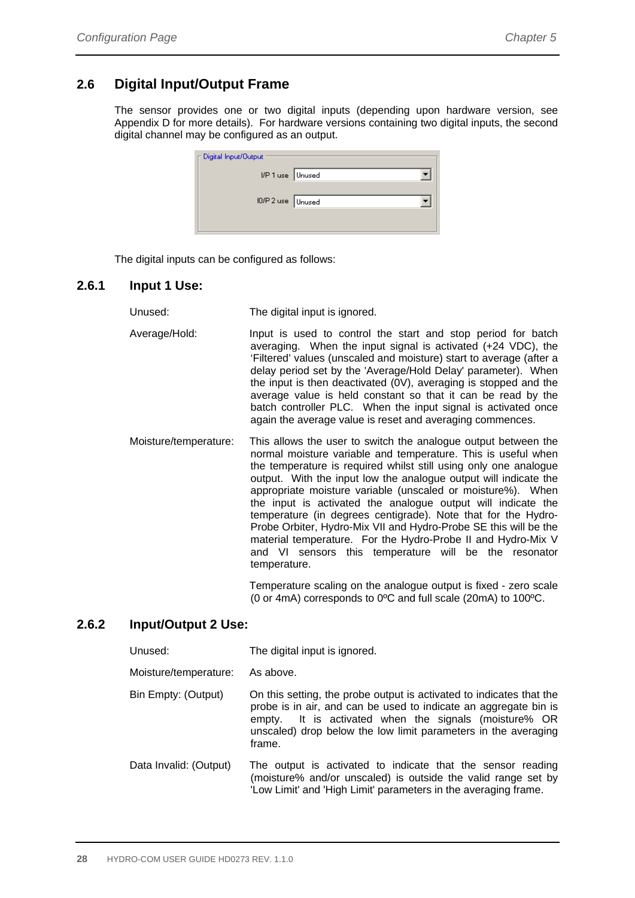## 2.6 Digital Input/Output Frame

The sensor provides one or two digital inputs (depending upon hardware version, see Appendix D for more details). For hardware versions containing two digital inputs, the second digital channel may be configured as an output.

Digital Input/Output

I/P 1 use: Unused

I0/P 2 use: Unused

The digital inputs can be configured as follows:

### 2.6.1 Input 1 Use:

**Unused:** The digital input is ignored.

**Average/Hold:** Input is used to control the start and stop period for batch averaging. When the input signal is activated (+24 VDC), the 'Filtered' values (unscaled and moisture) start to average (after a delay period set by the 'Average/Hold Delay' parameter). When the input is then deactivated (0V), averaging is stopped and the average value is held constant so that it can be read by the batch controller PLC. When the input signal is activated once again the average value is reset and averaging commences.

**Moisture/temperature:** This allows the user to switch the analogue output between the normal moisture variable and temperature. This is useful when the temperature is required whilst still using only one analogue output. With the input low the analogue output will indicate the appropriate moisture variable (unscaled or moisture%). When the input is activated the analogue output will indicate the temperature (in degrees centigrade). Note that for the Hydro-Probe Orbiter, Hydro-Mix VII and Hydro-Probe SE this will be the material temperature. For the Hydro-Probe II and Hydro-Mix V and VI sensors this temperature will be the resonator temperature.

Temperature scaling on the analogue output is fixed - zero scale (0 or 4mA) corresponds to 0ºC and full scale (20mA) to 100ºC.

### 2.6.2 Input/Output 2 Use:

**Unused:** The digital input is ignored.

**Moisture/temperature:** As above.

**Bin Empty: (Output)** On this setting, the probe output is activated to indicates that the probe is in air, and can be used to indicate an aggregate bin is empty. It is activated when the signals (moisture% OR unscaled) drop below the low limit parameters in the averaging frame.

**Data Invalid: (Output)** The output is activated to indicate that the sensor reading (moisture% and/or unscaled) is outside the valid range set by 'Low Limit' and 'High Limit' parameters in the averaging frame.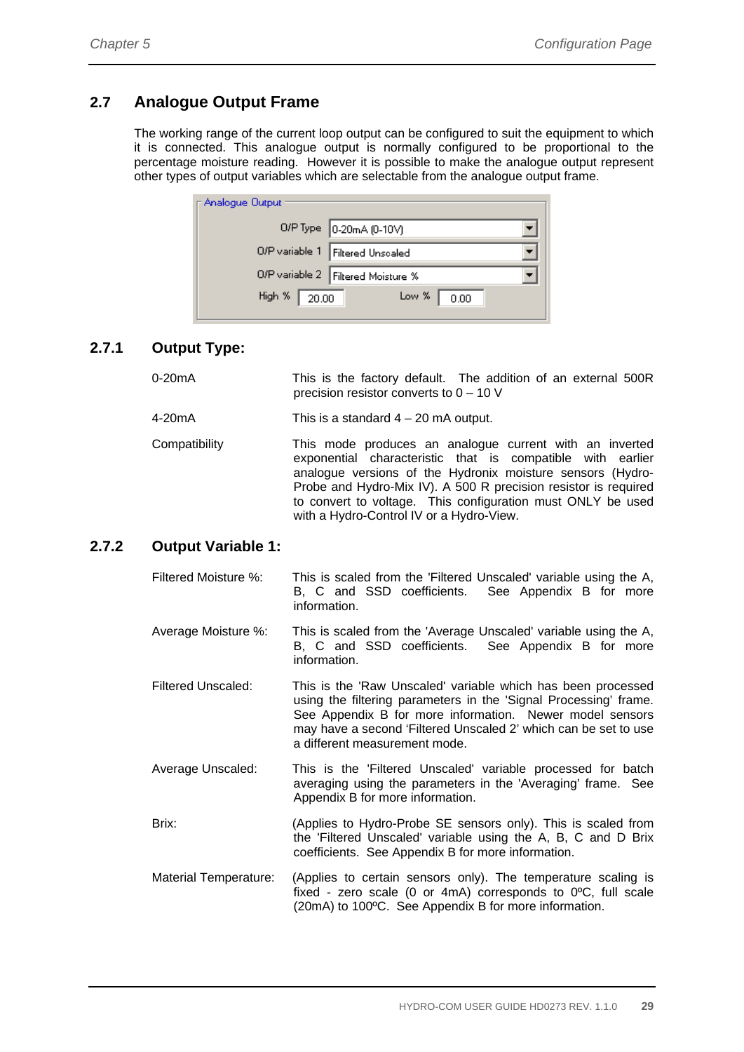## 2.7 Analogue Output Frame

The working range of the current loop output can be configured to suit the equipment to which it is connected. This analogue output is normally configured to be proportional to the percentage moisture reading. However it is possible to make the analogue output represent other types of output variables which are selectable from the analogue output frame.

### 2.7.1 Output Type:

| | |
|---|---|
| 0-20mA | This is the factory default. The addition of an external 500R precision resistor converts to 0 – 10 V |
| 4-20mA | This is a standard 4 – 20 mA output. |
| Compatibility | This mode produces an analogue current with an inverted exponential characteristic that is compatible with earlier analogue versions of the Hydronix moisture sensors (Hydro-Probe and Hydro-Mix IV). A 500 R precision resistor is required to convert to voltage. This configuration must ONLY be used with a Hydro-Control IV or a Hydro-View. |

### 2.7.2 Output Variable 1:

| | |
|---|---|
| Filtered Moisture %: | This is scaled from the 'Filtered Unscaled' variable using the A, B, C and SSD coefficients. See Appendix B for more information. |
| Average Moisture %: | This is scaled from the 'Average Unscaled' variable using the A, B, C and SSD coefficients. See Appendix B for more information. |
| Filtered Unscaled: | This is the 'Raw Unscaled' variable which has been processed using the filtering parameters in the 'Signal Processing' frame. See Appendix B for more information. Newer model sensors may have a second 'Filtered Unscaled 2' which can be set to use a different measurement mode. |
| Average Unscaled: | This is the 'Filtered Unscaled' variable processed for batch averaging using the parameters in the 'Averaging' frame. See Appendix B for more information. |
| Brix: | (Applies to Hydro-Probe SE sensors only). This is scaled from the 'Filtered Unscaled' variable using the A, B, C and D Brix coefficients. See Appendix B for more information. |
| Material Temperature: | (Applies to certain sensors only). The temperature scaling is fixed - zero scale (0 or 4mA) corresponds to 0ºC, full scale (20mA) to 100ºC. See Appendix B for more information. |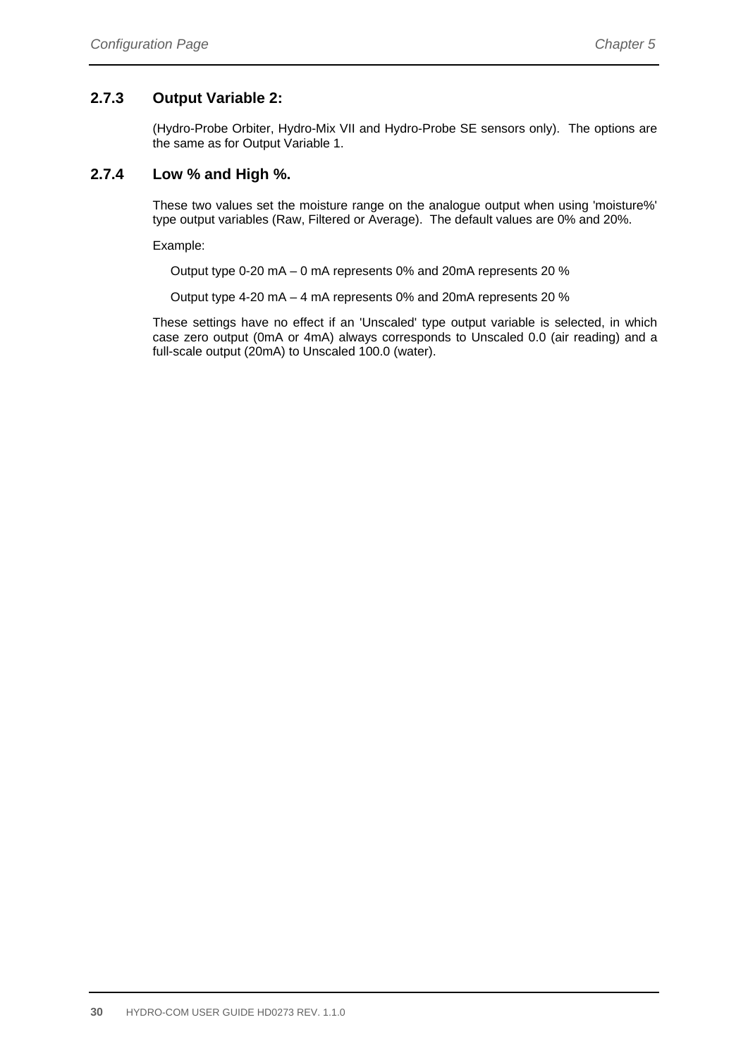### 2.7.3 Output Variable 2:

(Hydro-Probe Orbiter, Hydro-Mix VII and Hydro-Probe SE sensors only). The options are the same as for Output Variable 1.

### 2.7.4 Low % and High %.

These two values set the moisture range on the analogue output when using 'moisture%' type output variables (Raw, Filtered or Average). The default values are 0% and 20%.

Example:

Output type 0-20 mA – 0 mA represents 0% and 20mA represents 20 %

Output type 4-20 mA – 4 mA represents 0% and 20mA represents 20 %

These settings have no effect if an 'Unscaled' type output variable is selected, in which case zero output (0mA or 4mA) always corresponds to Unscaled 0.0 (air reading) and a full-scale output (20mA) to Unscaled 100.0 (water).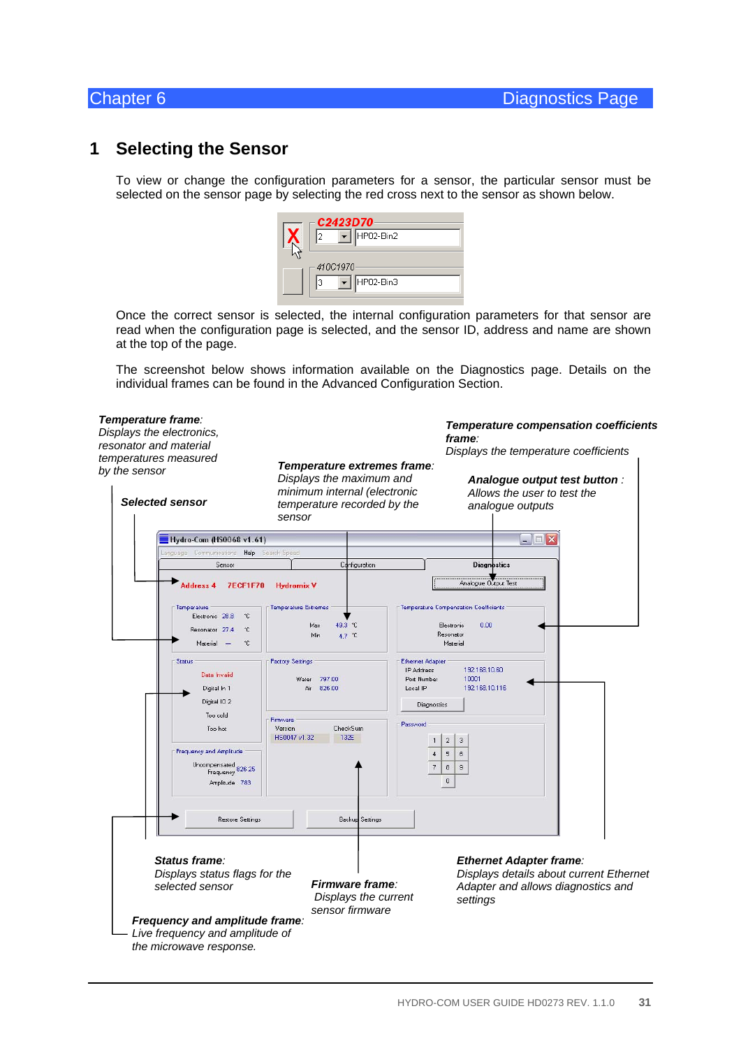# 1 Selecting the Sensor

To view or change the configuration parameters for a sensor, the particular sensor must be selected on the sensor page by selecting the red cross next to the sensor as shown below.

Once the correct sensor is selected, the internal configuration parameters for that sensor are read when the configuration page is selected, and the sensor ID, address and name are shown at the top of the page.

The screenshot below shows information available on the Diagnostics page. Details on the individual frames can be found in the Advanced Configuration Section.

***Temperature frame***: *Displays the electronics, resonator and material temperatures measured by the sensor*

***Selected sensor***

***Temperature extremes frame***: *Displays the maximum and minimum internal (electronic temperature recorded by the sensor*

***Temperature compensation coefficients frame***: *Displays the temperature coefficients*

***Analogue output test button*** : *Allows the user to test the analogue outputs*

***Status frame***: *Displays status flags for the selected sensor*

***Firmware frame***: *Displays the current sensor firmware*

***Ethernet Adapter frame***: *Displays details about current Ethernet Adapter and allows diagnostics and settings*

***Frequency and amplitude frame***: *Live frequency and amplitude of the microwave response.*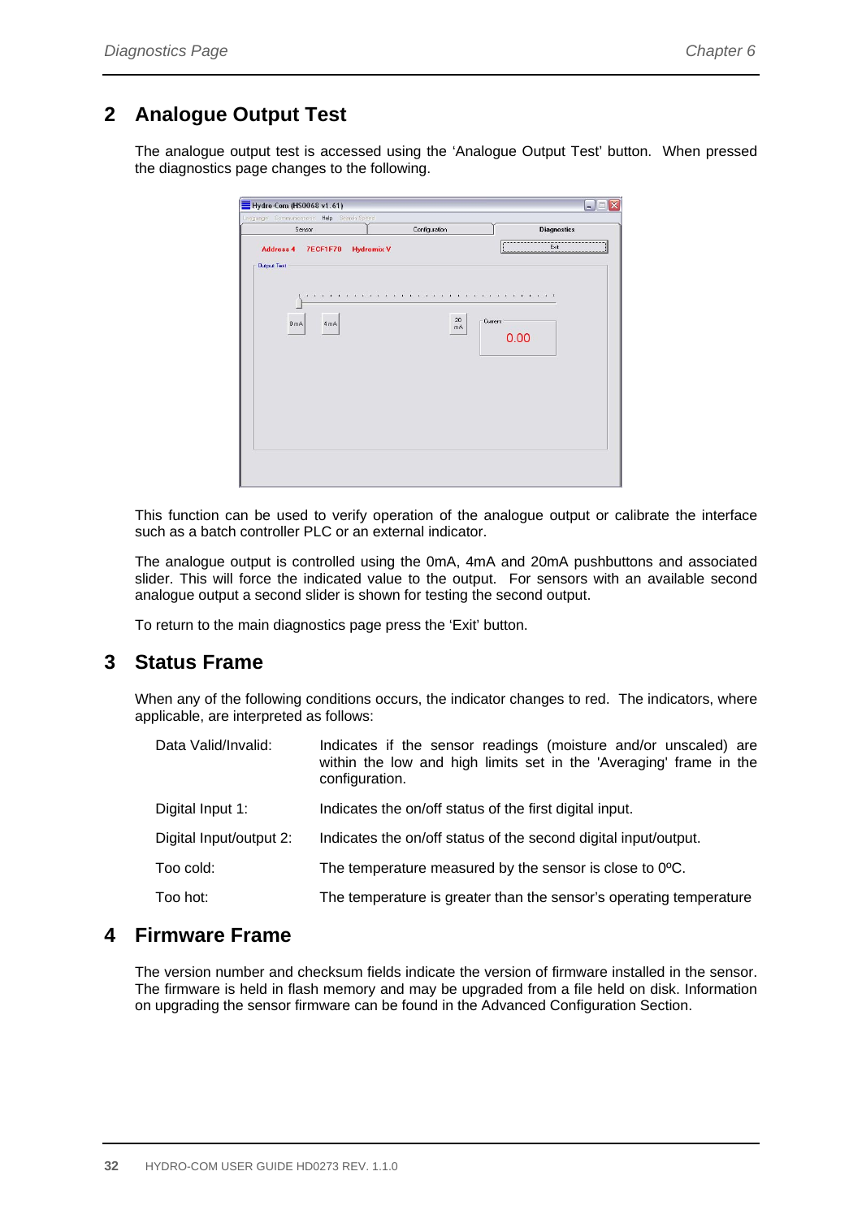## 2 Analogue Output Test

The analogue output test is accessed using the 'Analogue Output Test' button. When pressed the diagnostics page changes to the following.

This function can be used to verify operation of the analogue output or calibrate the interface such as a batch controller PLC or an external indicator.

The analogue output is controlled using the 0mA, 4mA and 20mA pushbuttons and associated slider. This will force the indicated value to the output. For sensors with an available second analogue output a second slider is shown for testing the second output.

To return to the main diagnostics page press the 'Exit' button.

## 3 Status Frame

When any of the following conditions occurs, the indicator changes to red. The indicators, where applicable, are interpreted as follows:

| | |
|---|---|
| Data Valid/Invalid: | Indicates if the sensor readings (moisture and/or unscaled) are within the low and high limits set in the 'Averaging' frame in the configuration. |
| Digital Input 1: | Indicates the on/off status of the first digital input. |
| Digital Input/output 2: | Indicates the on/off status of the second digital input/output. |
| Too cold: | The temperature measured by the sensor is close to 0ºC. |
| Too hot: | The temperature is greater than the sensor's operating temperature |

## 4 Firmware Frame

The version number and checksum fields indicate the version of firmware installed in the sensor. The firmware is held in flash memory and may be upgraded from a file held on disk. Information on upgrading the sensor firmware can be found in the Advanced Configuration Section.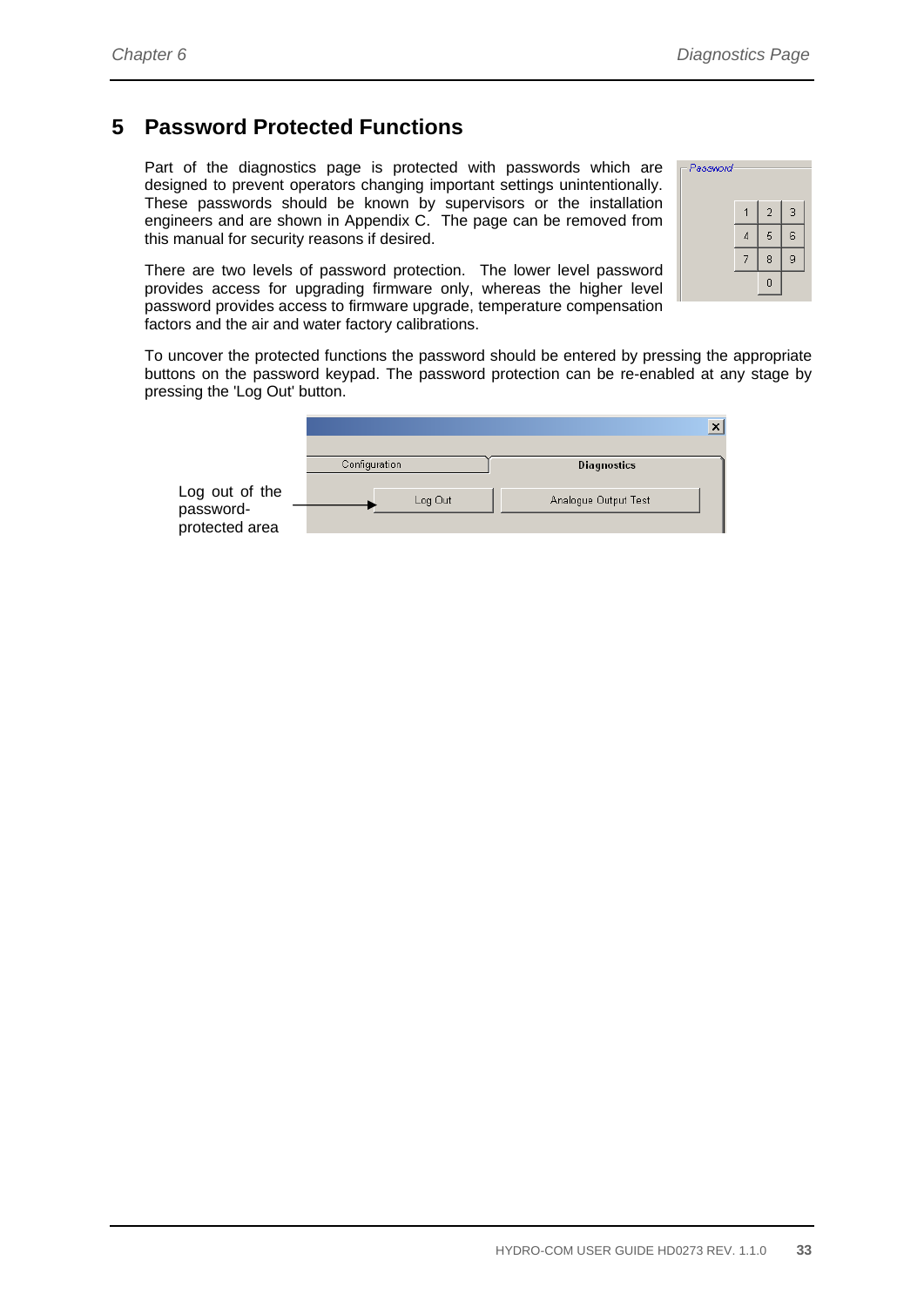# 5 Password Protected Functions

Part of the diagnostics page is protected with passwords which are designed to prevent operators changing important settings unintentionally. These passwords should be known by supervisors or the installation engineers and are shown in Appendix C. The page can be removed from this manual for security reasons if desired.

There are two levels of password protection. The lower level password provides access for upgrading firmware only, whereas the higher level password provides access to firmware upgrade, temperature compensation factors and the air and water factory calibrations.

To uncover the protected functions the password should be entered by pressing the appropriate buttons on the password keypad. The password protection can be re-enabled at any stage by pressing the 'Log Out' button.

Log out of the password-protected area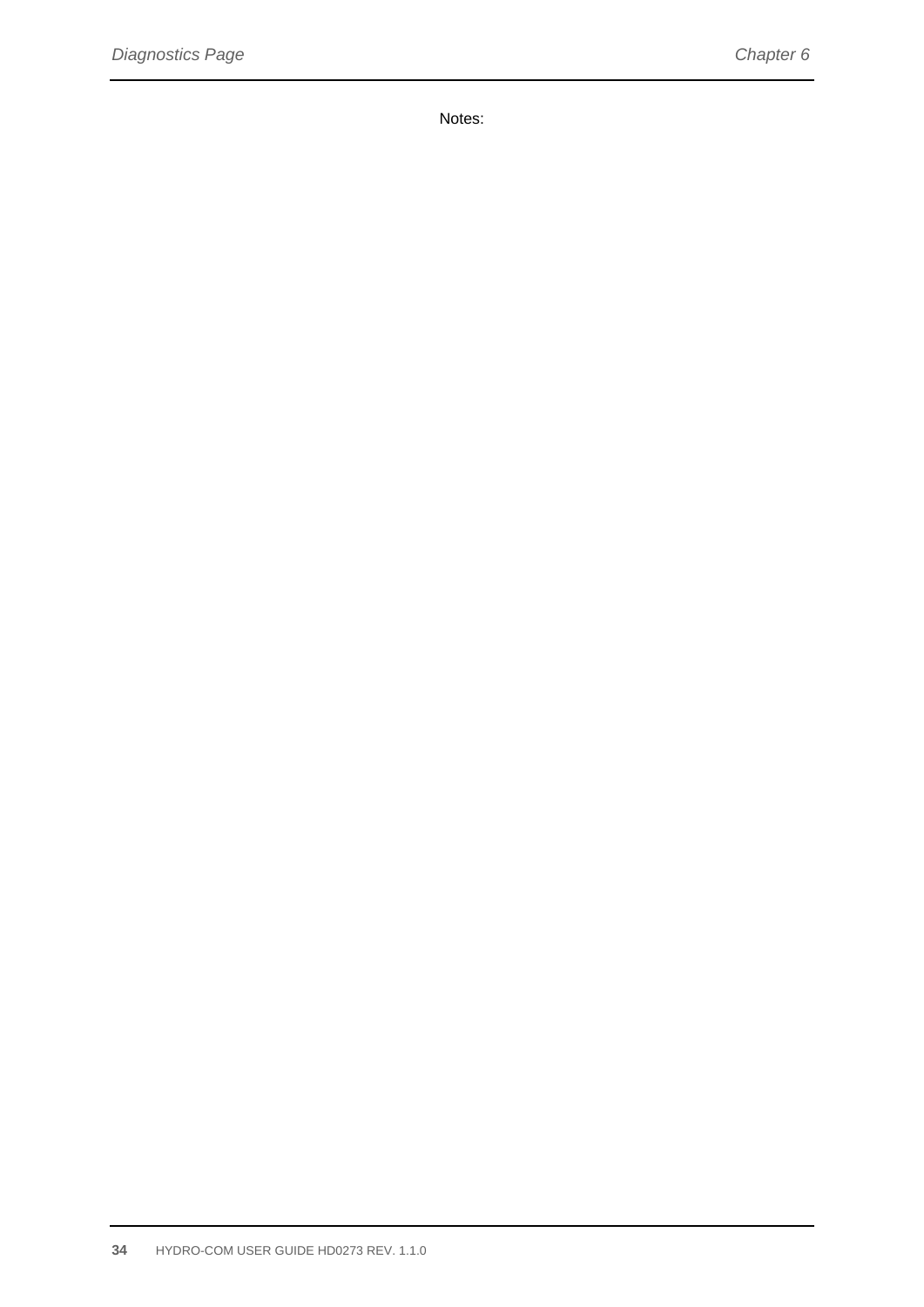Notes: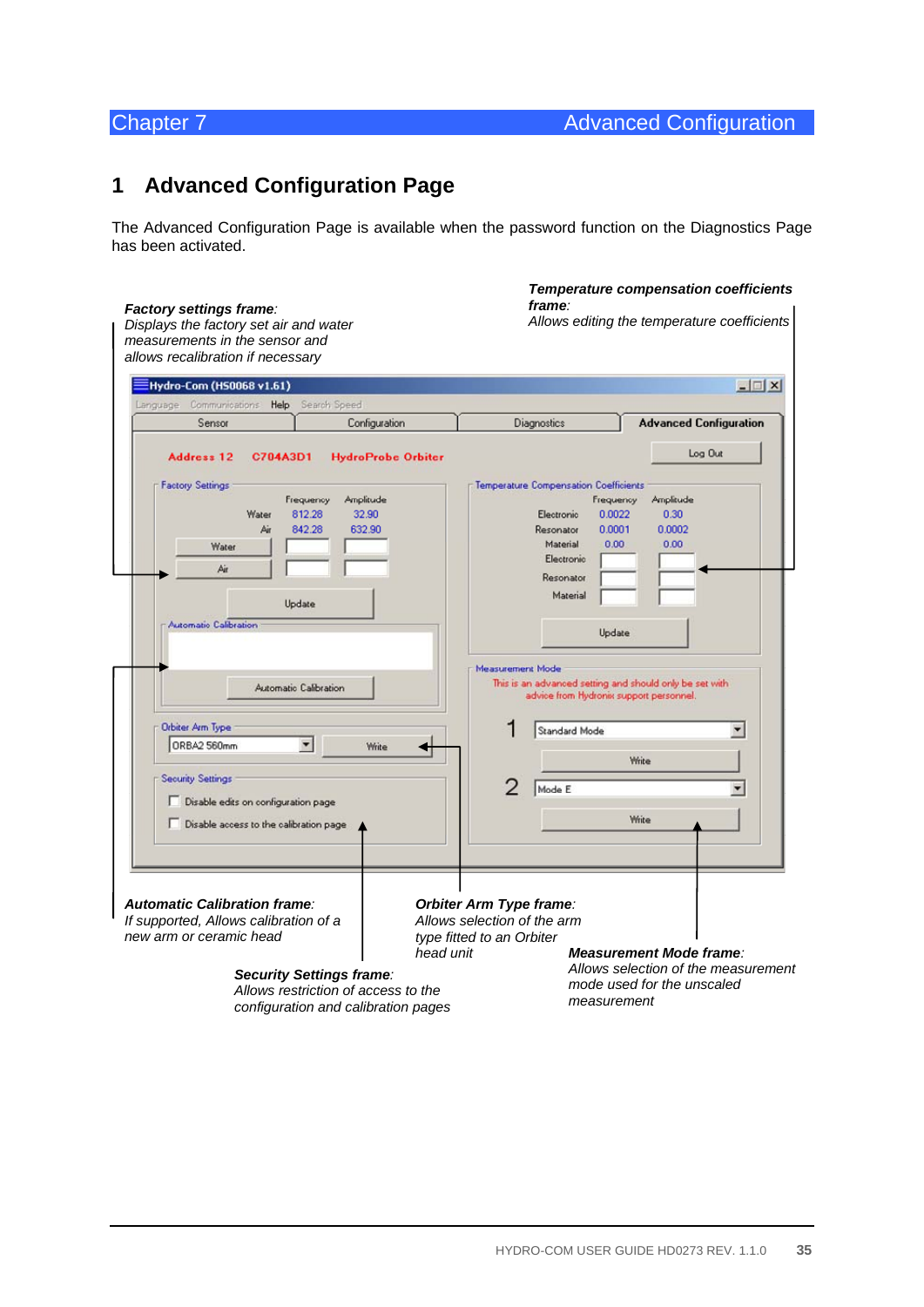## 1 Advanced Configuration Page

The Advanced Configuration Page is available when the password function on the Diagnostics Page has been activated.

***Factory settings frame**: Displays the factory set air and water measurements in the sensor and allows recalibration if necessary*

***Temperature compensation coefficients frame**: Allows editing the temperature coefficients*

***Automatic Calibration frame**: If supported, Allows calibration of a new arm or ceramic head*

***Orbiter Arm Type frame**: Allows selection of the arm type fitted to an Orbiter head unit*

***Security Settings frame**: Allows restriction of access to the configuration and calibration pages*

***Measurement Mode frame**: Allows selection of the measurement mode used for the unscaled measurement*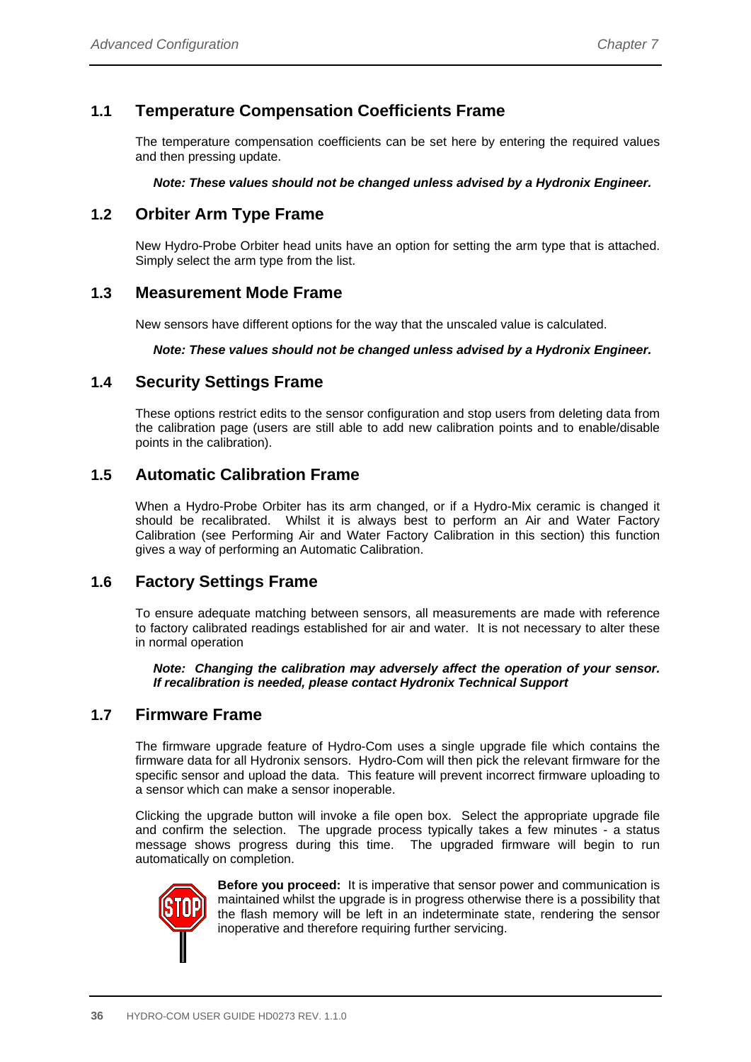## 1.1 Temperature Compensation Coefficients Frame

The temperature compensation coefficients can be set here by entering the required values and then pressing update.

***Note: These values should not be changed unless advised by a Hydronix Engineer.***

## 1.2 Orbiter Arm Type Frame

New Hydro-Probe Orbiter head units have an option for setting the arm type that is attached. Simply select the arm type from the list.

## 1.3 Measurement Mode Frame

New sensors have different options for the way that the unscaled value is calculated.

***Note: These values should not be changed unless advised by a Hydronix Engineer.***

## 1.4 Security Settings Frame

These options restrict edits to the sensor configuration and stop users from deleting data from the calibration page (users are still able to add new calibration points and to enable/disable points in the calibration).

## 1.5 Automatic Calibration Frame

When a Hydro-Probe Orbiter has its arm changed, or if a Hydro-Mix ceramic is changed it should be recalibrated. Whilst it is always best to perform an Air and Water Factory Calibration (see Performing Air and Water Factory Calibration in this section) this function gives a way of performing an Automatic Calibration.

## 1.6 Factory Settings Frame

To ensure adequate matching between sensors, all measurements are made with reference to factory calibrated readings established for air and water. It is not necessary to alter these in normal operation

***Note: Changing the calibration may adversely affect the operation of your sensor. If recalibration is needed, please contact Hydronix Technical Support***

## 1.7 Firmware Frame

The firmware upgrade feature of Hydro-Com uses a single upgrade file which contains the firmware data for all Hydronix sensors. Hydro-Com will then pick the relevant firmware for the specific sensor and upload the data. This feature will prevent incorrect firmware uploading to a sensor which can make a sensor inoperable.

Clicking the upgrade button will invoke a file open box. Select the appropriate upgrade file and confirm the selection. The upgrade process typically takes a few minutes - a status message shows progress during this time. The upgraded firmware will begin to run automatically on completion.

**Before you proceed:** It is imperative that sensor power and communication is maintained whilst the upgrade is in progress otherwise there is a possibility that the flash memory will be left in an indeterminate state, rendering the sensor inoperative and therefore requiring further servicing.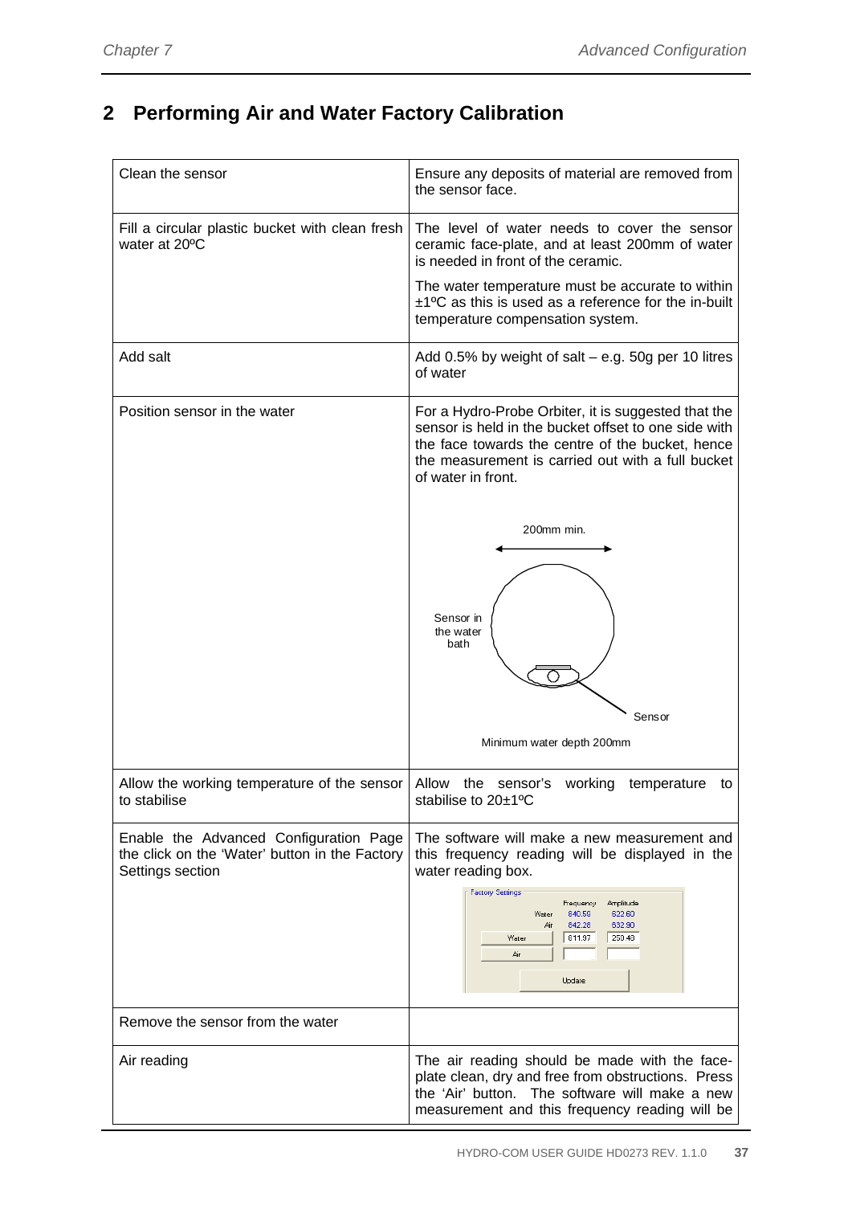## 2 Performing Air and Water Factory Calibration

| | |
|---|---|
| Clean the sensor | Ensure any deposits of material are removed from the sensor face. |
| Fill a circular plastic bucket with clean fresh water at 20ºC | The level of water needs to cover the sensor ceramic face-plate, and at least 200mm of water is needed in front of the ceramic.<br><br>The water temperature must be accurate to within ±1ºC as this is used as a reference for the in-built temperature compensation system. |
| Add salt | Add 0.5% by weight of salt – e.g. 50g per 10 litres of water |
| Position sensor in the water | For a Hydro-Probe Orbiter, it is suggested that the sensor is held in the bucket offset to one side with the face towards the centre of the bucket, hence the measurement is carried out with a full bucket of water in front.<br><br>200mm min.<br>Sensor in the water bath<br>Sensor<br>Minimum water depth 200mm |
| Allow the working temperature of the sensor to stabilise | Allow the sensor's working temperature to stabilise to 20±1ºC |
| Enable the Advanced Configuration Page the click on the 'Water' button in the Factory Settings section | The software will make a new measurement and this frequency reading will be displayed in the water reading box.<br><br>Factory Settings: Frequency / Amplitude; Water 840.59 / 622.60; Air 842.26 / 632.90; Water 811.97 / 250.43; Air; Update |
| Remove the sensor from the water | |
| Air reading | The air reading should be made with the face-plate clean, dry and free from obstructions. Press the 'Air' button. The software will make a new measurement and this frequency reading will be |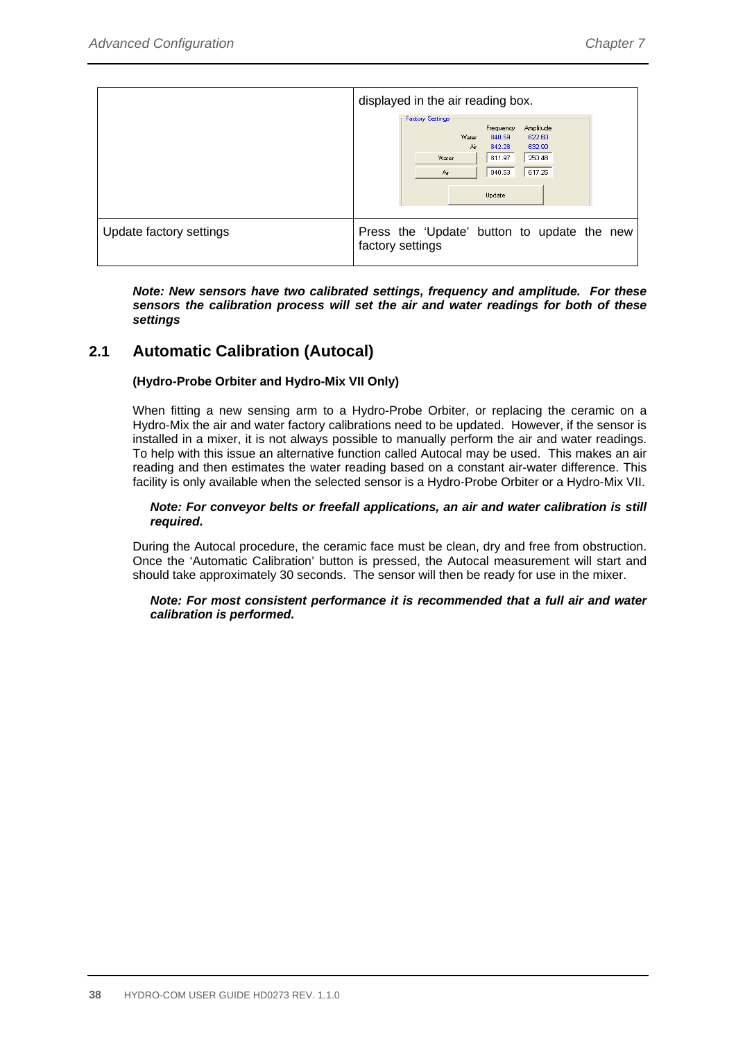| | |
|---|---|
| | displayed in the air reading box. |
| Update factory settings | Press the 'Update' button to update the new factory settings |

***Note: New sensors have two calibrated settings, frequency and amplitude. For these sensors the calibration process will set the air and water readings for both of these settings***

## 2.1 Automatic Calibration (Autocal)

**(Hydro-Probe Orbiter and Hydro-Mix VII Only)**

When fitting a new sensing arm to a Hydro-Probe Orbiter, or replacing the ceramic on a Hydro-Mix the air and water factory calibrations need to be updated. However, if the sensor is installed in a mixer, it is not always possible to manually perform the air and water readings. To help with this issue an alternative function called Autocal may be used. This makes an air reading and then estimates the water reading based on a constant air-water difference. This facility is only available when the selected sensor is a Hydro-Probe Orbiter or a Hydro-Mix VII.

***Note: For conveyor belts or freefall applications, an air and water calibration is still required.***

During the Autocal procedure, the ceramic face must be clean, dry and free from obstruction. Once the 'Automatic Calibration' button is pressed, the Autocal measurement will start and should take approximately 30 seconds. The sensor will then be ready for use in the mixer.

***Note: For most consistent performance it is recommended that a full air and water calibration is performed.***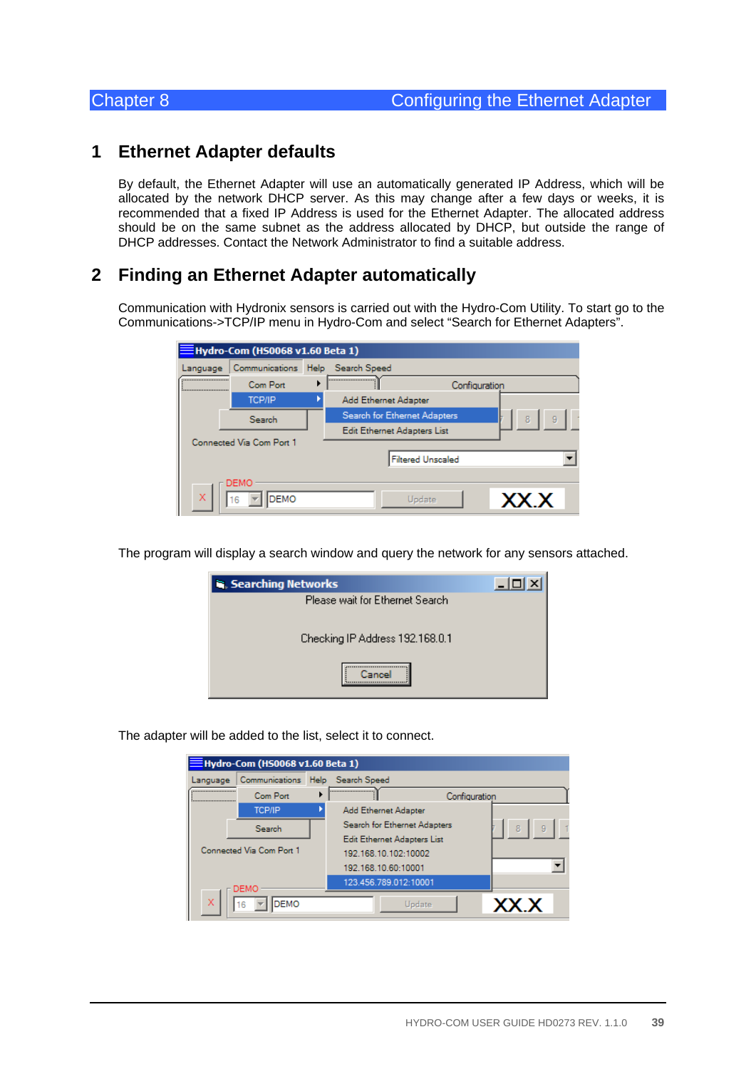## 1 Ethernet Adapter defaults

By default, the Ethernet Adapter will use an automatically generated IP Address, which will be allocated by the network DHCP server. As this may change after a few days or weeks, it is recommended that a fixed IP Address is used for the Ethernet Adapter. The allocated address should be on the same subnet as the address allocated by DHCP, but outside the range of DHCP addresses. Contact the Network Administrator to find a suitable address.

## 2 Finding an Ethernet Adapter automatically

Communication with Hydronix sensors is carried out with the Hydro-Com Utility. To start go to the Communications->TCP/IP menu in Hydro-Com and select "Search for Ethernet Adapters".

The program will display a search window and query the network for any sensors attached.

The adapter will be added to the list, select it to connect.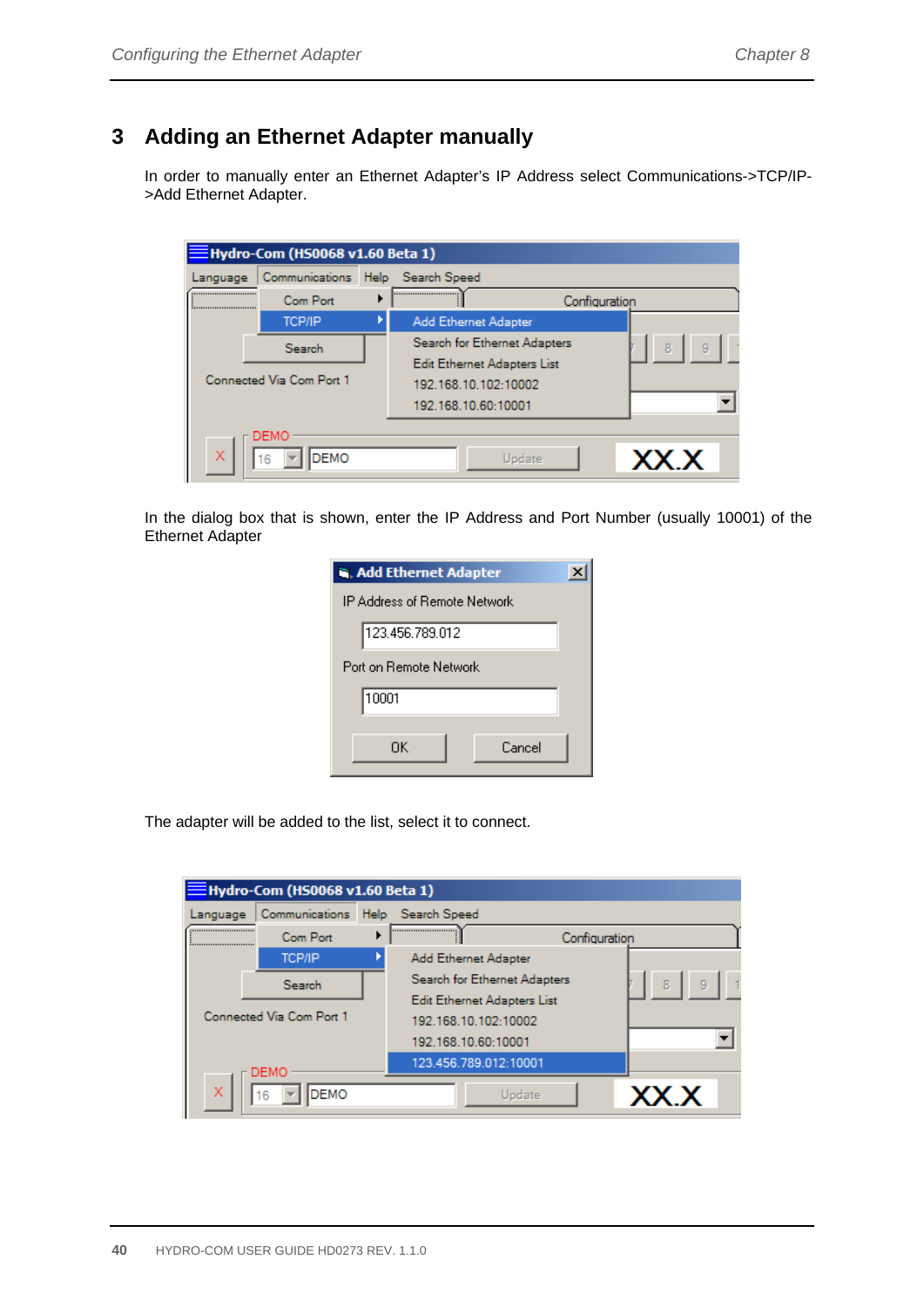# 3 Adding an Ethernet Adapter manually

In order to manually enter an Ethernet Adapter's IP Address select Communications->TCP/IP->Add Ethernet Adapter.

In the dialog box that is shown, enter the IP Address and Port Number (usually 10001) of the Ethernet Adapter

The adapter will be added to the list, select it to connect.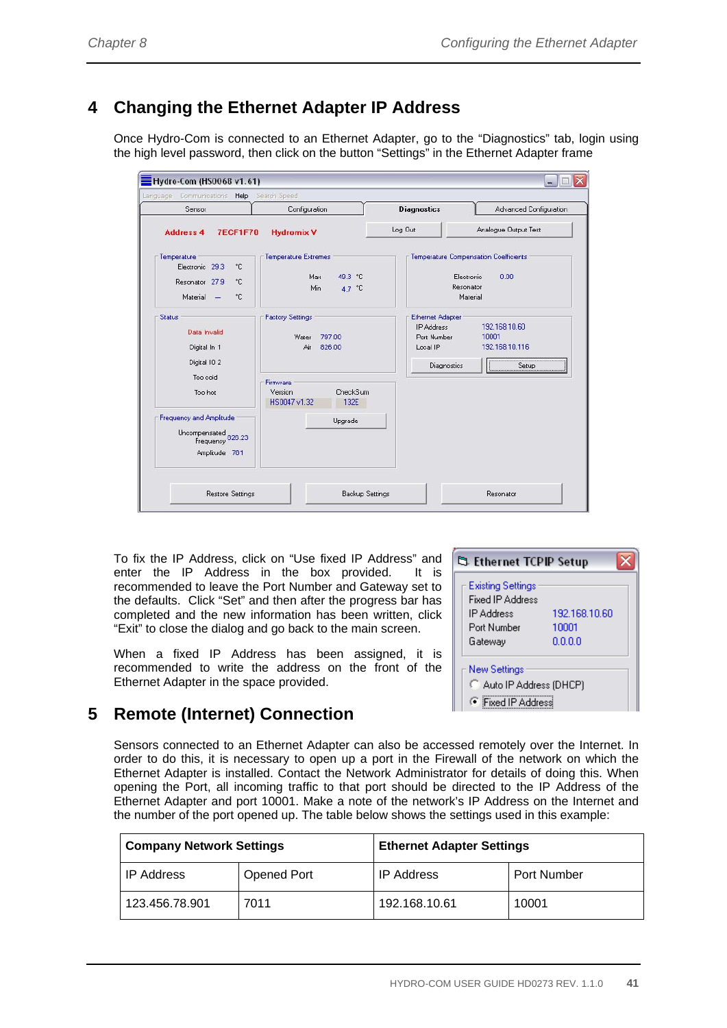# 4 Changing the Ethernet Adapter IP Address

Once Hydro-Com is connected to an Ethernet Adapter, go to the “Diagnostics” tab, login using the high level password, then click on the button “Settings” in the Ethernet Adapter frame

To fix the IP Address, click on “Use fixed IP Address” and enter the IP Address in the box provided. It is recommended to leave the Port Number and Gateway set to the defaults. Click “Set” and then after the progress bar has completed and the new information has been written, click “Exit” to close the dialog and go back to the main screen.

When a fixed IP Address has been assigned, it is recommended to write the address on the front of the Ethernet Adapter in the space provided.

# 5 Remote (Internet) Connection

Sensors connected to an Ethernet Adapter can also be accessed remotely over the Internet. In order to do this, it is necessary to open up a port in the Firewall of the network on which the Ethernet Adapter is installed. Contact the Network Administrator for details of doing this. When opening the Port, all incoming traffic to that port should be directed to the IP Address of the Ethernet Adapter and port 10001. Make a note of the network’s IP Address on the Internet and the number of the port opened up. The table below shows the settings used in this example:

| **Company Network Settings** | | **Ethernet Adapter Settings** | |
|---|---|---|---|
| IP Address | Opened Port | IP Address | Port Number |
| 123.456.78.901 | 7011 | 192.168.10.61 | 10001 |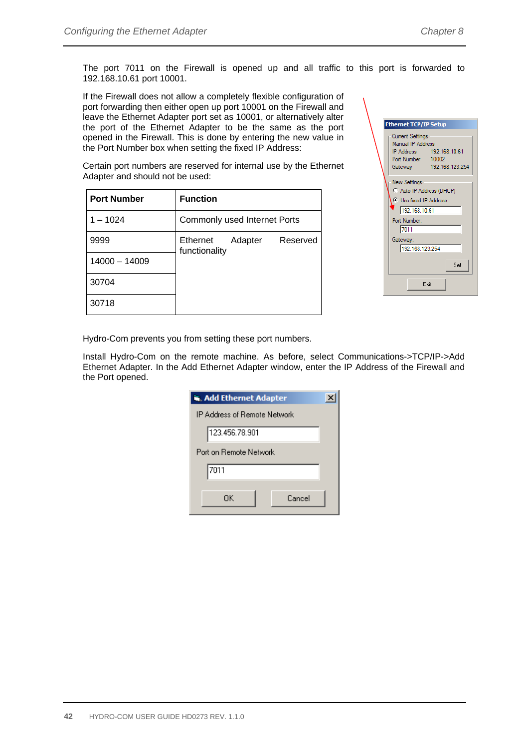The port 7011 on the Firewall is opened up and all traffic to this port is forwarded to 192.168.10.61 port 10001.

If the Firewall does not allow a completely flexible configuration of port forwarding then either open up port 10001 on the Firewall and leave the Ethernet Adapter port set as 10001, or alternatively alter the port of the Ethernet Adapter to be the same as the port opened in the Firewall. This is done by entering the new value in the Port Number box when setting the fixed IP Address:

Certain port numbers are reserved for internal use by the Ethernet Adapter and should not be used:

| Port Number | Function |
|---|---|
| 1 – 1024 | Commonly used Internet Ports |
| 9999 | Ethernet Adapter Reserved functionality |
| 14000 – 14009 | |
| 30704 | |
| 30718 | |

Hydro-Com prevents you from setting these port numbers.

Install Hydro-Com on the remote machine. As before, select Communications->TCP/IP->Add Ethernet Adapter. In the Add Ethernet Adapter window, enter the IP Address of the Firewall and the Port opened.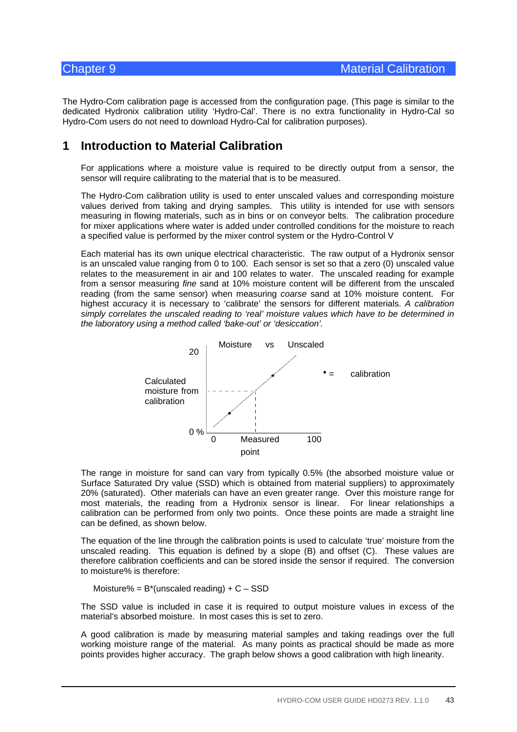# Chapter 9 Material Calibration

The Hydro-Com calibration page is accessed from the configuration page. (This page is similar to the dedicated Hydronix calibration utility 'Hydro-Cal'. There is no extra functionality in Hydro-Cal so Hydro-Com users do not need to download Hydro-Cal for calibration purposes).

## 1 Introduction to Material Calibration

For applications where a moisture value is required to be directly output from a sensor, the sensor will require calibrating to the material that is to be measured.

The Hydro-Com calibration utility is used to enter unscaled values and corresponding moisture values derived from taking and drying samples. This utility is intended for use with sensors measuring in flowing materials, such as in bins or on conveyor belts. The calibration procedure for mixer applications where water is added under controlled conditions for the moisture to reach a specified value is performed by the mixer control system or the Hydro-Control V

Each material has its own unique electrical characteristic. The raw output of a Hydronix sensor is an unscaled value ranging from 0 to 100. Each sensor is set so that a zero (0) unscaled value relates to the measurement in air and 100 relates to water. The unscaled reading for example from a sensor measuring *fine* sand at 10% moisture content will be different from the unscaled reading (from the same sensor) when measuring *coarse* sand at 10% moisture content. For highest accuracy it is necessary to 'calibrate' the sensors for different materials. *A calibration simply correlates the unscaled reading to 'real' moisture values which have to be determined in the laboratory using a method called 'bake-out' or 'desiccation'.*

Moisture vs Unscaled

20

Calculated moisture from calibration

0 %

0 Measured point 100

• = calibration

The range in moisture for sand can vary from typically 0.5% (the absorbed moisture value or Surface Saturated Dry value (SSD) which is obtained from material suppliers) to approximately 20% (saturated). Other materials can have an even greater range. Over this moisture range for most materials, the reading from a Hydronix sensor is linear. For linear relationships a calibration can be performed from only two points. Once these points are made a straight line can be defined, as shown below.

The equation of the line through the calibration points is used to calculate 'true' moisture from the unscaled reading. This equation is defined by a slope (B) and offset (C). These values are therefore calibration coefficients and can be stored inside the sensor if required. The conversion to moisture% is therefore:

$$\text{Moisture\%} = B*(\text{unscaled reading}) + C - SSD$$

The SSD value is included in case it is required to output moisture values in excess of the material's absorbed moisture. In most cases this is set to zero.

A good calibration is made by measuring material samples and taking readings over the full working moisture range of the material. As many points as practical should be made as more points provides higher accuracy. The graph below shows a good calibration with high linearity.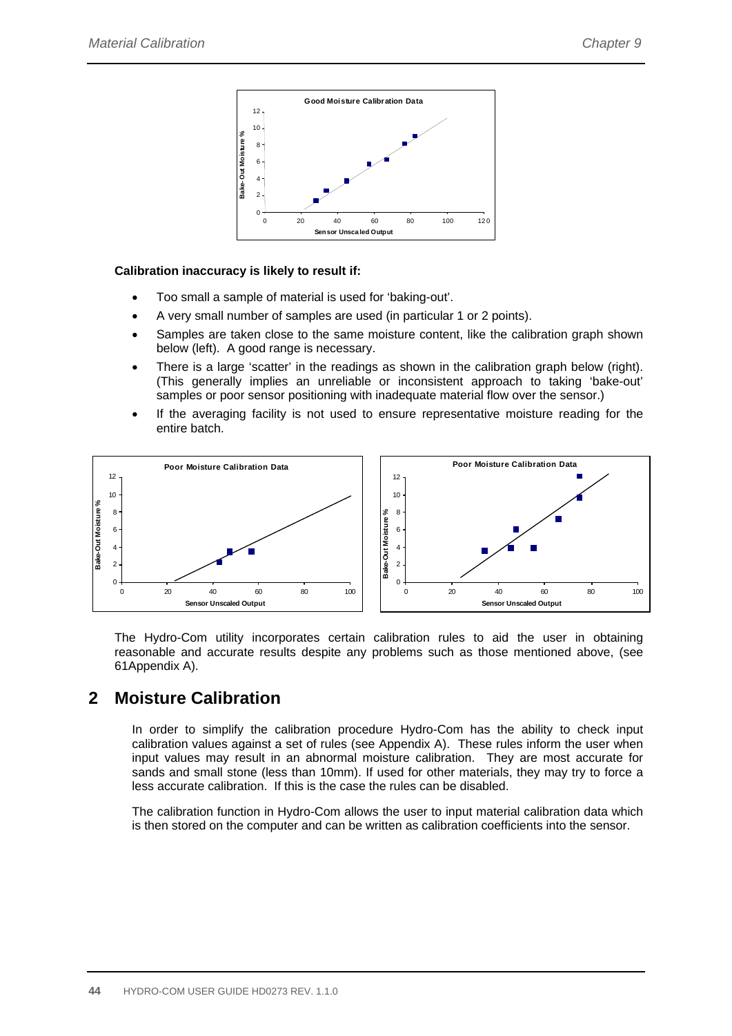**Calibration inaccuracy is likely to result if:**

- Too small a sample of material is used for 'baking-out'.
- A very small number of samples are used (in particular 1 or 2 points).
- Samples are taken close to the same moisture content, like the calibration graph shown below (left). A good range is necessary.
- There is a large 'scatter' in the readings as shown in the calibration graph below (right). (This generally implies an unreliable or inconsistent approach to taking 'bake-out' samples or poor sensor positioning with inadequate material flow over the sensor.)
- If the averaging facility is not used to ensure representative moisture reading for the entire batch.

The Hydro-Com utility incorporates certain calibration rules to aid the user in obtaining reasonable and accurate results despite any problems such as those mentioned above, (see 61Appendix A).

# 2 Moisture Calibration

In order to simplify the calibration procedure Hydro-Com has the ability to check input calibration values against a set of rules (see Appendix A). These rules inform the user when input values may result in an abnormal moisture calibration. They are most accurate for sands and small stone (less than 10mm). If used for other materials, they may try to force a less accurate calibration. If this is the case the rules can be disabled.

The calibration function in Hydro-Com allows the user to input material calibration data which is then stored on the computer and can be written as calibration coefficients into the sensor.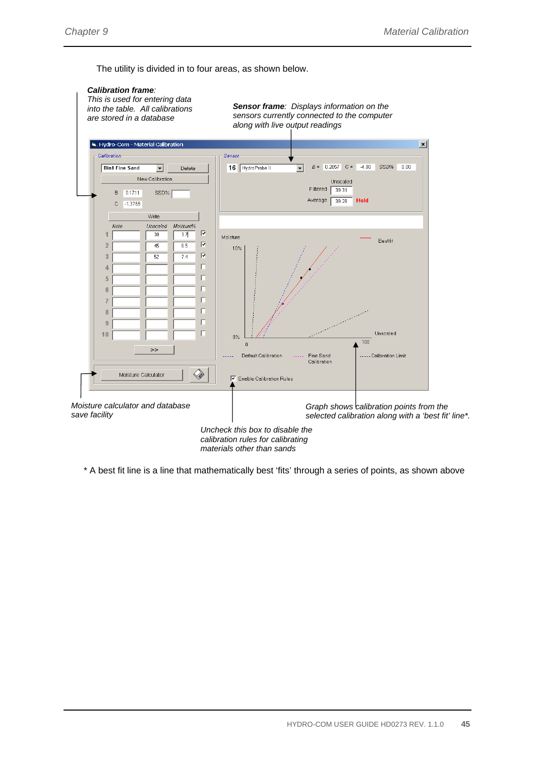The utility is divided in to four areas, as shown below.

***Calibration frame***: *This is used for entering data into the table. All calibrations are stored in a database*

***Sensor frame***: *Displays information on the sensors currently connected to the computer along with live output readings*

*Moisture calculator and database save facility*

*Graph shows calibration points from the selected calibration along with a 'best fit' line*.*

*Uncheck this box to disable the calibration rules for calibrating materials other than sands*

\* A best fit line is a line that mathematically best 'fits' through a series of points, as shown above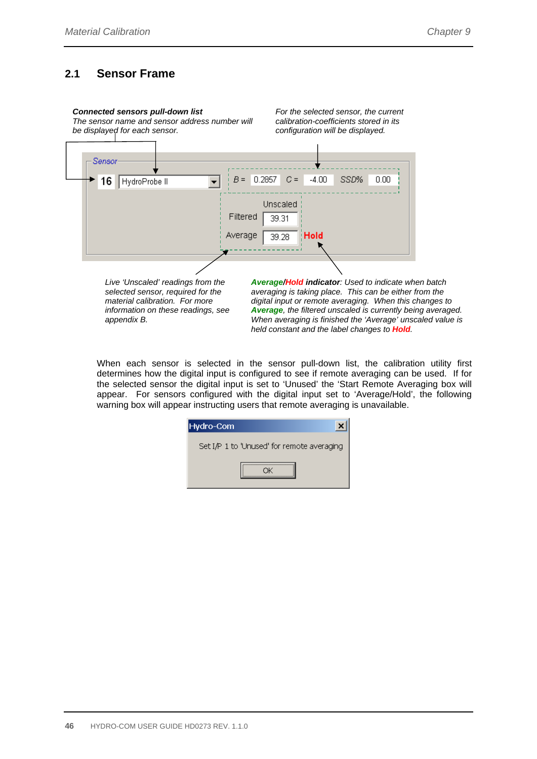## 2.1 Sensor Frame

***Connected sensors pull-down list***
*The sensor name and sensor address number will be displayed for each sensor.*

*For the selected sensor, the current calibration-coefficients stored in its configuration will be displayed.*

Sensor
16 HydroProbe II
B = 0.2857 C = -4.00 SSD% 0.00
Unscaled
Filtered 39.31
Average 39.28 **Hold**

*Live 'Unscaled' readings from the selected sensor, required for the material calibration. For more information on these readings, see appendix B.*

***Average/Hold indicator****: Used to indicate when batch averaging is taking place. This can be either from the digital input or remote averaging. When this changes to* ***Average****, the filtered unscaled is currently being averaged. When averaging is finished the 'Average' unscaled value is held constant and the label changes to* ***Hold****.*

When each sensor is selected in the sensor pull-down list, the calibration utility first determines how the digital input is configured to see if remote averaging can be used. If for the selected sensor the digital input is set to 'Unused' the 'Start Remote Averaging box will appear. For sensors configured with the digital input set to 'Average/Hold', the following warning box will appear instructing users that remote averaging is unavailable.

Hydro-Com
Set I/P 1 to 'Unused' for remote averaging
OK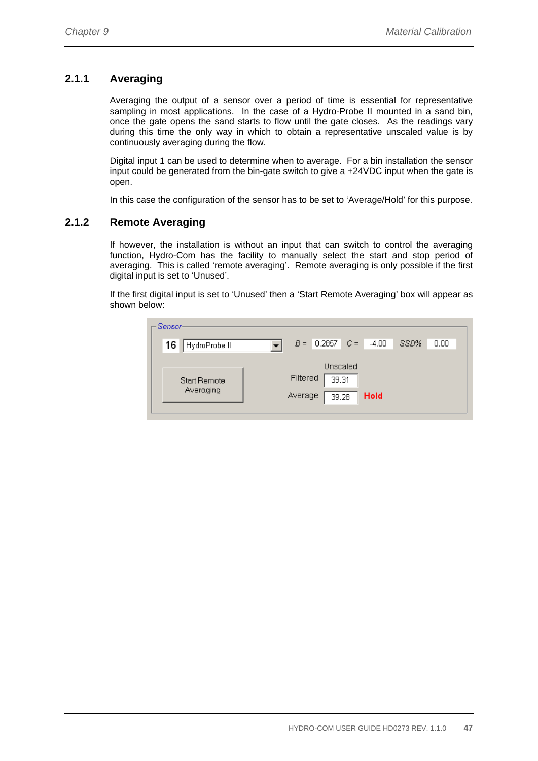### 2.1.1 Averaging

Averaging the output of a sensor over a period of time is essential for representative sampling in most applications. In the case of a Hydro-Probe II mounted in a sand bin, once the gate opens the sand starts to flow until the gate closes. As the readings vary during this time the only way in which to obtain a representative unscaled value is by continuously averaging during the flow.

Digital input 1 can be used to determine when to average. For a bin installation the sensor input could be generated from the bin-gate switch to give a +24VDC input when the gate is open.

In this case the configuration of the sensor has to be set to 'Average/Hold' for this purpose.

### 2.1.2 Remote Averaging

If however, the installation is without an input that can switch to control the averaging function, Hydro-Com has the facility to manually select the start and stop period of averaging. This is called 'remote averaging'. Remote averaging is only possible if the first digital input is set to 'Unused'.

If the first digital input is set to 'Unused' then a 'Start Remote Averaging' box will appear as shown below:

Sensor

16 | HydroProbe II | B = 0.2857 | C = -4.00 | SSD% 0.00

Start Remote Averaging

Unscaled

Filtered 39.31

Average 39.28 **Hold**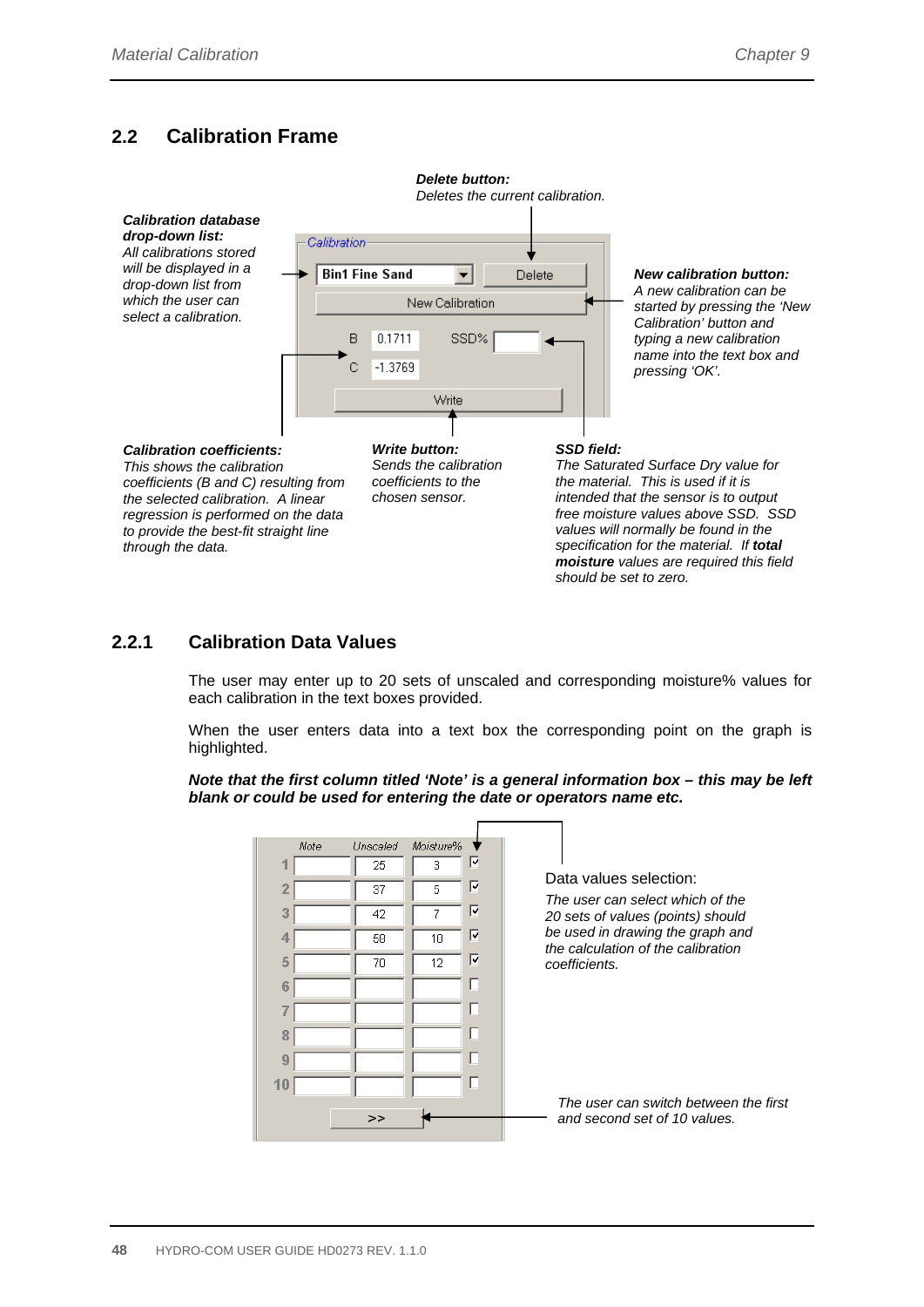## 2.2 Calibration Frame

***Delete button:***
*Deletes the current calibration.*

***Calibration database drop-down list:***
*All calibrations stored will be displayed in a drop-down list from which the user can select a calibration.*

Calibration

Bin1 Fine Sand | Delete

New Calibration

B 0.1711 SSD%

C -1.3769

Write

***New calibration button:***
*A new calibration can be started by pressing the 'New Calibration' button and typing a new calibration name into the text box and pressing 'OK'.*

***Calibration coefficients:***
*This shows the calibration coefficients (B and C) resulting from the selected calibration. A linear regression is performed on the data to provide the best-fit straight line through the data.*

***Write button:***
*Sends the calibration coefficients to the chosen sensor.*

***SSD field:***
*The Saturated Surface Dry value for the material. This is used if it is intended that the sensor is to output free moisture values above SSD. SSD values will normally be found in the specification for the material. If **total moisture** values are required this field should be set to zero.*

### 2.2.1 Calibration Data Values

The user may enter up to 20 sets of unscaled and corresponding moisture% values for each calibration in the text boxes provided.

When the user enters data into a text box the corresponding point on the graph is highlighted.

***Note that the first column titled 'Note' is a general information box – this may be left blank or could be used for entering the date or operators name etc.***

| | Note | Unscaled | Moisture% | |
|---|---|---|---|---|
| 1 | | 25 | 3 | ☑ |
| 2 | | 37 | 5 | ☑ |
| 3 | | 42 | 7 | ☑ |
| 4 | | 58 | 10 | ☑ |
| 5 | | 70 | 12 | ☑ |
| 6 | | | | ☐ |
| 7 | | | | ☐ |
| 8 | | | | ☐ |
| 9 | | | | ☐ |
| 10 | | | | ☐ |

>>

Data values selection:

*The user can select which of the 20 sets of values (points) should be used in drawing the graph and the calculation of the calibration coefficients.*

*The user can switch between the first and second set of 10 values.*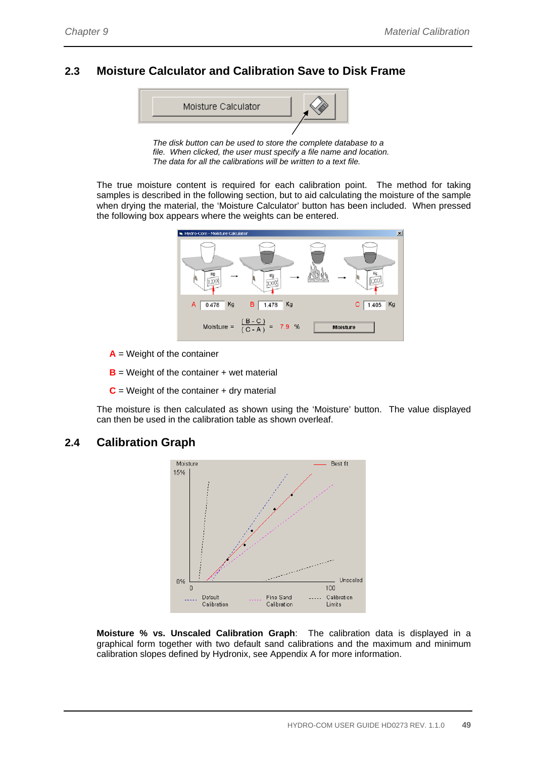## 2.3 Moisture Calculator and Calibration Save to Disk Frame

*The disk button can be used to store the complete database to a file. When clicked, the user must specify a file name and location. The data for all the calibrations will be written to a text file.*

The true moisture content is required for each calibration point. The method for taking samples is described in the following section, but to aid calculating the moisture of the sample when drying the material, the 'Moisture Calculator' button has been included. When pressed the following box appears where the weights can be entered.

**A** = Weight of the container

**B** = Weight of the container + wet material

**C** = Weight of the container + dry material

The moisture is then calculated as shown using the 'Moisture' button. The value displayed can then be used in the calibration table as shown overleaf.

## 2.4 Calibration Graph

**Moisture % vs. Unscaled Calibration Graph**: The calibration data is displayed in a graphical form together with two default sand calibrations and the maximum and minimum calibration slopes defined by Hydronix, see Appendix A for more information.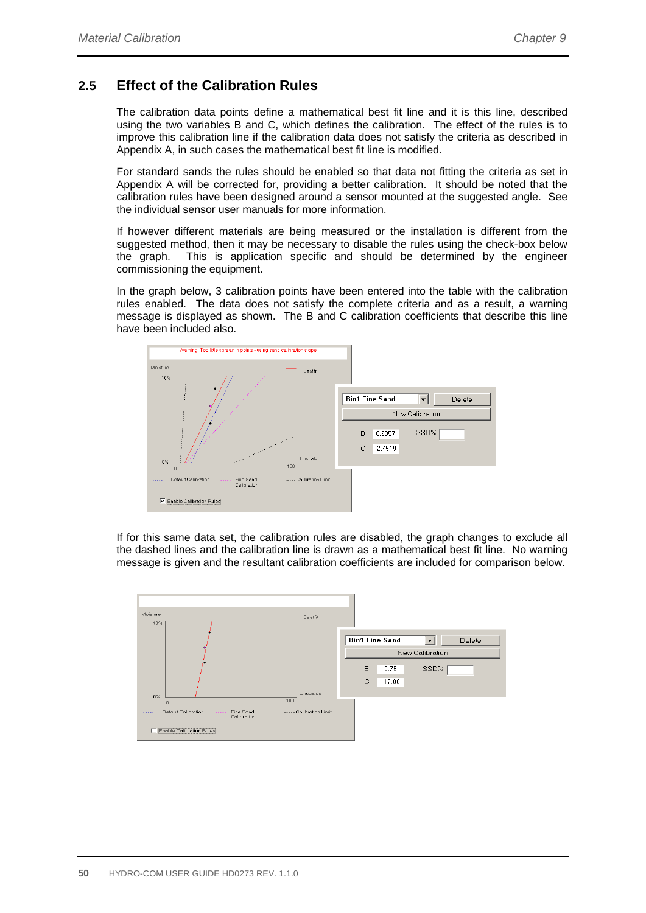## 2.5 Effect of the Calibration Rules

The calibration data points define a mathematical best fit line and it is this line, described using the two variables B and C, which defines the calibration. The effect of the rules is to improve this calibration line if the calibration data does not satisfy the criteria as described in Appendix A, in such cases the mathematical best fit line is modified.

For standard sands the rules should be enabled so that data not fitting the criteria as set in Appendix A will be corrected for, providing a better calibration. It should be noted that the calibration rules have been designed around a sensor mounted at the suggested angle. See the individual sensor user manuals for more information.

If however different materials are being measured or the installation is different from the suggested method, then it may be necessary to disable the rules using the check-box below the graph. This is application specific and should be determined by the engineer commissioning the equipment.

In the graph below, 3 calibration points have been entered into the table with the calibration rules enabled. The data does not satisfy the complete criteria and as a result, a warning message is displayed as shown. The B and C calibration coefficients that describe this line have been included also.

If for this same data set, the calibration rules are disabled, the graph changes to exclude all the dashed lines and the calibration line is drawn as a mathematical best fit line. No warning message is given and the resultant calibration coefficients are included for comparison below.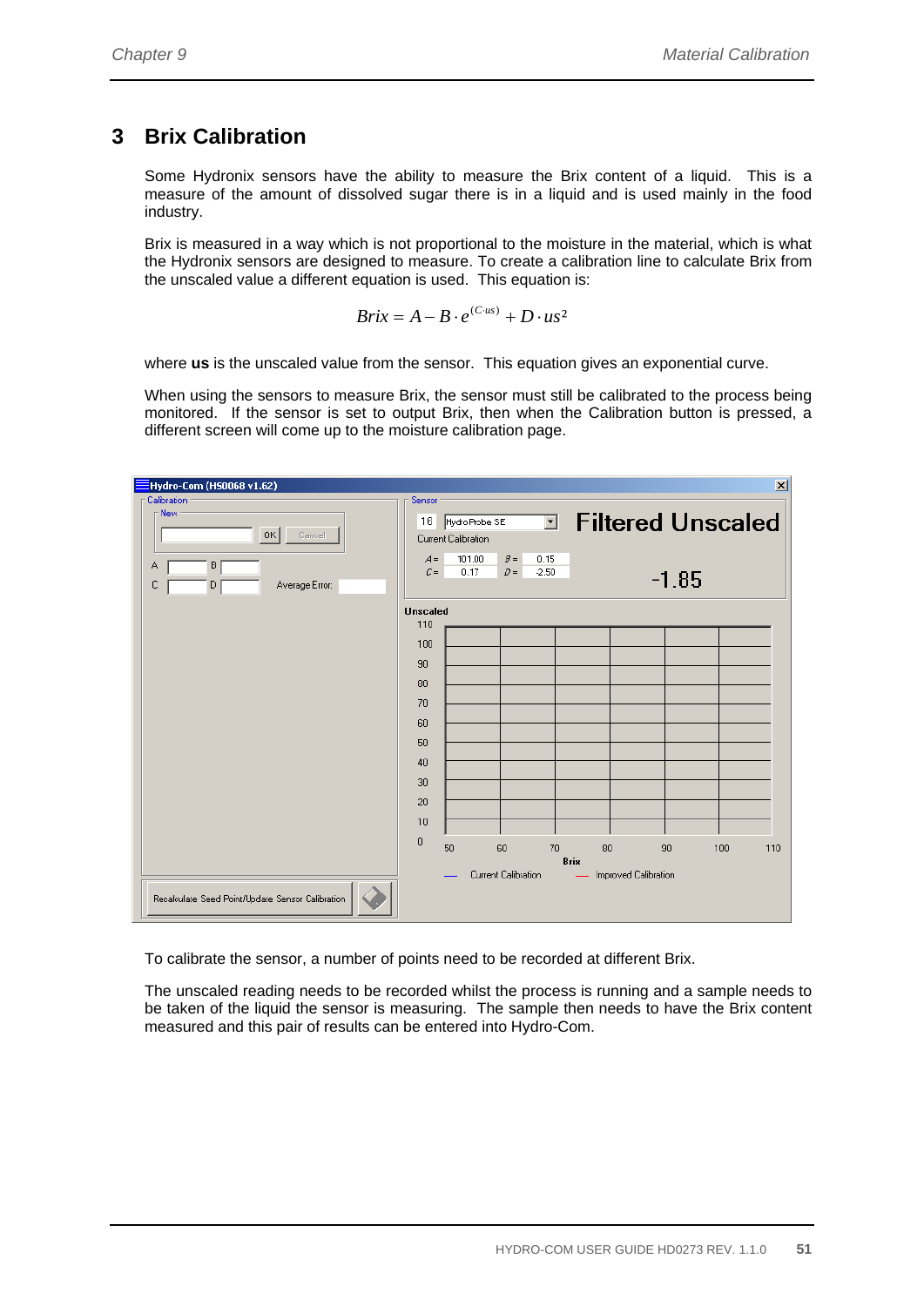## 3 Brix Calibration

Some Hydronix sensors have the ability to measure the Brix content of a liquid. This is a measure of the amount of dissolved sugar there is in a liquid and is used mainly in the food industry.

Brix is measured in a way which is not proportional to the moisture in the material, which is what the Hydronix sensors are designed to measure. To create a calibration line to calculate Brix from the unscaled value a different equation is used. This equation is:

$$Brix = A - B \cdot e^{(C \cdot us)} + D \cdot us^2$$

where **us** is the unscaled value from the sensor. This equation gives an exponential curve.

When using the sensors to measure Brix, the sensor must still be calibrated to the process being monitored. If the sensor is set to output Brix, then when the Calibration button is pressed, a different screen will come up to the moisture calibration page.

To calibrate the sensor, a number of points need to be recorded at different Brix.

The unscaled reading needs to be recorded whilst the process is running and a sample needs to be taken of the liquid the sensor is measuring. The sample then needs to have the Brix content measured and this pair of results can be entered into Hydro-Com.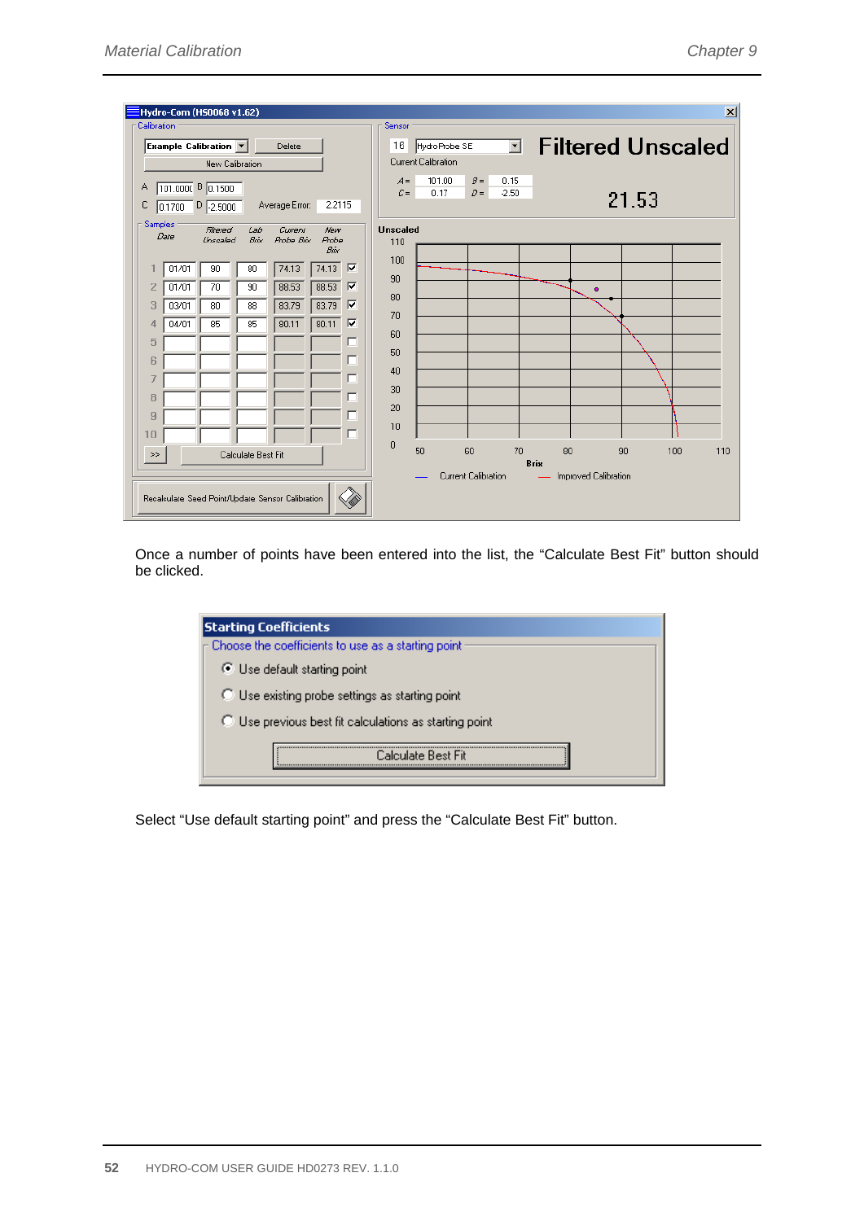Once a number of points have been entered into the list, the "Calculate Best Fit" button should be clicked.

Select "Use default starting point" and press the "Calculate Best Fit" button.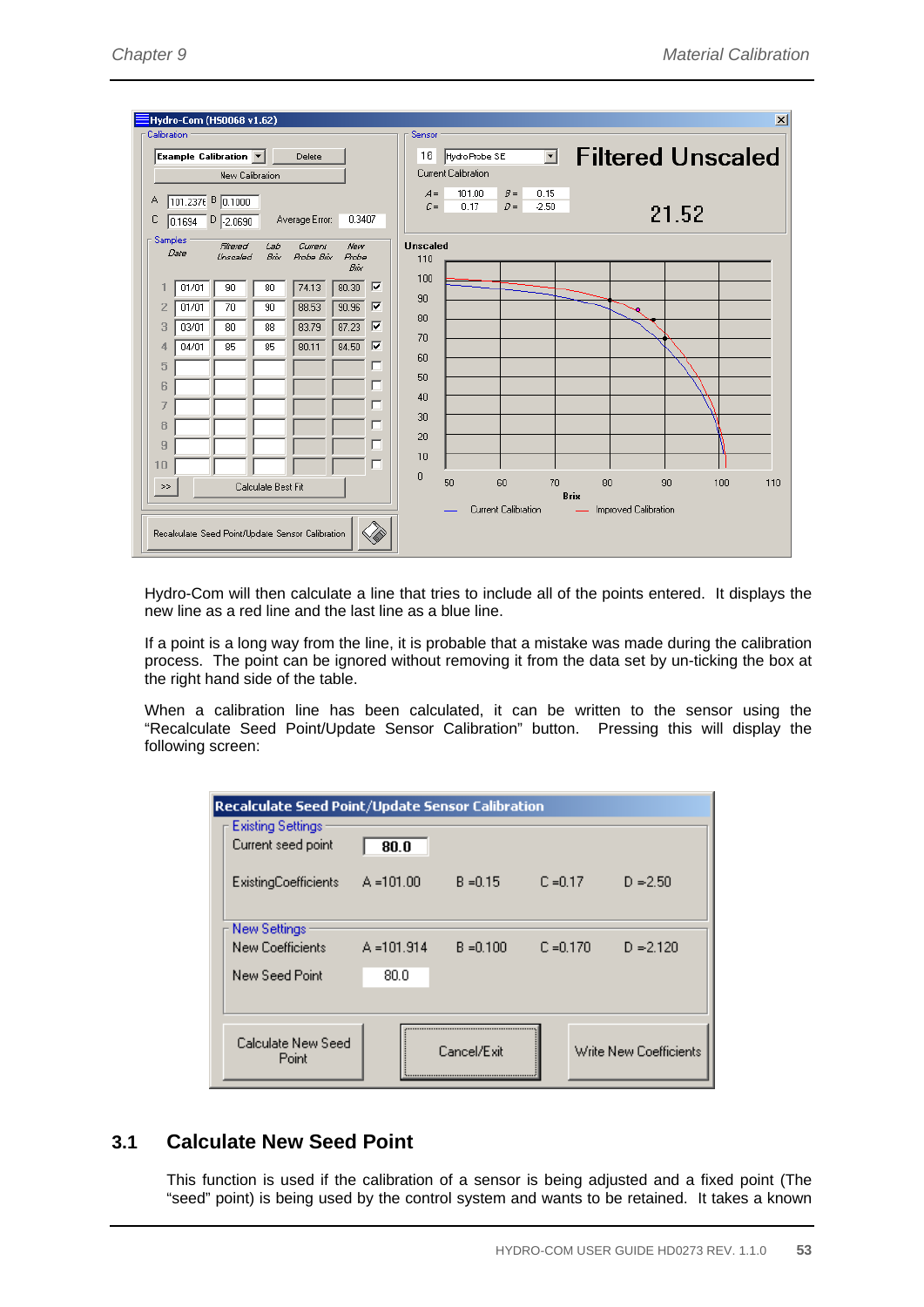Hydro-Com will then calculate a line that tries to include all of the points entered. It displays the new line as a red line and the last line as a blue line.

If a point is a long way from the line, it is probable that a mistake was made during the calibration process. The point can be ignored without removing it from the data set by un-ticking the box at the right hand side of the table.

When a calibration line has been calculated, it can be written to the sensor using the “Recalculate Seed Point/Update Sensor Calibration” button. Pressing this will display the following screen:

## 3.1 Calculate New Seed Point

This function is used if the calibration of a sensor is being adjusted and a fixed point (The “seed” point) is being used by the control system and wants to be retained. It takes a known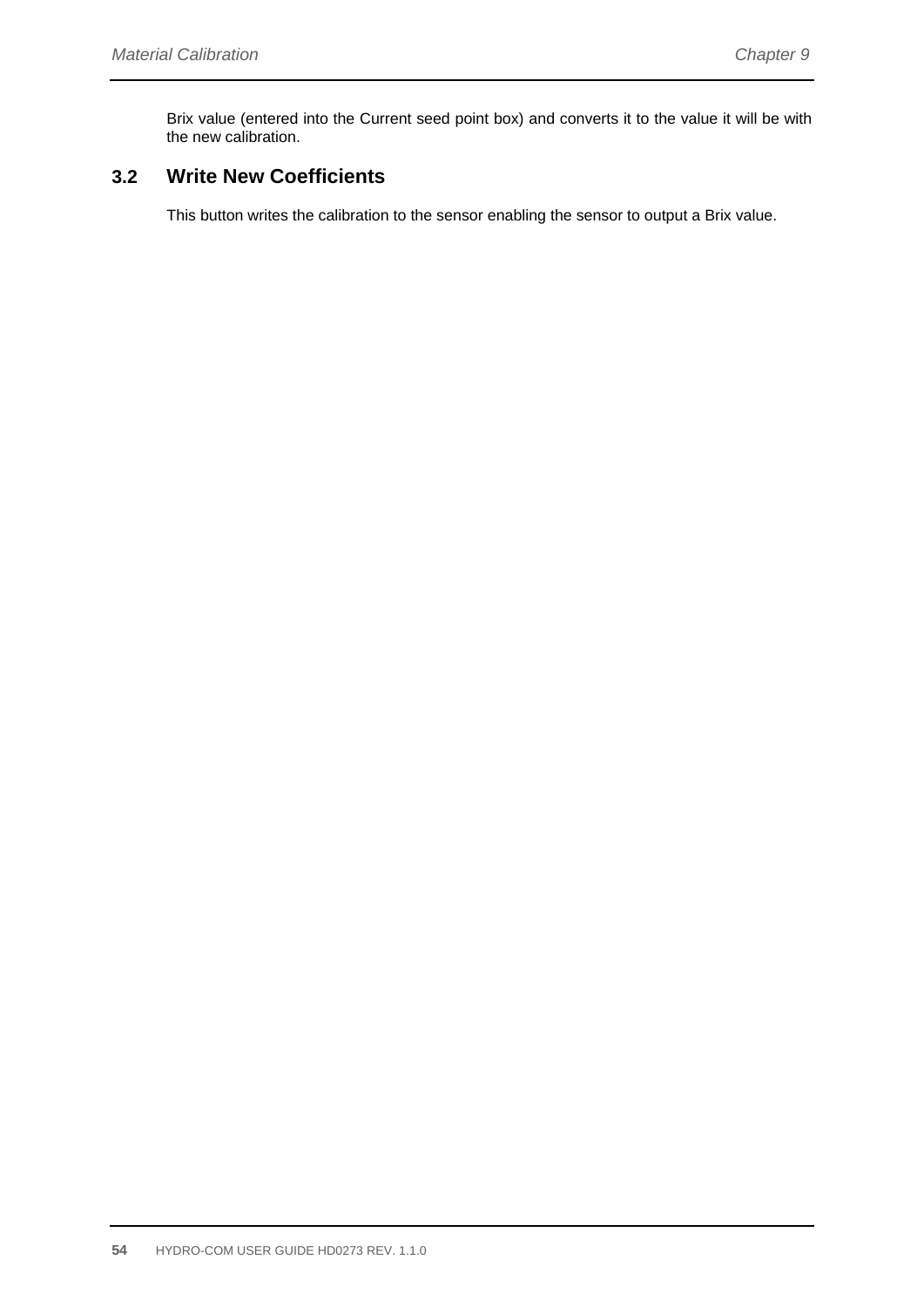Brix value (entered into the Current seed point box) and converts it to the value it will be with the new calibration.

## 3.2 Write New Coefficients

This button writes the calibration to the sensor enabling the sensor to output a Brix value.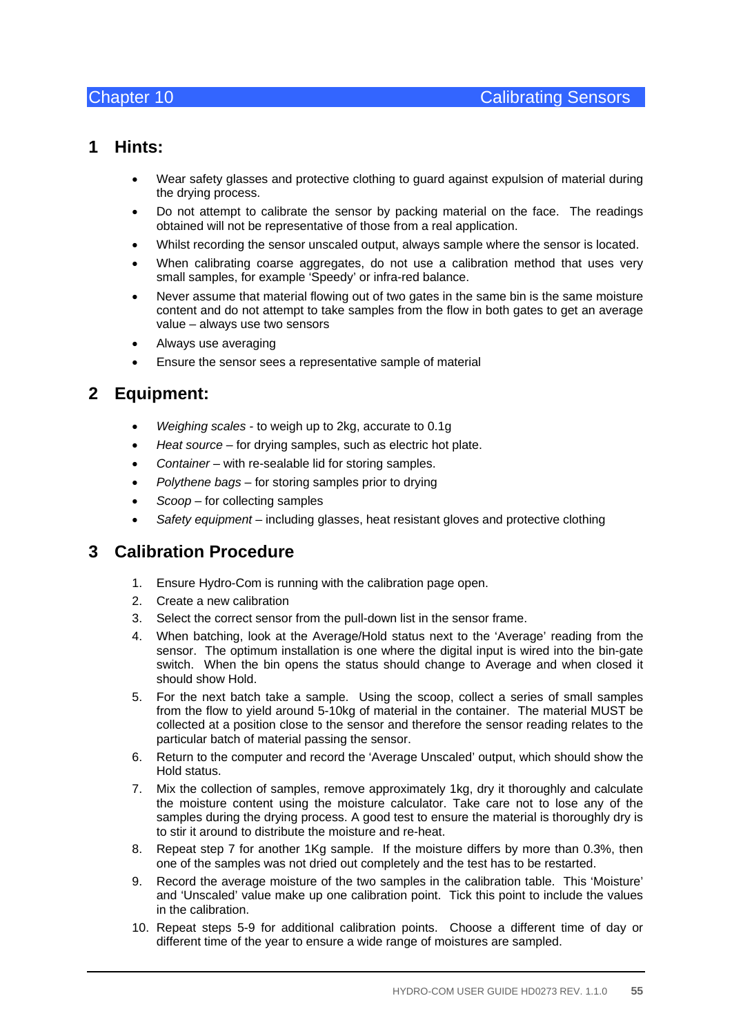# Chapter 10 Calibrating Sensors

## 1 Hints:

- Wear safety glasses and protective clothing to guard against expulsion of material during the drying process.
- Do not attempt to calibrate the sensor by packing material on the face. The readings obtained will not be representative of those from a real application.
- Whilst recording the sensor unscaled output, always sample where the sensor is located.
- When calibrating coarse aggregates, do not use a calibration method that uses very small samples, for example 'Speedy' or infra-red balance.
- Never assume that material flowing out of two gates in the same bin is the same moisture content and do not attempt to take samples from the flow in both gates to get an average value – always use two sensors
- Always use averaging
- Ensure the sensor sees a representative sample of material

## 2 Equipment:

- *Weighing scales* - to weigh up to 2kg, accurate to 0.1g
- *Heat source* – for drying samples, such as electric hot plate.
- *Container* – with re-sealable lid for storing samples.
- *Polythene bags* – for storing samples prior to drying
- *Scoop* – for collecting samples
- *Safety equipment* – including glasses, heat resistant gloves and protective clothing

## 3 Calibration Procedure

1. Ensure Hydro-Com is running with the calibration page open.
2. Create a new calibration
3. Select the correct sensor from the pull-down list in the sensor frame.
4. When batching, look at the Average/Hold status next to the 'Average' reading from the sensor. The optimum installation is one where the digital input is wired into the bin-gate switch. When the bin opens the status should change to Average and when closed it should show Hold.
5. For the next batch take a sample. Using the scoop, collect a series of small samples from the flow to yield around 5-10kg of material in the container. The material MUST be collected at a position close to the sensor and therefore the sensor reading relates to the particular batch of material passing the sensor.
6. Return to the computer and record the 'Average Unscaled' output, which should show the Hold status.
7. Mix the collection of samples, remove approximately 1kg, dry it thoroughly and calculate the moisture content using the moisture calculator. Take care not to lose any of the samples during the drying process. A good test to ensure the material is thoroughly dry is to stir it around to distribute the moisture and re-heat.
8. Repeat step 7 for another 1Kg sample. If the moisture differs by more than 0.3%, then one of the samples was not dried out completely and the test has to be restarted.
9. Record the average moisture of the two samples in the calibration table. This 'Moisture' and 'Unscaled' value make up one calibration point. Tick this point to include the values in the calibration.
10. Repeat steps 5-9 for additional calibration points. Choose a different time of day or different time of the year to ensure a wide range of moistures are sampled.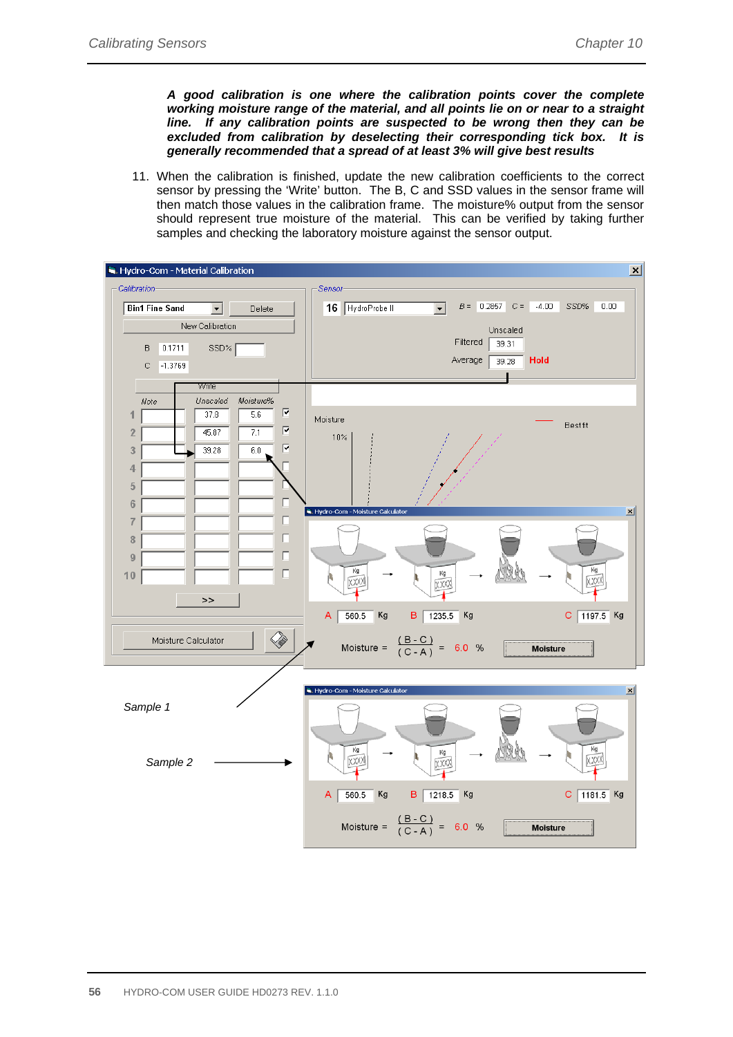***A good calibration is one where the calibration points cover the complete working moisture range of the material, and all points lie on or near to a straight line. If any calibration points are suspected to be wrong then they can be excluded from calibration by deselecting their corresponding tick box. It is generally recommended that a spread of at least 3% will give best results***

11. When the calibration is finished, update the new calibration coefficients to the correct sensor by pressing the 'Write' button. The B, C and SSD values in the sensor frame will then match those values in the calibration frame. The moisture% output from the sensor should represent true moisture of the material. This can be verified by taking further samples and checking the laboratory moisture against the sensor output.

*Sample 1*

*Sample 2*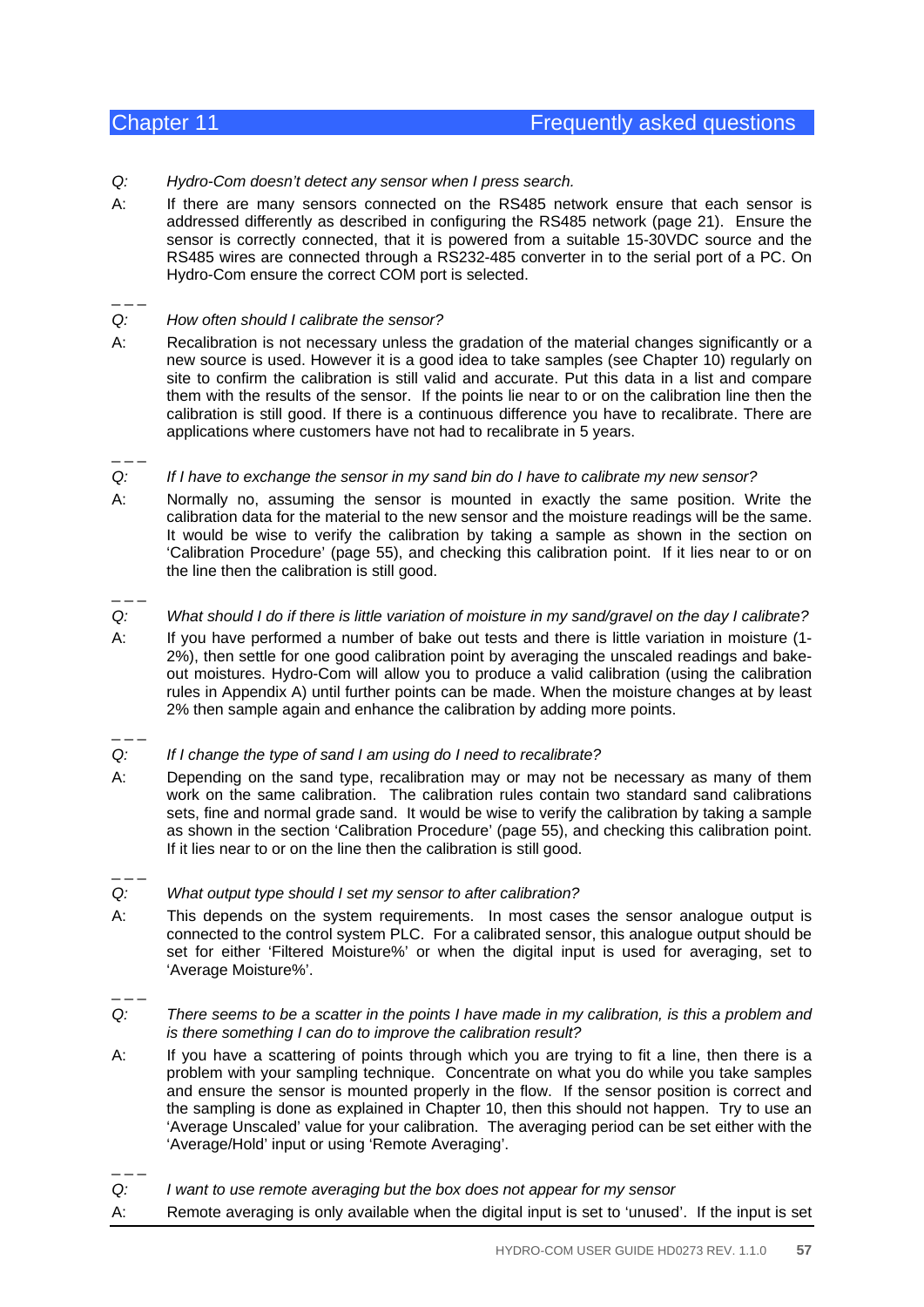# Chapter 11 Frequently asked questions

*Q: Hydro-Com doesn't detect any sensor when I press search.*

A: If there are many sensors connected on the RS485 network ensure that each sensor is addressed differently as described in configuring the RS485 network (page 21). Ensure the sensor is correctly connected, that it is powered from a suitable 15-30VDC source and the RS485 wires are connected through a RS232-485 converter in to the serial port of a PC. On Hydro-Com ensure the correct COM port is selected.

– – –

*Q: How often should I calibrate the sensor?*

A: Recalibration is not necessary unless the gradation of the material changes significantly or a new source is used. However it is a good idea to take samples (see Chapter 10) regularly on site to confirm the calibration is still valid and accurate. Put this data in a list and compare them with the results of the sensor. If the points lie near to or on the calibration line then the calibration is still good. If there is a continuous difference you have to recalibrate. There are applications where customers have not had to recalibrate in 5 years.

– – –

*Q: If I have to exchange the sensor in my sand bin do I have to calibrate my new sensor?*

A: Normally no, assuming the sensor is mounted in exactly the same position. Write the calibration data for the material to the new sensor and the moisture readings will be the same. It would be wise to verify the calibration by taking a sample as shown in the section on 'Calibration Procedure' (page 55), and checking this calibration point. If it lies near to or on the line then the calibration is still good.

– – –

*Q: What should I do if there is little variation of moisture in my sand/gravel on the day I calibrate?*

A: If you have performed a number of bake out tests and there is little variation in moisture (1-2%), then settle for one good calibration point by averaging the unscaled readings and bake-out moistures. Hydro-Com will allow you to produce a valid calibration (using the calibration rules in Appendix A) until further points can be made. When the moisture changes at by least 2% then sample again and enhance the calibration by adding more points.

– – –

*Q: If I change the type of sand I am using do I need to recalibrate?*

A: Depending on the sand type, recalibration may or may not be necessary as many of them work on the same calibration. The calibration rules contain two standard sand calibrations sets, fine and normal grade sand. It would be wise to verify the calibration by taking a sample as shown in the section 'Calibration Procedure' (page 55), and checking this calibration point. If it lies near to or on the line then the calibration is still good.

– – –

*Q: What output type should I set my sensor to after calibration?*

A: This depends on the system requirements. In most cases the sensor analogue output is connected to the control system PLC. For a calibrated sensor, this analogue output should be set for either 'Filtered Moisture%' or when the digital input is used for averaging, set to 'Average Moisture%'.

– – –

*Q: There seems to be a scatter in the points I have made in my calibration, is this a problem and is there something I can do to improve the calibration result?*

A: If you have a scattering of points through which you are trying to fit a line, then there is a problem with your sampling technique. Concentrate on what you do while you take samples and ensure the sensor is mounted properly in the flow. If the sensor position is correct and the sampling is done as explained in Chapter 10, then this should not happen. Try to use an 'Average Unscaled' value for your calibration. The averaging period can be set either with the 'Average/Hold' input or using 'Remote Averaging'.

– – –

*Q: I want to use remote averaging but the box does not appear for my sensor*

A: Remote averaging is only available when the digital input is set to 'unused'. If the input is set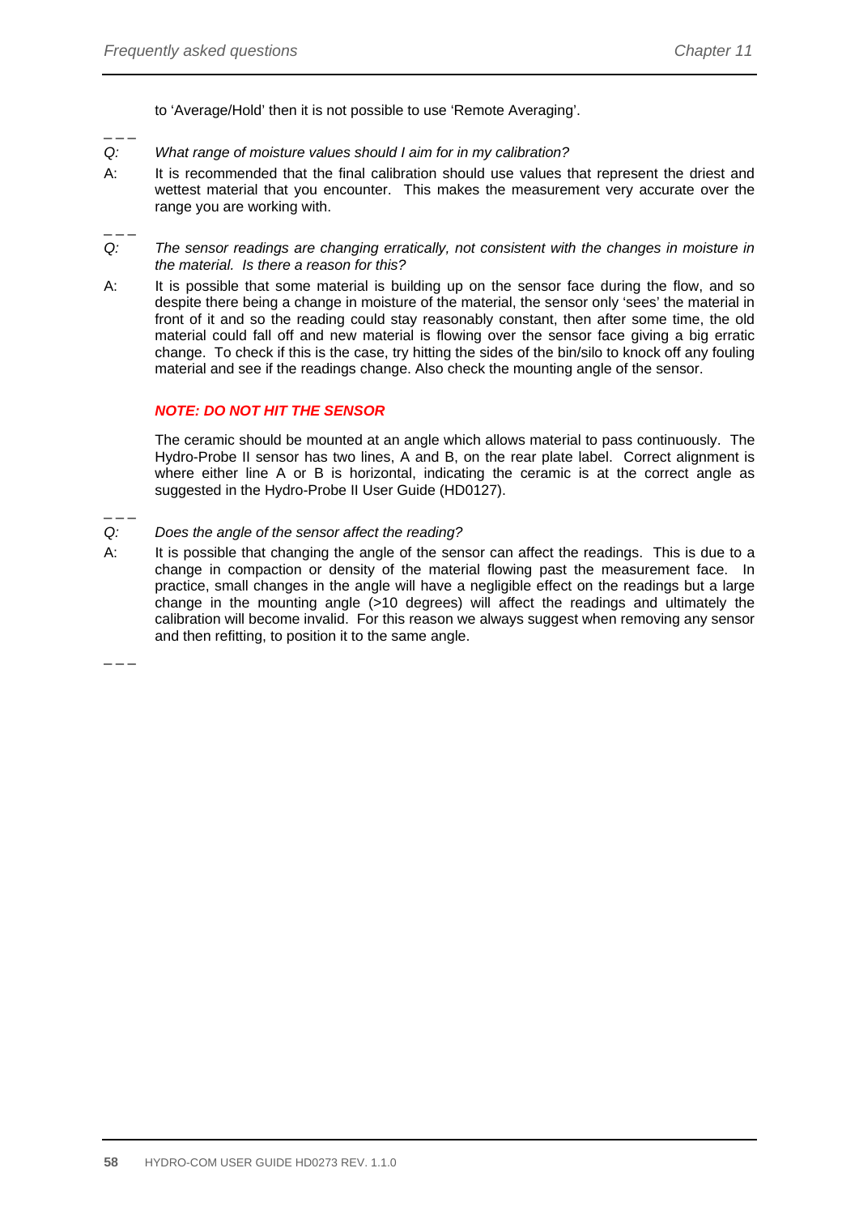to 'Average/Hold' then it is not possible to use 'Remote Averaging'.

– – –

*Q: What range of moisture values should I aim for in my calibration?*

A: It is recommended that the final calibration should use values that represent the driest and wettest material that you encounter. This makes the measurement very accurate over the range you are working with.

– – –

*Q: The sensor readings are changing erratically, not consistent with the changes in moisture in the material. Is there a reason for this?*

A: It is possible that some material is building up on the sensor face during the flow, and so despite there being a change in moisture of the material, the sensor only 'sees' the material in front of it and so the reading could stay reasonably constant, then after some time, the old material could fall off and new material is flowing over the sensor face giving a big erratic change. To check if this is the case, try hitting the sides of the bin/silo to knock off any fouling material and see if the readings change. Also check the mounting angle of the sensor.

***NOTE: DO NOT HIT THE SENSOR***

The ceramic should be mounted at an angle which allows material to pass continuously. The Hydro-Probe II sensor has two lines, A and B, on the rear plate label. Correct alignment is where either line A or B is horizontal, indicating the ceramic is at the correct angle as suggested in the Hydro-Probe II User Guide (HD0127).

– – –

*Q: Does the angle of the sensor affect the reading?*

A: It is possible that changing the angle of the sensor can affect the readings. This is due to a change in compaction or density of the material flowing past the measurement face. In practice, small changes in the angle will have a negligible effect on the readings but a large change in the mounting angle (>10 degrees) will affect the readings and ultimately the calibration will become invalid. For this reason we always suggest when removing any sensor and then refitting, to position it to the same angle.

– – –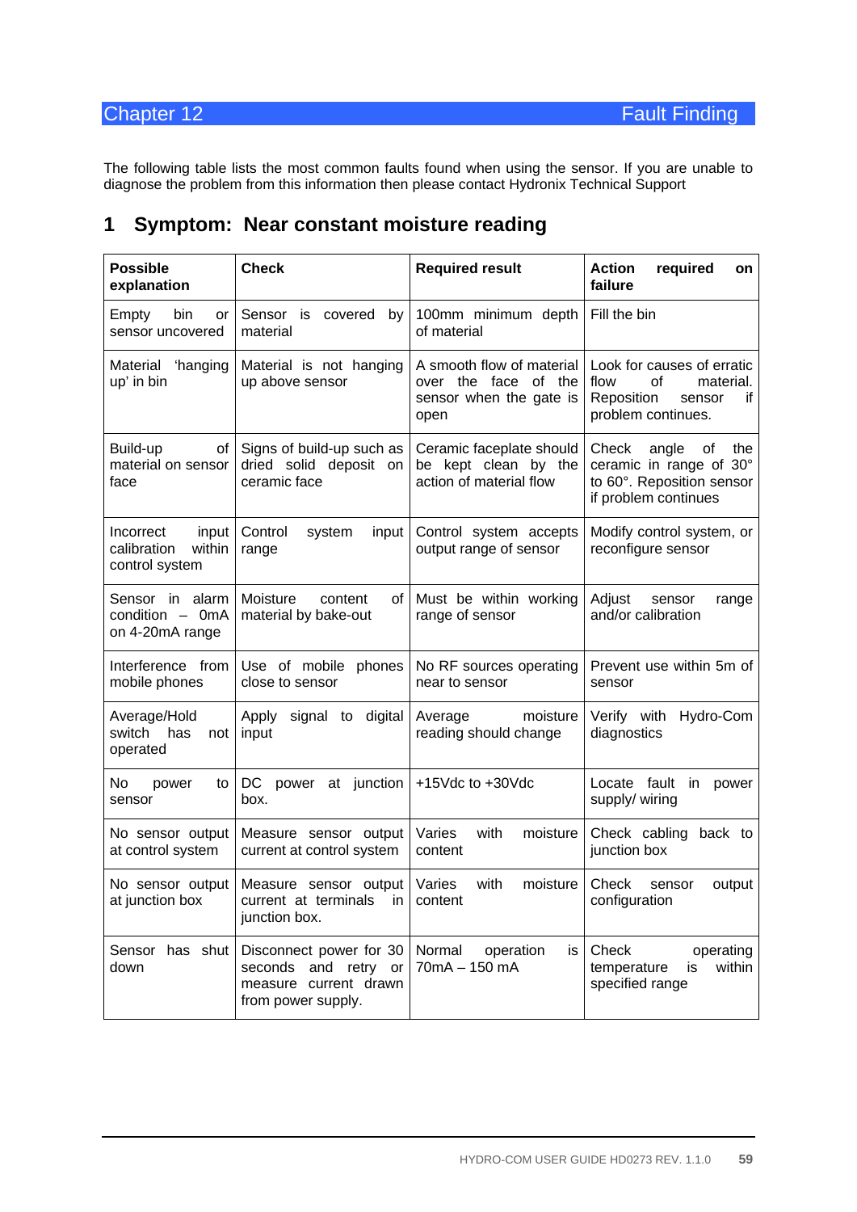# Chapter 12 Fault Finding

The following table lists the most common faults found when using the sensor. If you are unable to diagnose the problem from this information then please contact Hydronix Technical Support

## 1 Symptom: Near constant moisture reading

| Possible explanation | Check | Required result | Action required on failure |
|---|---|---|---|
| Empty bin or sensor uncovered | Sensor is covered by material | 100mm minimum depth of material | Fill the bin |
| Material 'hanging up' in bin | Material is not hanging up above sensor | A smooth flow of material over the face of the sensor when the gate is open | Look for causes of erratic flow of material. Reposition sensor if problem continues. |
| Build-up of material on sensor face | Signs of build-up such as dried solid deposit on ceramic face | Ceramic faceplate should be kept clean by the action of material flow | Check angle of the ceramic in range of 30° to 60°. Reposition sensor if problem continues |
| Incorrect input calibration within control system | Control system input range | Control system accepts output range of sensor | Modify control system, or reconfigure sensor |
| Sensor in alarm condition – 0mA on 4-20mA range | Moisture content of material by bake-out | Must be within working range of sensor | Adjust sensor range and/or calibration |
| Interference from mobile phones | Use of mobile phones close to sensor | No RF sources operating near to sensor | Prevent use within 5m of sensor |
| Average/Hold switch has not operated | Apply signal to digital input | Average moisture reading should change | Verify with Hydro-Com diagnostics |
| No power to sensor | DC power at junction box. | +15Vdc to +30Vdc | Locate fault in power supply/ wiring |
| No sensor output at control system | Measure sensor output current at control system | Varies with moisture content | Check cabling back to junction box |
| No sensor output at junction box | Measure sensor output current at terminals in junction box. | Varies with moisture content | Check sensor output configuration |
| Sensor has shut down | Disconnect power for 30 seconds and retry or measure current drawn from power supply. | Normal operation is 70mA – 150 mA | Check operating temperature is within specified range |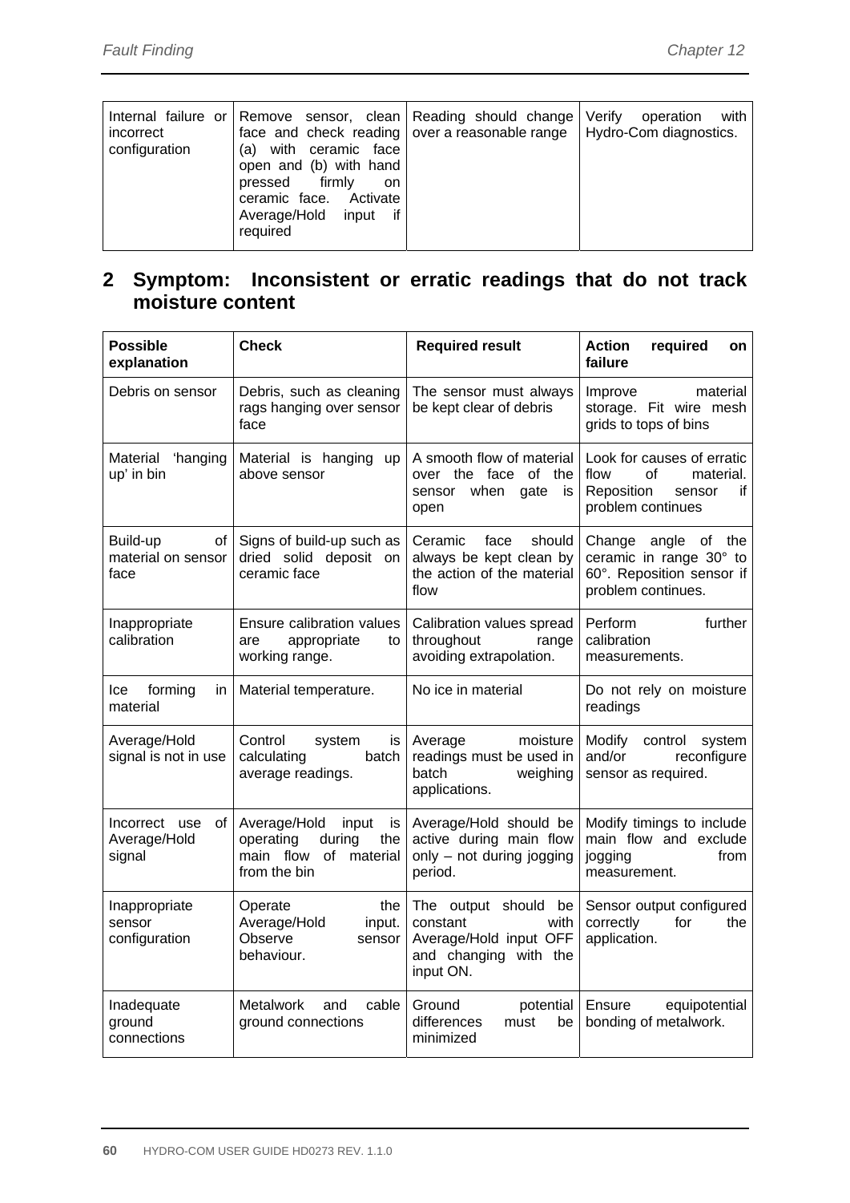| | | | |
|---|---|---|---|
| Internal failure or incorrect configuration | Remove sensor, clean face and check reading (a) with ceramic face open and (b) with hand pressed firmly on ceramic face. Activate Average/Hold input if required | Reading should change over a reasonable range | Verify operation with Hydro-Com diagnostics. |

## 2 Symptom: Inconsistent or erratic readings that do not track moisture content

| Possible explanation | Check | Required result | Action required on failure |
|---|---|---|---|
| Debris on sensor | Debris, such as cleaning rags hanging over sensor face | The sensor must always be kept clear of debris | Improve material storage. Fit wire mesh grids to tops of bins |
| Material 'hanging up' in bin | Material is hanging up above sensor | A smooth flow of material over the face of the sensor when gate is open | Look for causes of erratic flow of material. Reposition sensor if problem continues |
| Build-up of material on sensor face | Signs of build-up such as dried solid deposit on ceramic face | Ceramic face should always be kept clean by the action of the material flow | Change angle of the ceramic in range 30° to 60°. Reposition sensor if problem continues. |
| Inappropriate calibration | Ensure calibration values are appropriate to working range. | Calibration values spread throughout range avoiding extrapolation. | Perform further calibration measurements. |
| Ice forming in material | Material temperature. | No ice in material | Do not rely on moisture readings |
| Average/Hold signal is not in use | Control system is calculating batch average readings. | Average moisture readings must be used in batch weighing applications. | Modify control system and/or reconfigure sensor as required. |
| Incorrect use of Average/Hold signal | Average/Hold input is operating during the main flow of material from the bin | Average/Hold should be active during main flow only – not during jogging period. | Modify timings to include main flow and exclude jogging from measurement. |
| Inappropriate sensor configuration | Operate the Average/Hold input. Observe sensor behaviour. | The output should be constant with Average/Hold input OFF and changing with the input ON. | Sensor output configured correctly for the application. |
| Inadequate ground connections | Metalwork and cable ground connections | Ground potential differences must be minimized | Ensure equipotential bonding of metalwork. |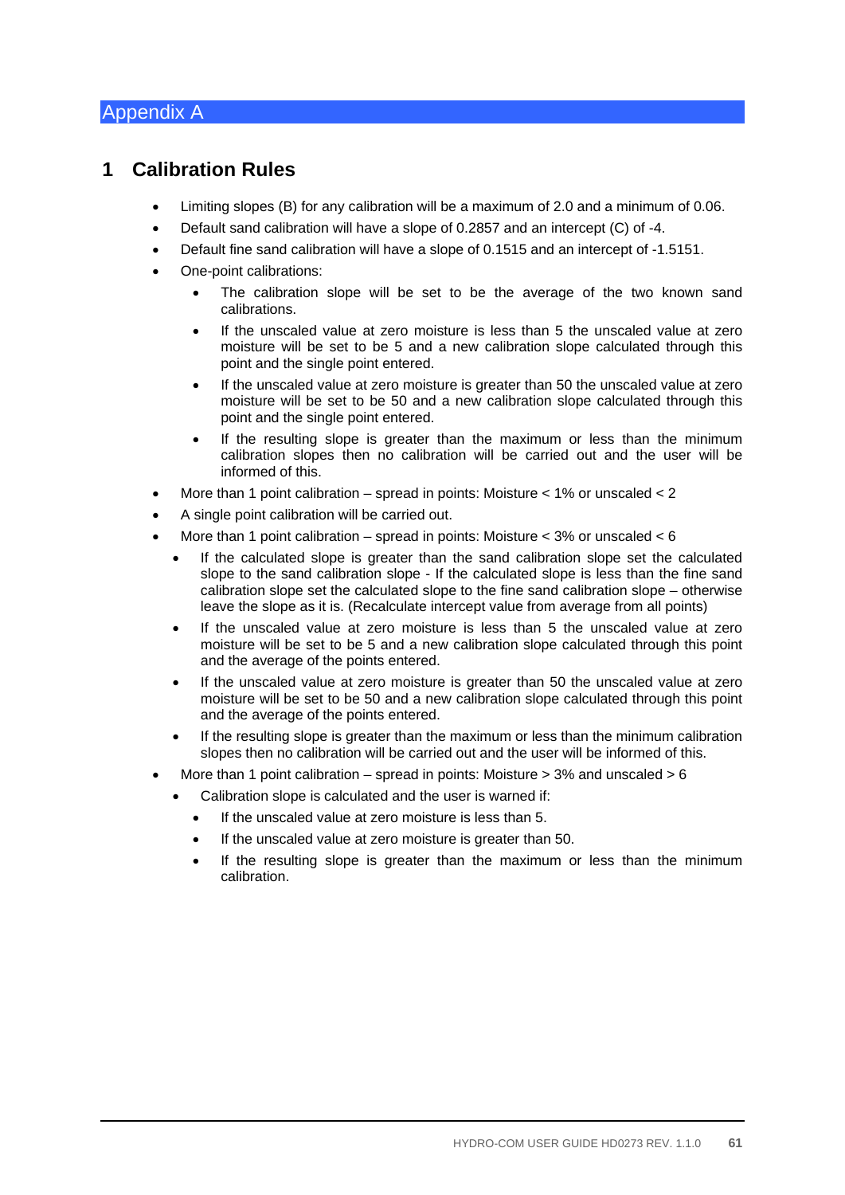# Appendix A

## 1 Calibration Rules

- Limiting slopes (B) for any calibration will be a maximum of 2.0 and a minimum of 0.06.
- Default sand calibration will have a slope of 0.2857 and an intercept (C) of -4.
- Default fine sand calibration will have a slope of 0.1515 and an intercept of -1.5151.
- One-point calibrations:
    - The calibration slope will be set to be the average of the two known sand calibrations.
    - If the unscaled value at zero moisture is less than 5 the unscaled value at zero moisture will be set to be 5 and a new calibration slope calculated through this point and the single point entered.
    - If the unscaled value at zero moisture is greater than 50 the unscaled value at zero moisture will be set to be 50 and a new calibration slope calculated through this point and the single point entered.
    - If the resulting slope is greater than the maximum or less than the minimum calibration slopes then no calibration will be carried out and the user will be informed of this.
- More than 1 point calibration – spread in points: Moisture < 1% or unscaled < 2
- A single point calibration will be carried out.
- More than 1 point calibration – spread in points: Moisture < 3% or unscaled < 6
    - If the calculated slope is greater than the sand calibration slope set the calculated slope to the sand calibration slope - If the calculated slope is less than the fine sand calibration slope set the calculated slope to the fine sand calibration slope – otherwise leave the slope as it is. (Recalculate intercept value from average from all points)
    - If the unscaled value at zero moisture is less than 5 the unscaled value at zero moisture will be set to be 5 and a new calibration slope calculated through this point and the average of the points entered.
    - If the unscaled value at zero moisture is greater than 50 the unscaled value at zero moisture will be set to be 50 and a new calibration slope calculated through this point and the average of the points entered.
    - If the resulting slope is greater than the maximum or less than the minimum calibration slopes then no calibration will be carried out and the user will be informed of this.
- More than 1 point calibration – spread in points: Moisture > 3% and unscaled > 6
    - Calibration slope is calculated and the user is warned if:
        - If the unscaled value at zero moisture is less than 5.
        - If the unscaled value at zero moisture is greater than 50.
        - If the resulting slope is greater than the maximum or less than the minimum calibration.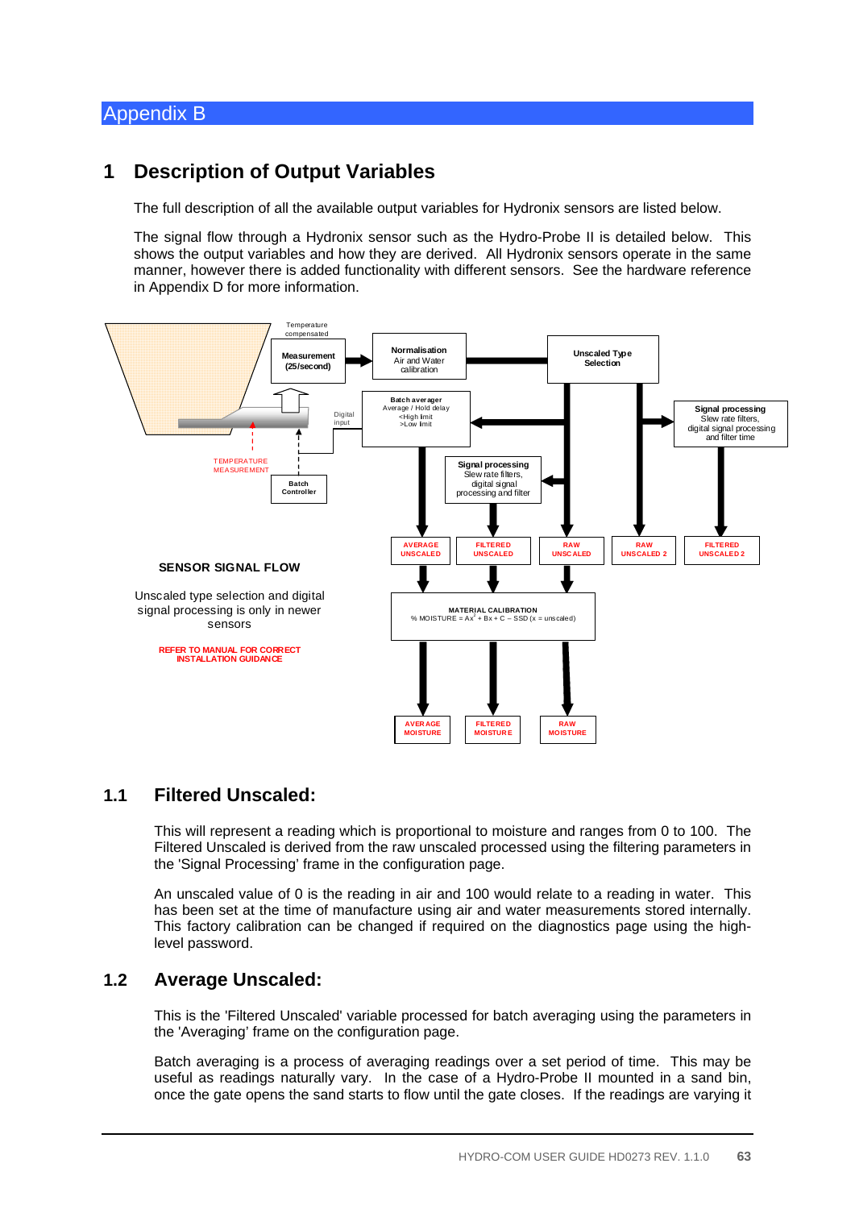# Appendix B

## 1 Description of Output Variables

The full description of all the available output variables for Hydronix sensors are listed below.

The signal flow through a Hydronix sensor such as the Hydro-Probe II is detailed below. This shows the output variables and how they are derived. All Hydronix sensors operate in the same manner, however there is added functionality with different sensors. See the hardware reference in Appendix D for more information.

Temperature compensated

**Measurement (25/second)**

**Normalisation** Air and Water calibration

**Unscaled Type Selection**

**Batch averager** Average / Hold delay <High limit >Low limit

Digital input

**Signal processing** Slew rate filters, digital signal processing and filter time

**Signal processing** Slew rate filters, digital signal processing and filter

TEMPERATURE MEASUREMENT

**Batch Controller**

AVERAGE UNSCALED | FILTERED UNSCALED | RAW UNSCALED | RAW UNSCALED 2 | FILTERED UNSCALED 2

**SENSOR SIGNAL FLOW**

Unscaled type selection and digital signal processing is only in newer sensors

REFER TO MANUAL FOR CORRECT INSTALLATION GUIDANCE

**MATERIAL CALIBRATION**
% MOISTURE = $Ax^2 + Bx + C - SSD$ (x = unscaled)

AVERAGE MOISTURE | FILTERED MOISTURE | RAW MOISTURE

### 1.1 Filtered Unscaled:

This will represent a reading which is proportional to moisture and ranges from 0 to 100. The Filtered Unscaled is derived from the raw unscaled processed using the filtering parameters in the 'Signal Processing' frame in the configuration page.

An unscaled value of 0 is the reading in air and 100 would relate to a reading in water. This has been set at the time of manufacture using air and water measurements stored internally. This factory calibration can be changed if required on the diagnostics page using the high-level password.

### 1.2 Average Unscaled:

This is the 'Filtered Unscaled' variable processed for batch averaging using the parameters in the 'Averaging' frame on the configuration page.

Batch averaging is a process of averaging readings over a set period of time. This may be useful as readings naturally vary. In the case of a Hydro-Probe II mounted in a sand bin, once the gate opens the sand starts to flow until the gate closes. If the readings are varying it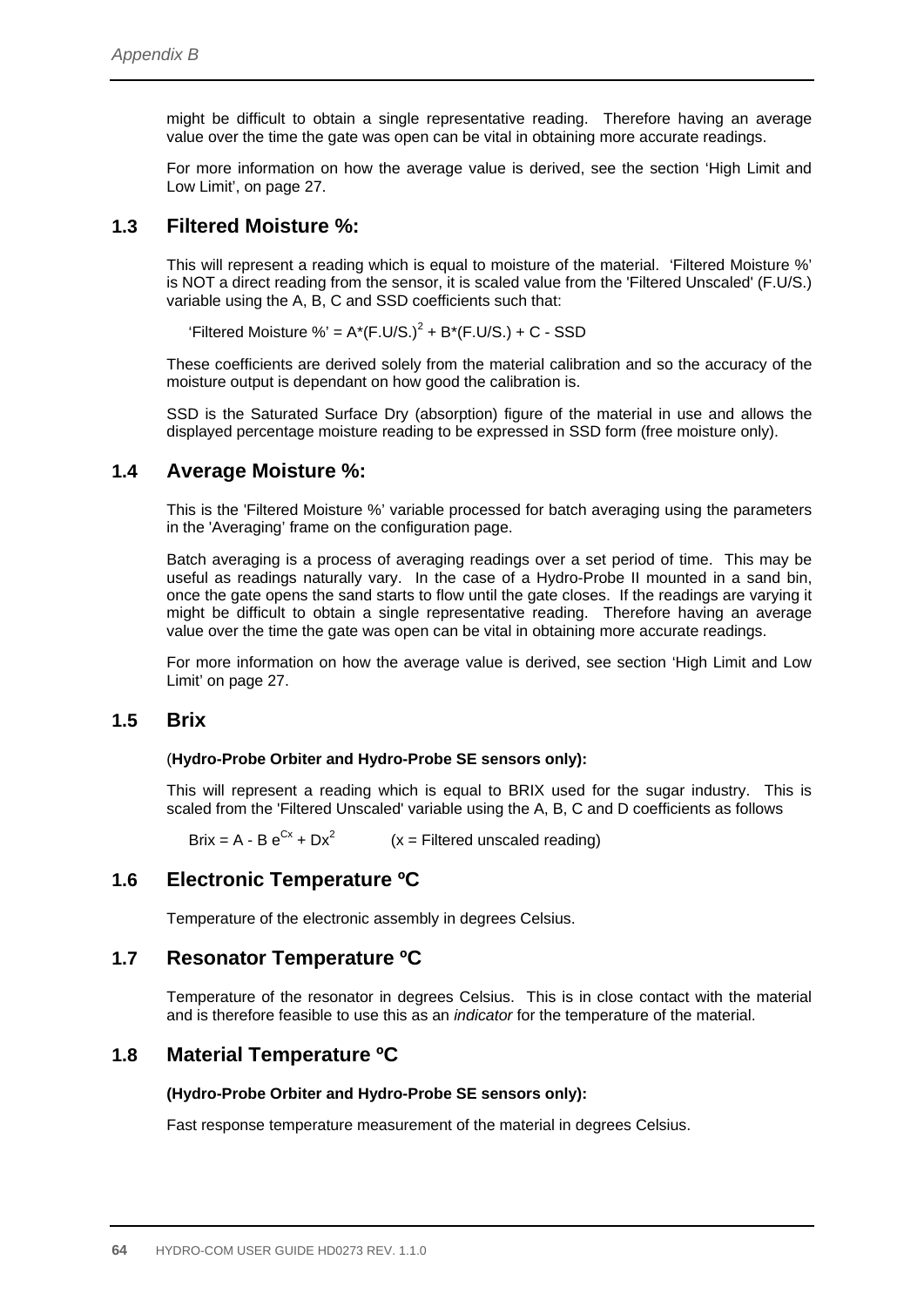might be difficult to obtain a single representative reading. Therefore having an average value over the time the gate was open can be vital in obtaining more accurate readings.

For more information on how the average value is derived, see the section 'High Limit and Low Limit', on page 27.

## 1.3 Filtered Moisture %:

This will represent a reading which is equal to moisture of the material. 'Filtered Moisture %' is NOT a direct reading from the sensor, it is scaled value from the 'Filtered Unscaled' (F.U/S.) variable using the A, B, C and SSD coefficients such that:

'Filtered Moisture %' = $A*(F.U/S.)^2 + B*(F.U/S.) + C - SSD$

These coefficients are derived solely from the material calibration and so the accuracy of the moisture output is dependant on how good the calibration is.

SSD is the Saturated Surface Dry (absorption) figure of the material in use and allows the displayed percentage moisture reading to be expressed in SSD form (free moisture only).

## 1.4 Average Moisture %:

This is the 'Filtered Moisture %' variable processed for batch averaging using the parameters in the 'Averaging' frame on the configuration page.

Batch averaging is a process of averaging readings over a set period of time. This may be useful as readings naturally vary. In the case of a Hydro-Probe II mounted in a sand bin, once the gate opens the sand starts to flow until the gate closes. If the readings are varying it might be difficult to obtain a single representative reading. Therefore having an average value over the time the gate was open can be vital in obtaining more accurate readings.

For more information on how the average value is derived, see section 'High Limit and Low Limit' on page 27.

## 1.5 Brix

(**Hydro-Probe Orbiter and Hydro-Probe SE sensors only):**

This will represent a reading which is equal to BRIX used for the sugar industry. This is scaled from the 'Filtered Unscaled' variable using the A, B, C and D coefficients as follows

$Brix = A - B\,e^{Cx} + Dx^2$ (x = Filtered unscaled reading)

## 1.6 Electronic Temperature ºC

Temperature of the electronic assembly in degrees Celsius.

## 1.7 Resonator Temperature ºC

Temperature of the resonator in degrees Celsius. This is in close contact with the material and is therefore feasible to use this as an *indicator* for the temperature of the material.

## 1.8 Material Temperature ºC

**(Hydro-Probe Orbiter and Hydro-Probe SE sensors only):**

Fast response temperature measurement of the material in degrees Celsius.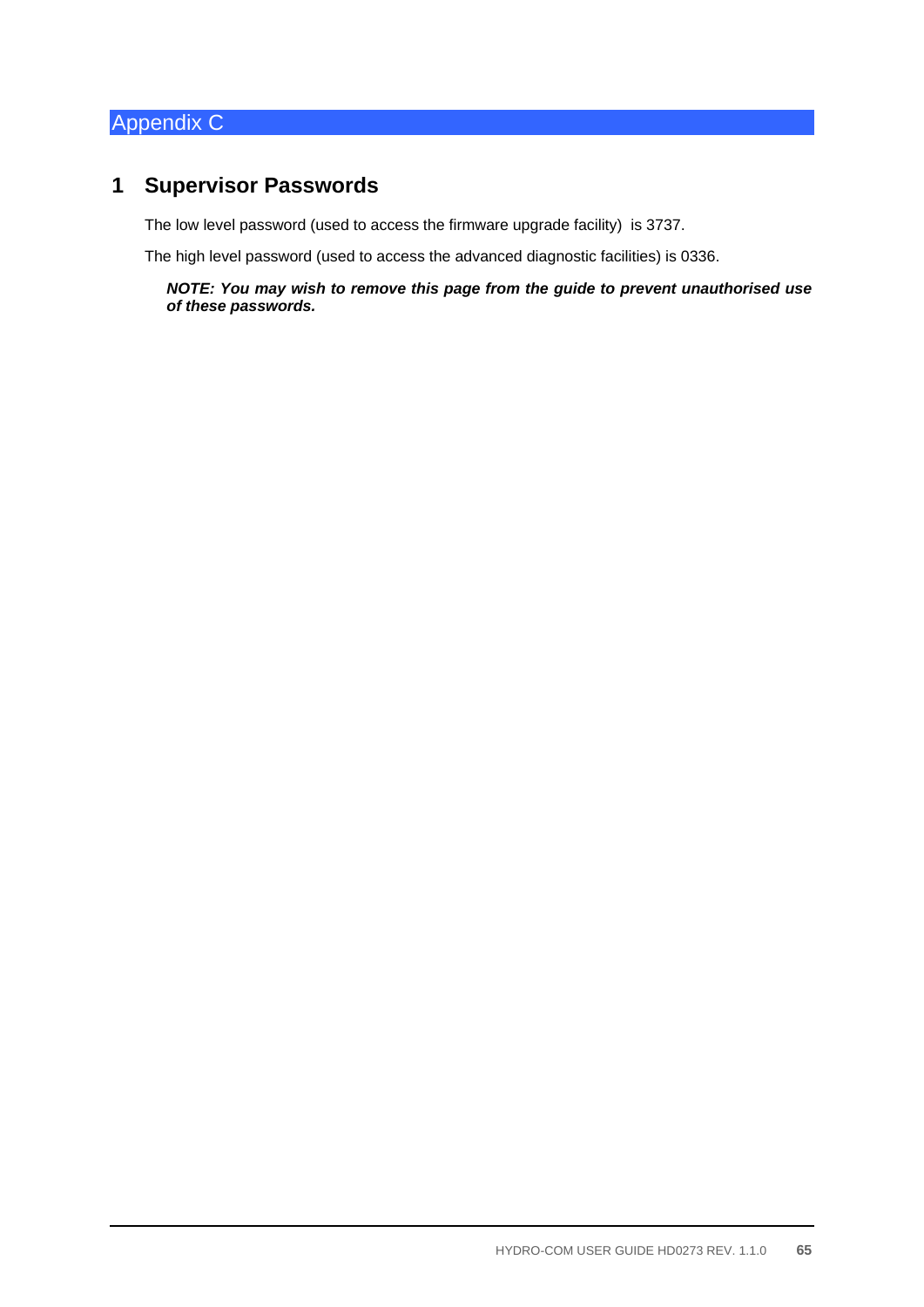# Appendix C

## 1 Supervisor Passwords

The low level password (used to access the firmware upgrade facility) is 3737.

The high level password (used to access the advanced diagnostic facilities) is 0336.

***NOTE: You may wish to remove this page from the guide to prevent unauthorised use of these passwords.***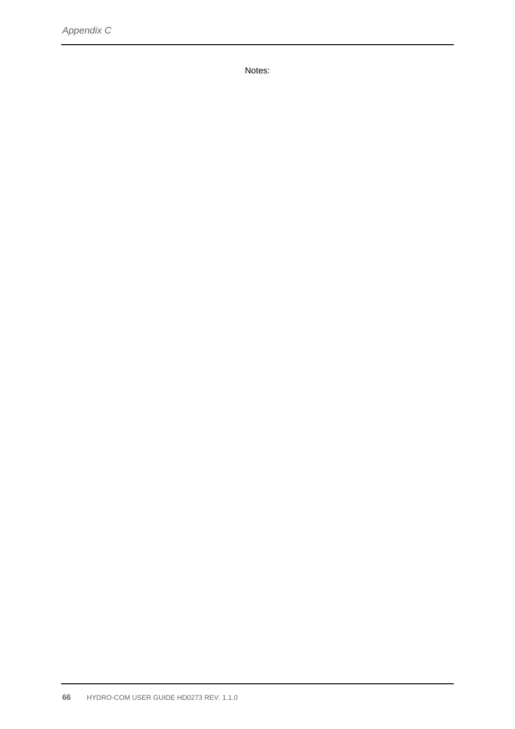Notes: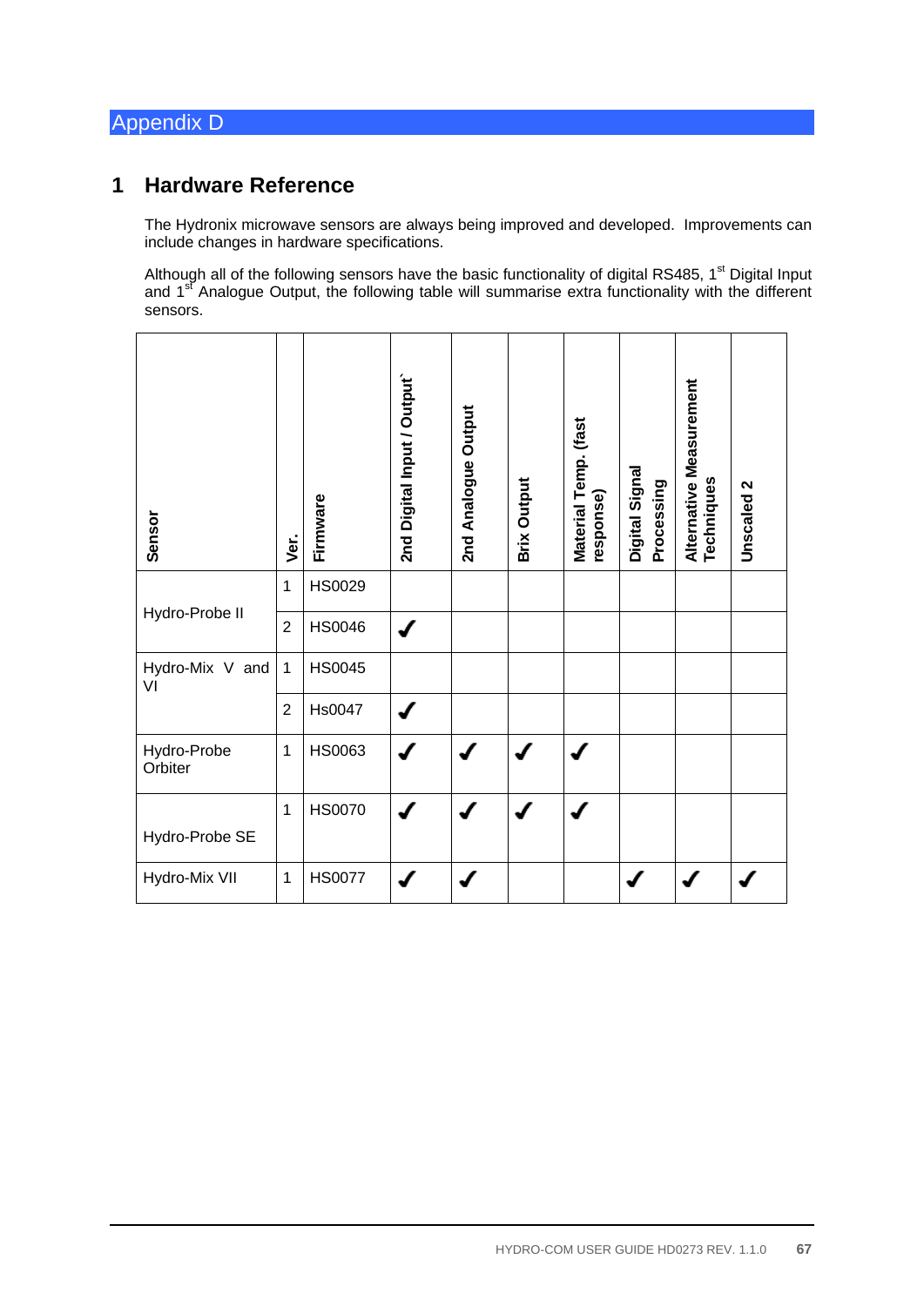# Appendix D

## 1 Hardware Reference

The Hydronix microwave sensors are always being improved and developed. Improvements can include changes in hardware specifications.

Although all of the following sensors have the basic functionality of digital RS485, 1st Digital Input and 1st Analogue Output, the following table will summarise extra functionality with the different sensors.

| Sensor | Ver. | Firmware | 2nd Digital Input / Output` | 2nd Analogue Output | Brix Output | Material Temp. (fast response) | Digital Signal Processing | Alternative Measurement Techniques | Unscaled 2 |
|---|---|---|---|---|---|---|---|---|---|
| Hydro-Probe II | 1 | HS0029 | | | | | | | |
| | 2 | HS0046 | ✓ | | | | | | |
| Hydro-Mix V and VI | 1 | HS0045 | | | | | | | |
| | 2 | Hs0047 | ✓ | | | | | | |
| Hydro-Probe Orbiter | 1 | HS0063 | ✓ | ✓ | ✓ | ✓ | | | |
| Hydro-Probe SE | 1 | HS0070 | ✓ | ✓ | ✓ | ✓ | | | |
| Hydro-Mix VII | 1 | HS0077 | ✓ | ✓ | | | ✓ | ✓ | ✓ |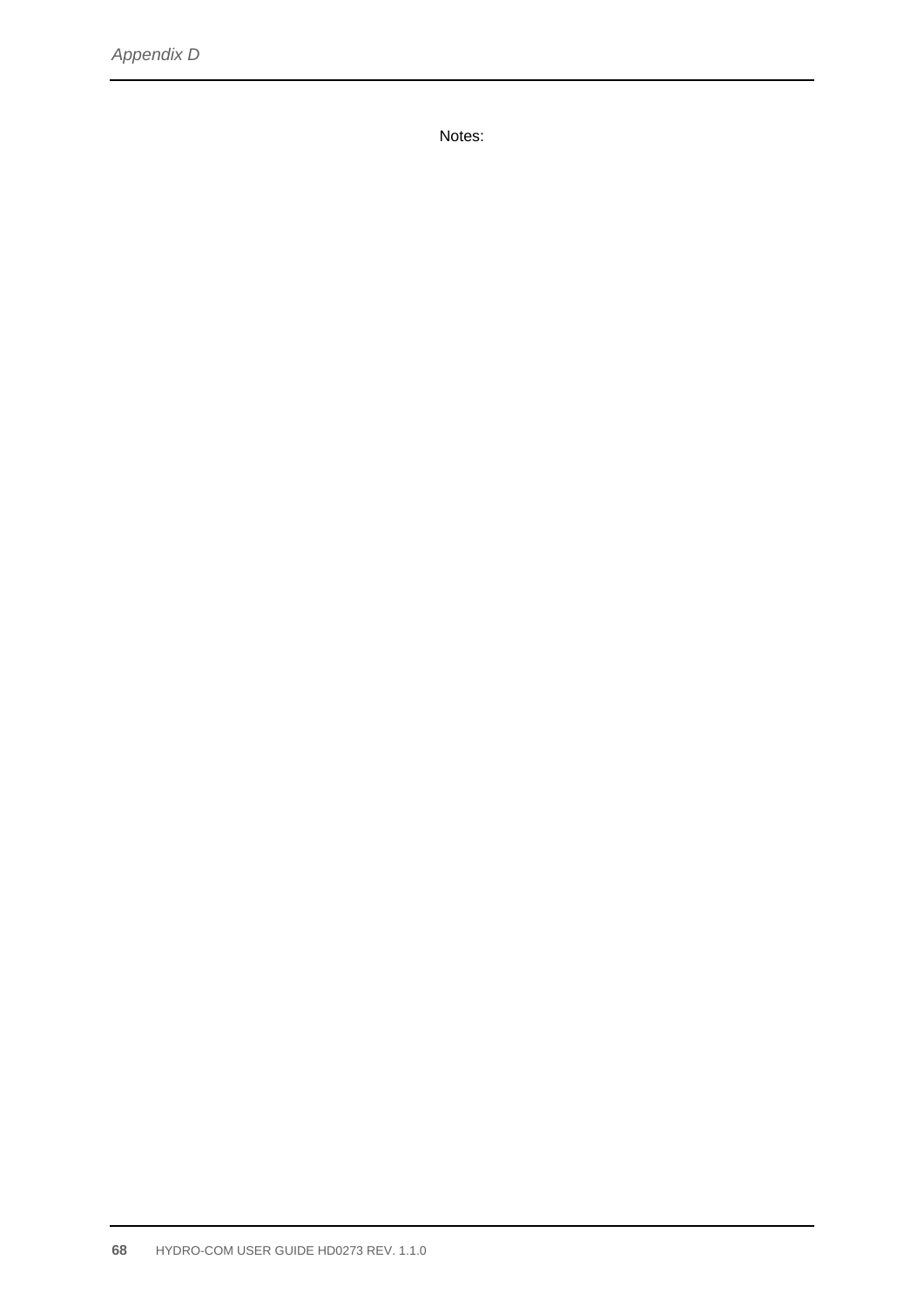Notes: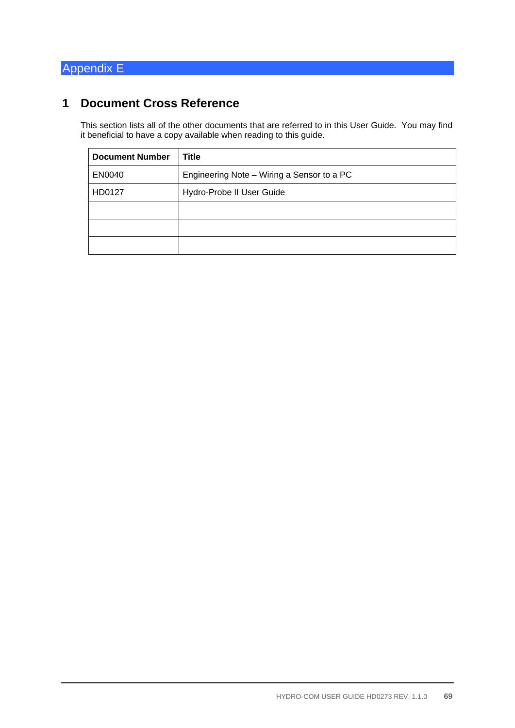# Appendix E

## 1 Document Cross Reference

This section lists all of the other documents that are referred to in this User Guide. You may find it beneficial to have a copy available when reading to this guide.

| Document Number | Title |
|---|---|
| EN0040 | Engineering Note – Wiring a Sensor to a PC |
| HD0127 | Hydro-Probe II User Guide |
| | |
| | |
| | |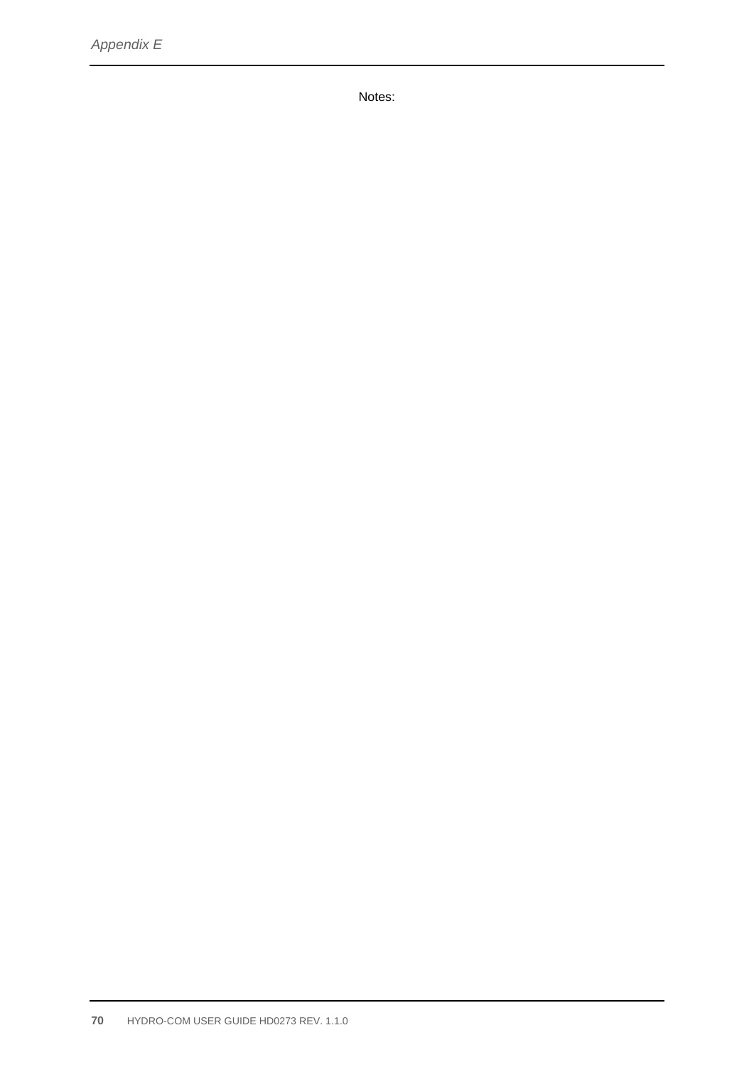Notes: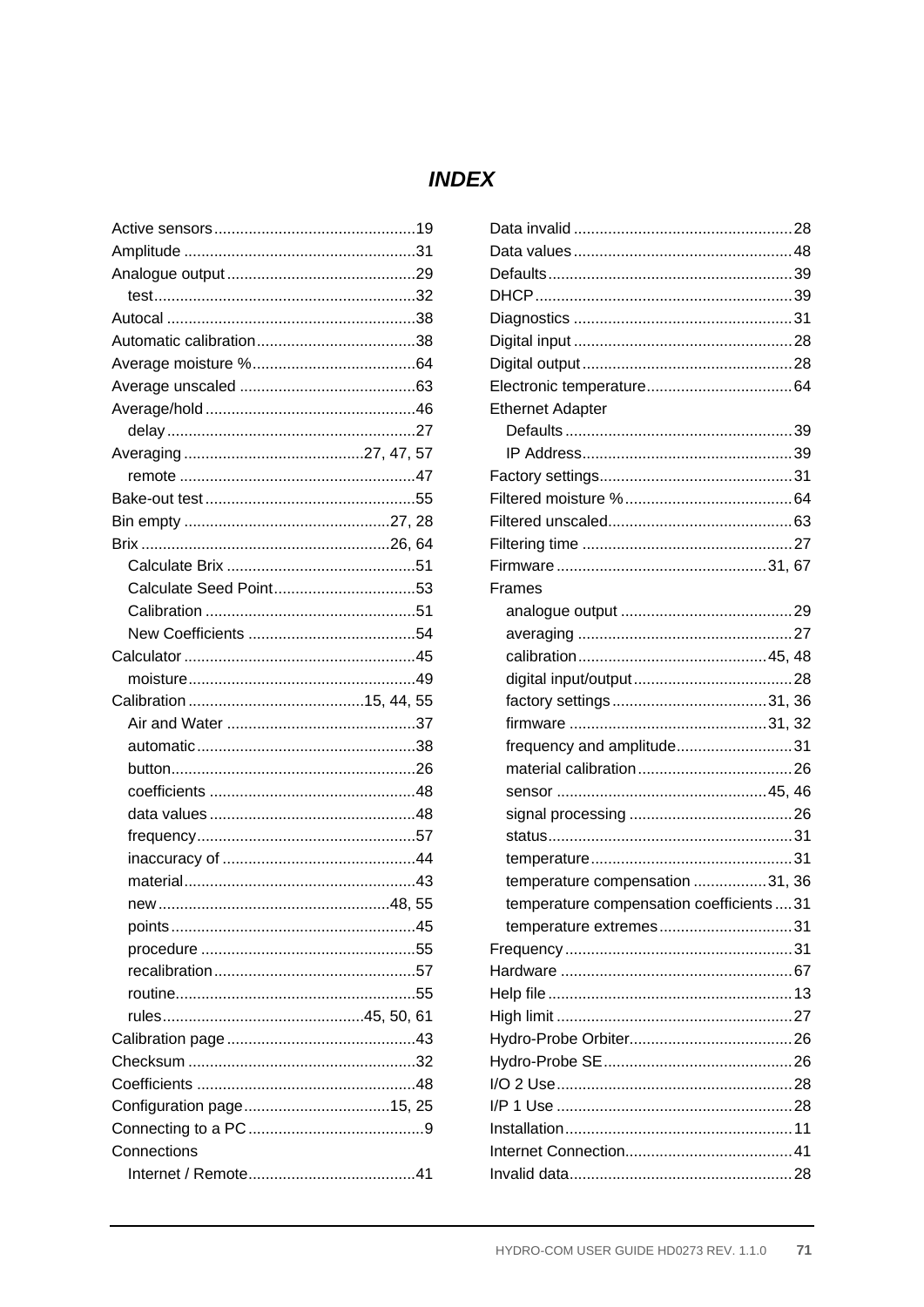# INDEX

Active sensors..............................................19
Amplitude ......................................................31
Analogue output ............................................29
    test............................................................32
Autocal ..........................................................38
Automatic calibration.....................................38
Average moisture %......................................64
Average unscaled .........................................63
Average/hold .................................................46
    delay ..........................................................27
Averaging .........................................27, 47, 57
    remote .......................................................47
Bake-out test .................................................55
Bin empty ................................................27, 28
Brix ..........................................................26, 64
    Calculate Brix ............................................51
    Calculate Seed Point.................................53
    Calibration .................................................51
    New Coefficients .......................................54
Calculator ......................................................45
    moisture.....................................................49
Calibration .........................................15, 44, 55
    Air and Water ............................................37
    automatic...................................................38
    button.........................................................26
    coefficients ................................................48
    data values ................................................48
    frequency...................................................57
    inaccuracy of .............................................44
    material......................................................43
    new ......................................................48, 55
    points .........................................................45
    procedure ..................................................55
    recalibration ...............................................57
    routine........................................................55
    rules..............................................45, 50, 61
Calibration page ............................................43
Checksum .....................................................32
Coefficients ...................................................48
Configuration page..................................15, 25
Connecting to a PC .........................................9
Connections
    Internet / Remote.......................................41
Data invalid ...................................................28
Data values ...................................................48
Defaults.........................................................39
DHCP............................................................39
Diagnostics ...................................................31
Digital input ...................................................28
Digital output .................................................28
Electronic temperature..................................64
Ethernet Adapter
    Defaults .....................................................39
    IP Address.................................................39
Factory settings.............................................31
Filtered moisture %.......................................64
Filtered unscaled...........................................63
Filtering time .................................................27
Firmware .................................................31, 67
Frames
    analogue output ........................................29
    averaging ..................................................27
    calibration............................................45, 48
    digital input/output.....................................28
    factory settings....................................31, 36
    firmware ..............................................31, 32
    frequency and amplitude...........................31
    material calibration....................................26
    sensor .................................................45, 46
    signal processing ......................................26
    status.........................................................31
    temperature...............................................31
    temperature compensation .................31, 36
    temperature compensation coefficients ....31
    temperature extremes...............................31
Frequency .....................................................31
Hardware ......................................................67
Help file .........................................................13
High limit .......................................................27
Hydro-Probe Orbiter......................................26
Hydro-Probe SE............................................26
I/O 2 Use.......................................................28
I/P 1 Use .......................................................28
Installation.....................................................11
Internet Connection.......................................41
Invalid data....................................................28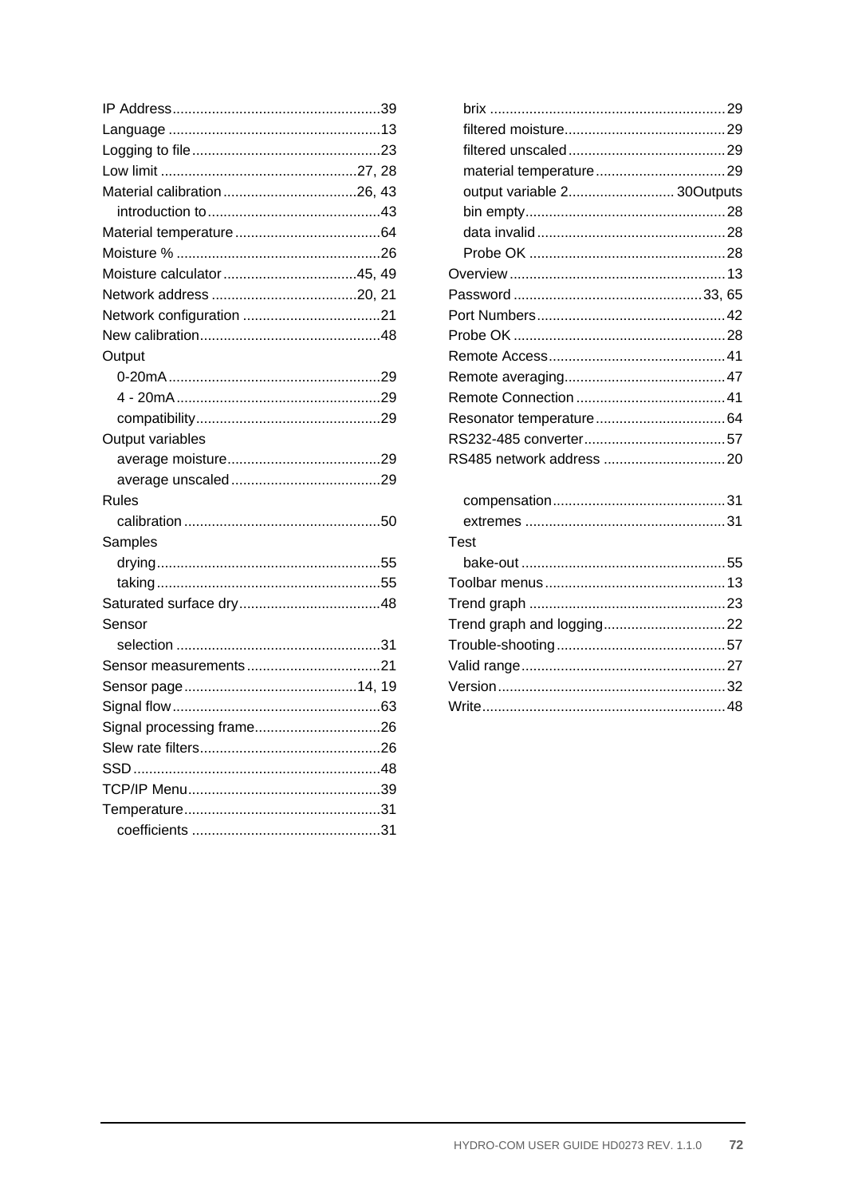IP Address ..................................................... 39
Language ...................................................... 13
Logging to file ................................................ 23
Low limit .................................................. 27, 28
Material calibration .................................. 26, 43
  introduction to ............................................ 43
Material temperature ..................................... 64
Moisture % .................................................... 26
Moisture calculator .................................. 45, 49
Network address ..................................... 20, 21
Network configuration ................................... 21
New calibration .............................................. 48
Output
  0-20mA ...................................................... 29
  4 - 20mA .................................................... 29
  compatibility ............................................... 29
Output variables
  average moisture ....................................... 29
  average unscaled ...................................... 29
Rules
  calibration .................................................. 50
Samples
  drying ......................................................... 55
  taking ......................................................... 55
Saturated surface dry .................................... 48
Sensor
  selection .................................................... 31
Sensor measurements .................................. 21
Sensor page ............................................ 14, 19
Signal flow ..................................................... 63
Signal processing frame ................................ 26
Slew rate filters .............................................. 26
SSD ............................................................... 48
TCP/IP Menu ................................................. 39
Temperature .................................................. 31
  coefficients ................................................ 31
  brix ............................................................ 29
  filtered moisture ......................................... 29
  filtered unscaled ........................................ 29
  material temperature ................................. 29
  output variable 2 ........................... 30Outputs
  bin empty ................................................... 28
  data invalid ................................................ 28
  Probe OK .................................................. 28
Overview ....................................................... 13
Password ................................................ 33, 65
Port Numbers ................................................ 42
Probe OK ...................................................... 28
Remote Access ............................................. 41
Remote averaging ......................................... 47
Remote Connection ...................................... 41
Resonator temperature ................................. 64
RS232-485 converter .................................... 57
RS485 network address ............................... 20

  compensation ............................................ 31
  extremes ................................................... 31
Test
  bake-out .................................................... 55
Toolbar menus .............................................. 13
Trend graph .................................................. 23
Trend graph and logging ............................... 22
Trouble-shooting ........................................... 57
Valid range .................................................... 27
Version .......................................................... 32
Write .............................................................. 48